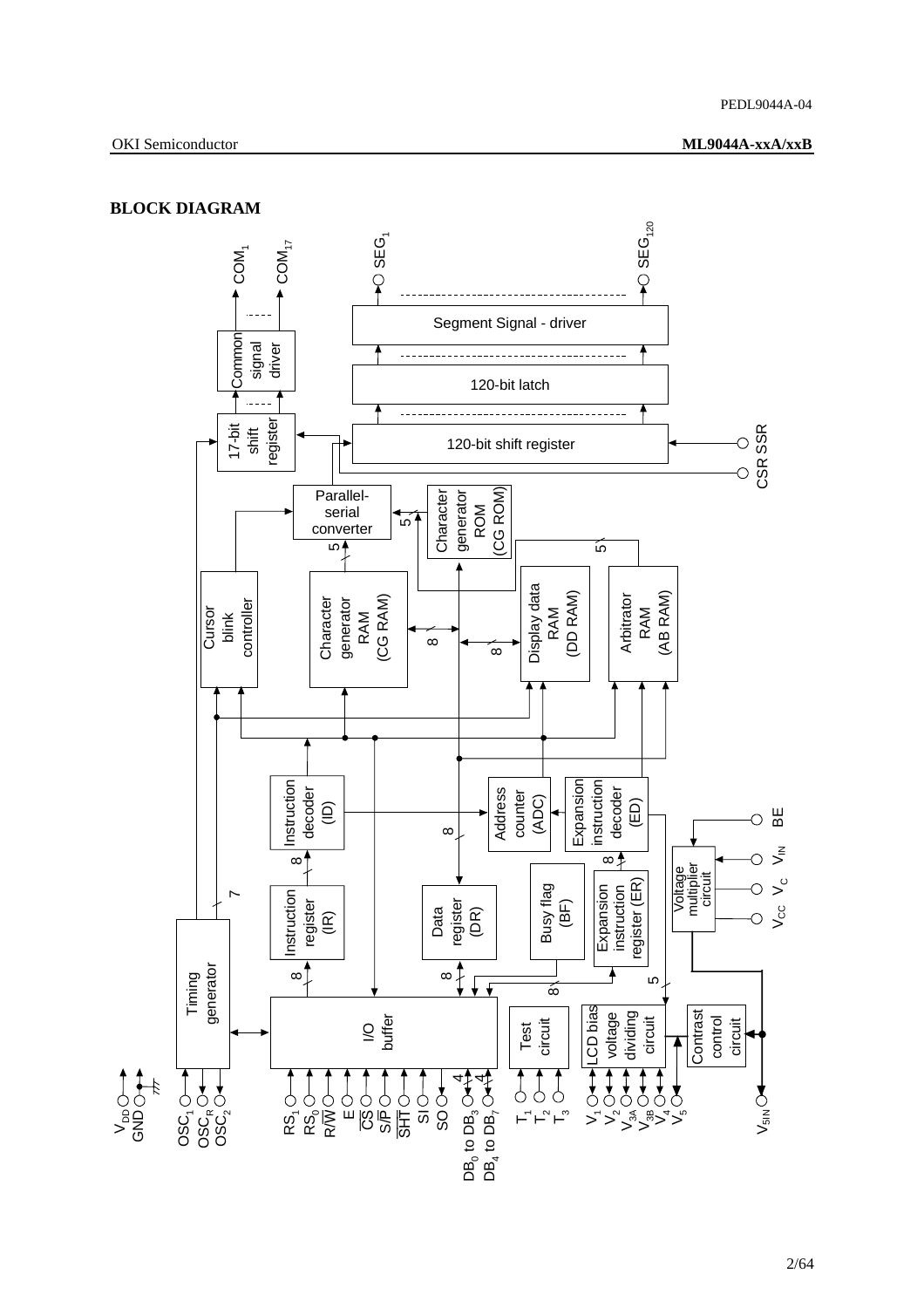## BLOCK DIAGRAM

Segment Signal - driver

120-bit latch

120-bit shift register

Common signal driver

17-bit shift register

$COM_1$ $COM_{17}$ $SEG_1$ $SEG_{120}$

CSR SSR

CSR

Parallel-serial converter

Character generator ROM (CG ROM)

Cursor blink controller

Character generator RAM (CG RAM)

Display data RAM (DD RAM)

Arbitrator RAM (AB RAM)

Instruction decoder (ID)

Address counter (ADC)

Expansion instruction decoder (ED)

BE

Instruction register (IR)

Data register (DR)

Busy flag (BF)

Expansion instruction register (ER)

Voltage multiplier circuit

$V_{IN}$ $V_C$ $V_{CC}$

Timing generator

I/O buffer

Test circuit

LCD bias voltage dividing circuit

Contrast control circuit

$V_{DD}$ GND $OSC_1$ $OSC_R$ $OSC_2$ $RS_1$ $RS_0$ $R/\overline{W}$ E $\overline{CS}$ $S/\overline{P}$ $\overline{SHT}$ SI SO $DB_0$ to $DB_3$ $DB_4$ to $DB_7$ $T_1$ $T_2$ $T_3$ $V_1$ $V_2$ $V_{3A}$ $V_{3B}$ $V_4$ $V_5$ $V_{5IN}$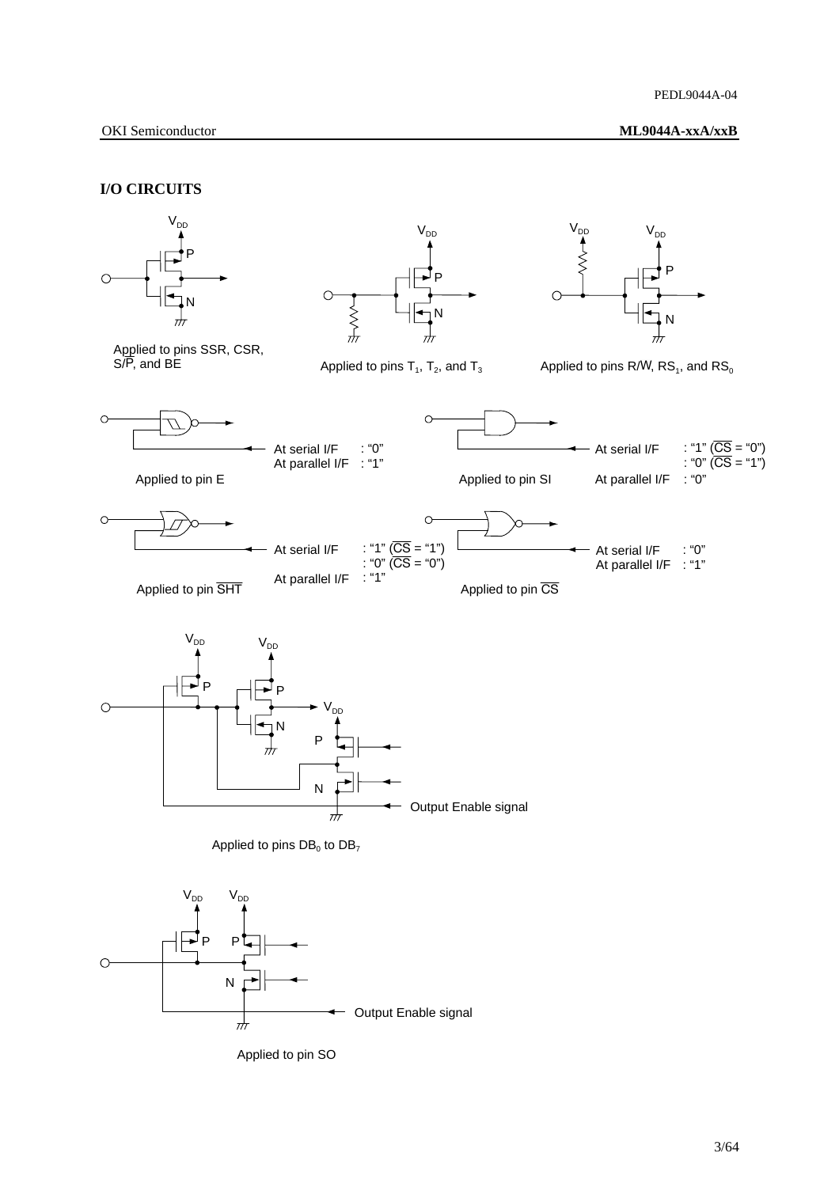## I/O CIRCUITS

Applied to pins SSR, CSR, S/P, and BE

Applied to pins $T_1$, $T_2$, and $T_3$

Applied to pins R/W, $RS_1$, and $RS_0$

Applied to pin E

At serial I/F : "0"
At parallel I/F : "1"

Applied to pin SI

At serial I/F : "1" ($\overline{CS}$ = "0")
: "0" ($\overline{CS}$ = "1")
At parallel I/F : "0"

Applied to pin $\overline{SHT}$

At serial I/F : "1" ($\overline{CS}$ = "1")
: "0" ($\overline{CS}$ = "0")
At parallel I/F : "1"

Applied to pin $\overline{CS}$

At serial I/F : "0"
At parallel I/F : "1"

Output Enable signal

Applied to pins $DB_0$ to $DB_7$

Output Enable signal

Applied to pin SO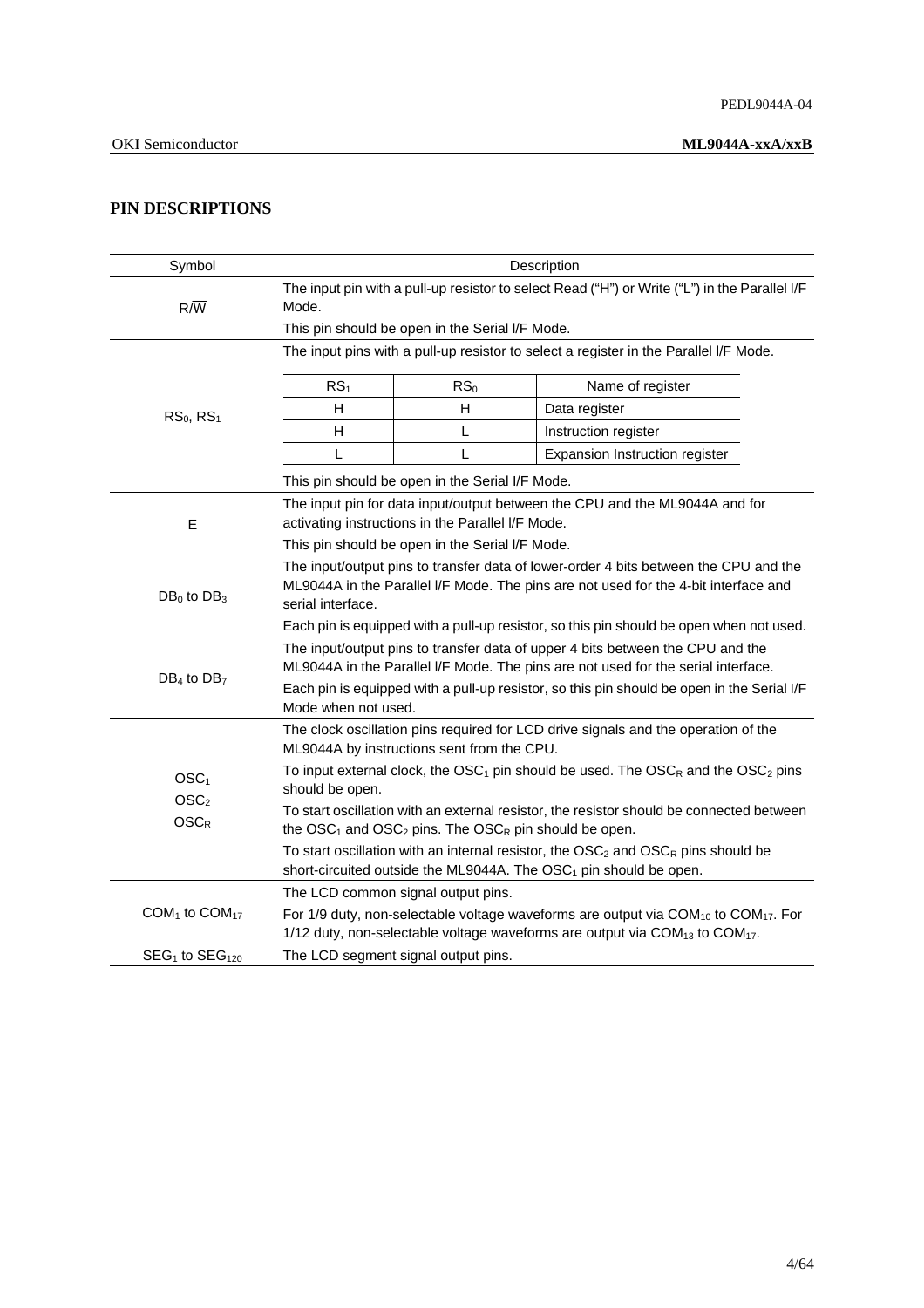## PIN DESCRIPTIONS

| Symbol | Description |
|---|---|
| $R/\overline{W}$ | The input pin with a pull-up resistor to select Read ("H") or Write ("L") in the Parallel I/F Mode.<br>This pin should be open in the Serial I/F Mode. |
| $RS_0$, $RS_1$ | The input pins with a pull-up resistor to select a register in the Parallel I/F Mode.<br><br>$RS_1$ / $RS_0$ / Name of register:<br>H / H / Data register<br>H / L / Instruction register<br>L / L / Expansion Instruction register<br><br>This pin should be open in the Serial I/F Mode. |
| E | The input pin for data input/output between the CPU and the ML9044A and for activating instructions in the Parallel I/F Mode.<br>This pin should be open in the Serial I/F Mode. |
| $DB_0$ to $DB_3$ | The input/output pins to transfer data of lower-order 4 bits between the CPU and the ML9044A in the Parallel I/F Mode. The pins are not used for the 4-bit interface and serial interface.<br>Each pin is equipped with a pull-up resistor, so this pin should be open when not used. |
| $DB_4$ to $DB_7$ | The input/output pins to transfer data of upper 4 bits between the CPU and the ML9044A in the Parallel I/F Mode. The pins are not used for the serial interface.<br>Each pin is equipped with a pull-up resistor, so this pin should be open in the Serial I/F Mode when not used. |
| $OSC_1$<br>$OSC_2$<br>$OSC_R$ | The clock oscillation pins required for LCD drive signals and the operation of the ML9044A by instructions sent from the CPU.<br>To input external clock, the $OSC_1$ pin should be used. The $OSC_R$ and the $OSC_2$ pins should be open.<br>To start oscillation with an external resistor, the resistor should be connected between the $OSC_1$ and $OSC_2$ pins. The $OSC_R$ pin should be open.<br>To start oscillation with an internal resistor, the $OSC_2$ and $OSC_R$ pins should be short-circuited outside the ML9044A. The $OSC_1$ pin should be open. |
| $COM_1$ to $COM_{17}$ | The LCD common signal output pins.<br>For 1/9 duty, non-selectable voltage waveforms are output via $COM_{10}$ to $COM_{17}$. For 1/12 duty, non-selectable voltage waveforms are output via $COM_{13}$ to $COM_{17}$. |
| $SEG_1$ to $SEG_{120}$ | The LCD segment signal output pins. |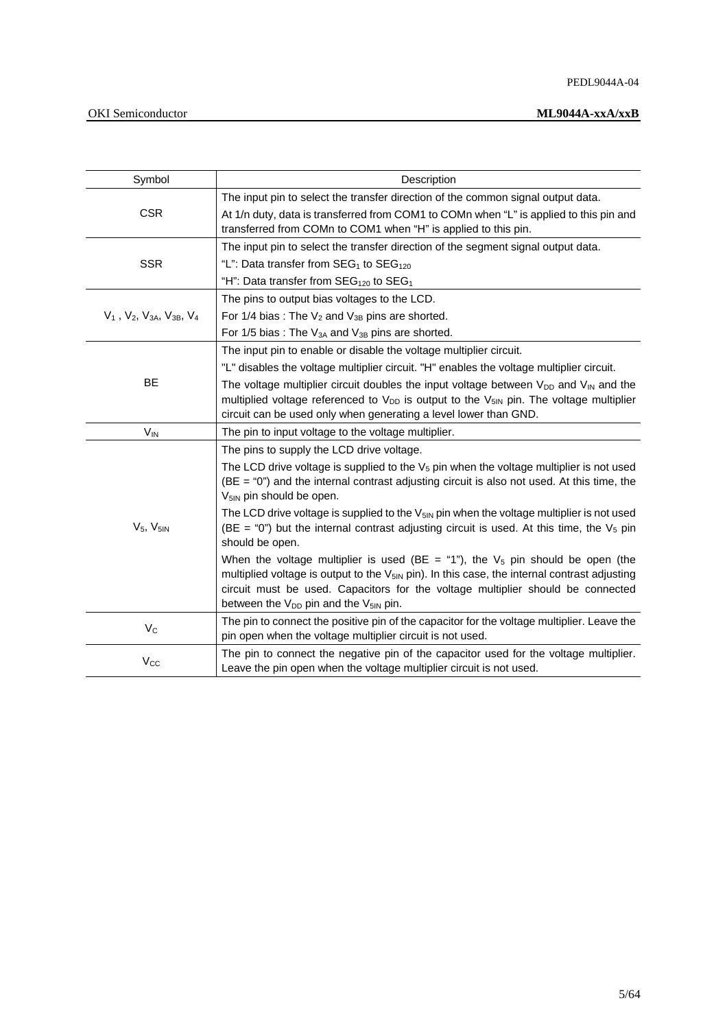| Symbol | Description |
|---|---|
| CSR | The input pin to select the transfer direction of the common signal output data.<br>At 1/n duty, data is transferred from COM1 to COMn when “L” is applied to this pin and transferred from COMn to COM1 when “H” is applied to this pin. |
| SSR | The input pin to select the transfer direction of the segment signal output data.<br>“L”: Data transfer from $SEG_1$ to $SEG_{120}$<br>“H”: Data transfer from $SEG_{120}$ to $SEG_1$ |
| $V_1$ , $V_2$, $V_{3A}$, $V_{3B}$, $V_4$ | The pins to output bias voltages to the LCD.<br>For 1/4 bias : The $V_2$ and $V_{3B}$ pins are shorted.<br>For 1/5 bias : The $V_{3A}$ and $V_{3B}$ pins are shorted. |
| BE | The input pin to enable or disable the voltage multiplier circuit.<br>"L" disables the voltage multiplier circuit. "H" enables the voltage multiplier circuit.<br>The voltage multiplier circuit doubles the input voltage between $V_{DD}$ and $V_{IN}$ and the multiplied voltage referenced to $V_{DD}$ is output to the $V_{5IN}$ pin. The voltage multiplier circuit can be used only when generating a level lower than GND. |
| $V_{IN}$ | The pin to input voltage to the voltage multiplier. |
| $V_5$, $V_{5IN}$ | The pins to supply the LCD drive voltage.<br>The LCD drive voltage is supplied to the $V_5$ pin when the voltage multiplier is not used (BE = “0”) and the internal contrast adjusting circuit is also not used. At this time, the $V_{5IN}$ pin should be open.<br>The LCD drive voltage is supplied to the $V_{5IN}$ pin when the voltage multiplier is not used (BE = “0”) but the internal contrast adjusting circuit is used. At this time, the $V_5$ pin should be open.<br>When the voltage multiplier is used (BE = “1”), the $V_5$ pin should be open (the multiplied voltage is output to the $V_{5IN}$ pin). In this case, the internal contrast adjusting circuit must be used. Capacitors for the voltage multiplier should be connected between the $V_{DD}$ pin and the $V_{5IN}$ pin. |
| $V_C$ | The pin to connect the positive pin of the capacitor for the voltage multiplier. Leave the pin open when the voltage multiplier circuit is not used. |
| $V_{CC}$ | The pin to connect the negative pin of the capacitor used for the voltage multiplier. Leave the pin open when the voltage multiplier circuit is not used. |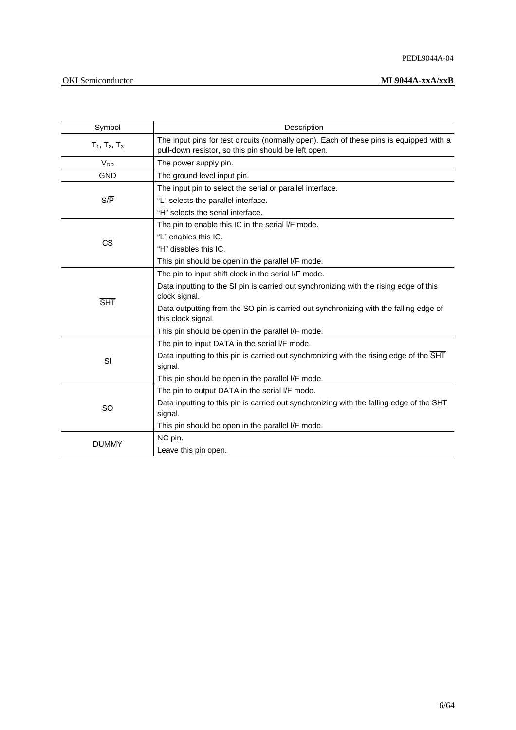| Symbol | Description |
| --- | --- |
| $T_1$, $T_2$, $T_3$ | The input pins for test circuits (normally open). Each of these pins is equipped with a pull-down resistor, so this pin should be left open. |
| $V_{DD}$ | The power supply pin. |
| GND | The ground level input pin. |
| S/$\overline{\text{P}}$ | The input pin to select the serial or parallel interface.<br>"L" selects the parallel interface.<br>"H" selects the serial interface. |
| $\overline{\text{CS}}$ | The pin to enable this IC in the serial I/F mode.<br>"L" enables this IC.<br>"H" disables this IC.<br>This pin should be open in the parallel I/F mode. |
| $\overline{\text{SHT}}$ | The pin to input shift clock in the serial I/F mode.<br>Data inputting to the SI pin is carried out synchronizing with the rising edge of this clock signal.<br>Data outputting from the SO pin is carried out synchronizing with the falling edge of this clock signal.<br>This pin should be open in the parallel I/F mode. |
| SI | The pin to input DATA in the serial I/F mode.<br>Data inputting to this pin is carried out synchronizing with the rising edge of the $\overline{\text{SHT}}$ signal.<br>This pin should be open in the parallel I/F mode. |
| SO | The pin to output DATA in the serial I/F mode.<br>Data inputting to this pin is carried out synchronizing with the falling edge of the $\overline{\text{SHT}}$ signal.<br>This pin should be open in the parallel I/F mode. |
| DUMMY | NC pin.<br>Leave this pin open. |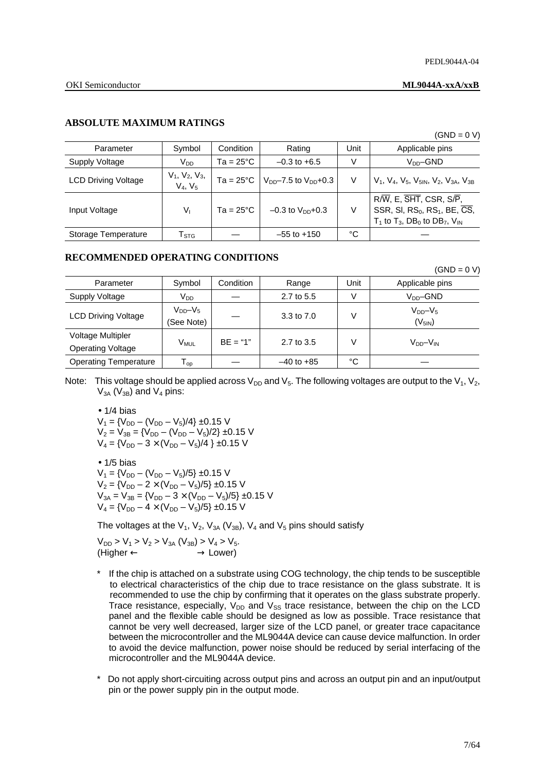## ABSOLUTE MAXIMUM RATINGS

(GND = 0 V)

| Parameter | Symbol | Condition | Rating | Unit | Applicable pins |
|---|---|---|---|---|---|
| Supply Voltage | $V_{DD}$ | Ta = 25°C | –0.3 to +6.5 | V | $V_{DD}$–GND |
| LCD Driving Voltage | $V_1$, $V_2$, $V_3$, $V_4$, $V_5$ | Ta = 25°C | $V_{DD}$–7.5 to $V_{DD}$+0.3 | V | $V_1$, $V_4$, $V_5$, $V_{5IN}$, $V_2$, $V_{3A}$, $V_{3B}$ |
| Input Voltage | $V_I$ | Ta = 25°C | –0.3 to $V_{DD}$+0.3 | V | R/$\overline{W}$, E, $\overline{SHT}$, CSR, S/$\overline{P}$, SSR, SI, $RS_0$, $RS_1$, BE, $\overline{CS}$, $T_1$ to $T_3$, $DB_0$ to $DB_7$, $V_{IN}$ |
| Storage Temperature | $T_{STG}$ | — | –55 to +150 | °C | — |

## RECOMMENDED OPERATING CONDITIONS

(GND = 0 V)

| Parameter | Symbol | Condition | Range | Unit | Applicable pins |
|---|---|---|---|---|---|
| Supply Voltage | $V_{DD}$ | — | 2.7 to 5.5 | V | $V_{DD}$–GND |
| LCD Driving Voltage | $V_{DD}$–$V_5$ (See Note) | — | 3.3 to 7.0 | V | $V_{DD}$–$V_5$ ($V_{5IN}$) |
| Voltage Multipler Operating Voltage | $V_{MUL}$ | BE = "1" | 2.7 to 3.5 | V | $V_{DD}$–$V_{IN}$ |
| Operating Temperature | $T_{op}$ | — | –40 to +85 | °C | — |

Note: This voltage should be applied across $V_{DD}$ and $V_5$. The following voltages are output to the $V_1$, $V_2$, $V_{3A}$ ($V_{3B}$) and $V_4$ pins:

- 1/4 bias

$V_1 = \{V_{DD} – (V_{DD} – V_5)/4\}$ ±0.15 V
$V_2 = V_{3B} = \{V_{DD} – (V_{DD} – V_5)/2\}$ ±0.15 V
$V_4 = \{V_{DD} – 3 \times (V_{DD} – V_5)/4\}$ ±0.15 V

- 1/5 bias

$V_1 = \{V_{DD} – (V_{DD} – V_5)/5\}$ ±0.15 V
$V_2 = \{V_{DD} – 2 \times (V_{DD} – V_5)/5\}$ ±0.15 V
$V_{3A} = V_{3B} = \{V_{DD} – 3 \times (V_{DD} – V_5)/5\}$ ±0.15 V
$V_4 = \{V_{DD} – 4 \times (V_{DD} – V_5)/5\}$ ±0.15 V

The voltages at the $V_1$, $V_2$, $V_{3A}$ ($V_{3B}$), $V_4$ and $V_5$ pins should satisfy

$V_{DD} > V_1 > V_2 > V_{3A} (V_{3B}) > V_4 > V_5$.
(Higher ← → Lower)

\* If the chip is attached on a substrate using COG technology, the chip tends to be susceptible to electrical characteristics of the chip due to trace resistance on the glass substrate. It is recommended to use the chip by confirming that it operates on the glass substrate properly. Trace resistance, especially, $V_{DD}$ and $V_{SS}$ trace resistance, between the chip on the LCD panel and the flexible cable should be designed as low as possible. Trace resistance that cannot be very well decreased, larger size of the LCD panel, or greater trace capacitance between the microcontroller and the ML9044A device can cause device malfunction. In order to avoid the device malfunction, power noise should be reduced by serial interfacing of the microcontroller and the ML9044A device.

\* Do not apply short-circuiting across output pins and across an output pin and an input/output pin or the power supply pin in the output mode.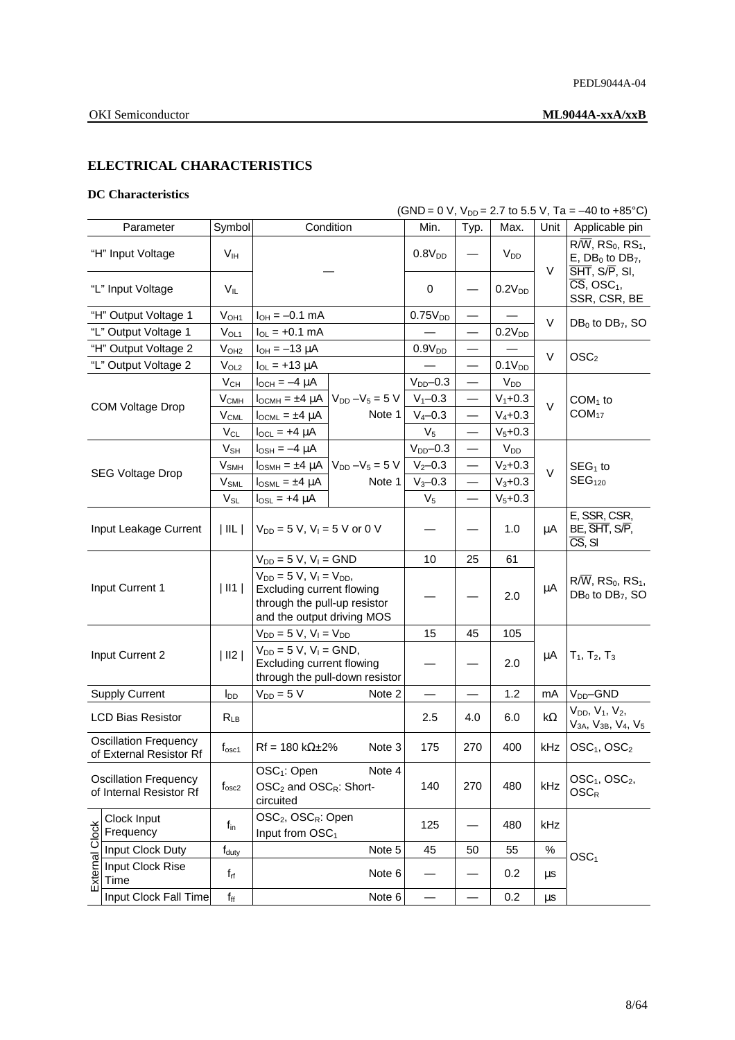## ELECTRICAL CHARACTERISTICS

### DC Characteristics

(GND = 0 V, $V_{DD}$ = 2.7 to 5.5 V, Ta = –40 to +85°C)

| Parameter | | Symbol | Condition | | Min. | Typ. | Max. | Unit | Applicable pin |
|---|---|---|---|---|---|---|---|---|---|
| "H" Input Voltage | | $V_{IH}$ | — | | $0.8V_{DD}$ | — | $V_{DD}$ | V | R/$\overline{W}$, $RS_0$, $RS_1$, E, $DB_0$ to $DB_7$, $\overline{SHT}$, S/$\overline{P}$, SI, $\overline{CS}$, $OSC_1$, SSR, CSR, BE |
| "L" Input Voltage | | $V_{IL}$ | | | 0 | — | $0.2V_{DD}$ | | |
| "H" Output Voltage 1 | | $V_{OH1}$ | $I_{OH}$ = –0.1 mA | | $0.75V_{DD}$ | — | — | V | $DB_0$ to $DB_7$, SO |
| "L" Output Voltage 1 | | $V_{OL1}$ | $I_{OL}$ = +0.1 mA | | — | — | $0.2V_{DD}$ | | |
| "H" Output Voltage 2 | | $V_{OH2}$ | $I_{OH}$ = –13 μA | | $0.9V_{DD}$ | — | — | V | $OSC_2$ |
| "L" Output Voltage 2 | | $V_{OL2}$ | $I_{OL}$ = +13 μA | | — | — | $0.1V_{DD}$ | | |
| COM Voltage Drop | | $V_{CH}$ | $I_{OCH}$ = –4 μA | $V_{DD}$ –$V_5$ = 5 V Note 1 | $V_{DD}$–0.3 | — | $V_{DD}$ | V | $COM_1$ to $COM_{17}$ |
| | | $V_{CMH}$ | $I_{OCMH}$ = ±4 μA | | $V_1$–0.3 | — | $V_1$+0.3 | | |
| | | $V_{CML}$ | $I_{OCML}$ = ±4 μA | | $V_4$–0.3 | — | $V_4$+0.3 | | |
| | | $V_{CL}$ | $I_{OCL}$ = +4 μA | | $V_5$ | — | $V_5$+0.3 | | |
| SEG Voltage Drop | | $V_{SH}$ | $I_{OSH}$ = –4 μA | $V_{DD}$ –$V_5$ = 5 V Note 1 | $V_{DD}$–0.3 | — | $V_{DD}$ | V | $SEG_1$ to $SEG_{120}$ |
| | | $V_{SMH}$ | $I_{OSMH}$ = ±4 μA | | $V_2$–0.3 | — | $V_2$+0.3 | | |
| | | $V_{SML}$ | $I_{OSML}$ = ±4 μA | | $V_3$–0.3 | — | $V_3$+0.3 | | |
| | | $V_{SL}$ | $I_{OSL}$ = +4 μA | | $V_5$ | — | $V_5$+0.3 | | |
| Input Leakage Current | | \| IIL \| | $V_{DD}$ = 5 V, $V_I$ = 5 V or 0 V | | — | — | 1.0 | μA | E, SSR, CSR, BE, $\overline{SHT}$, S/$\overline{P}$, $\overline{CS}$, SI |
| Input Current 1 | | \| II1 \| | $V_{DD}$ = 5 V, $V_I$ = GND | | 10 | 25 | 61 | μA | R/$\overline{W}$, $RS_0$, $RS_1$, $DB_0$ to $DB_7$, SO |
| | | | $V_{DD}$ = 5 V, $V_I$ = $V_{DD}$, Excluding current flowing through the pull-up resistor and the output driving MOS | | — | — | 2.0 | | |
| Input Current 2 | | \| II2 \| | $V_{DD}$ = 5 V, $V_I$ = $V_{DD}$ | | 15 | 45 | 105 | μA | $T_1$, $T_2$, $T_3$ |
| | | | $V_{DD}$ = 5 V, $V_I$ = GND, Excluding current flowing through the pull-down resistor | | — | — | 2.0 | | |
| Supply Current | | $I_{DD}$ | $V_{DD}$ = 5 V | Note 2 | — | — | 1.2 | mA | $V_{DD}$–GND |
| LCD Bias Resistor | | $R_{LB}$ | | | 2.5 | 4.0 | 6.0 | kΩ | $V_{DD}$, $V_1$, $V_2$, $V_{3A}$, $V_{3B}$, $V_4$, $V_5$ |
| Oscillation Frequency of External Resistor Rf | | $f_{osc1}$ | Rf = 180 kΩ±2% | Note 3 | 175 | 270 | 400 | kHz | $OSC_1$, $OSC_2$ |
| Oscillation Frequency of Internal Resistor Rf | | $f_{osc2}$ | $OSC_1$: Open $OSC_2$ and $OSC_R$: Short-circuited | Note 4 | 140 | 270 | 480 | kHz | $OSC_1$, $OSC_2$, $OSC_R$ |
| External Clock | Clock Input Frequency | $f_{in}$ | $OSC_2$, $OSC_R$: Open Input from $OSC_1$ | | 125 | — | 480 | kHz | $OSC_1$ |
| | Input Clock Duty | $f_{duty}$ | | Note 5 | 45 | 50 | 55 | % | |
| | Input Clock Rise Time | $f_{rf}$ | | Note 6 | — | — | 0.2 | μs | |
| | Input Clock Fall Time | $f_{ff}$ | | Note 6 | — | — | 0.2 | μs | |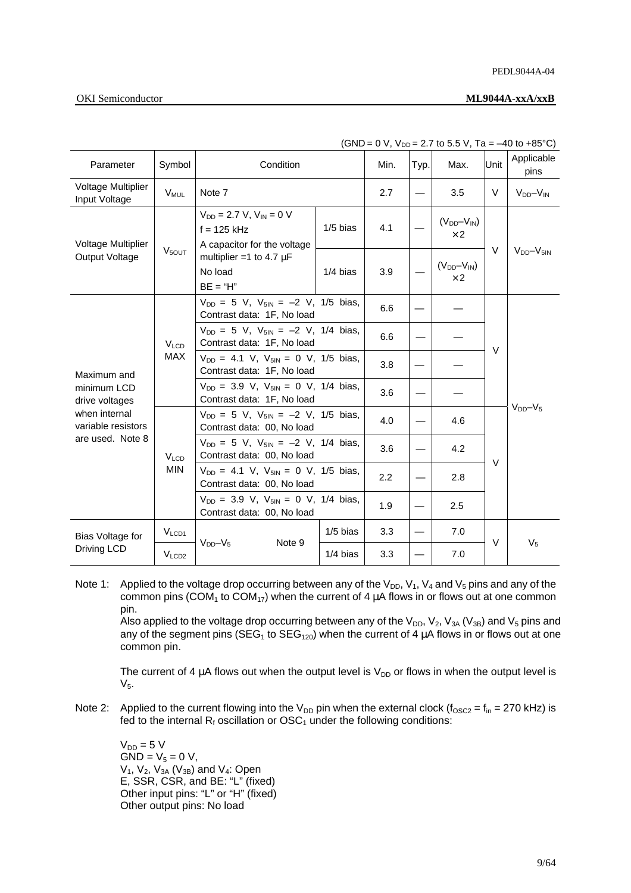(GND = 0 V, $V_{DD}$ = 2.7 to 5.5 V, Ta = –40 to +85°C)

| Parameter | Symbol | Condition | | Min. | Typ. | Max. | Unit | Applicable pins |
|---|---|---|---|---|---|---|---|---|
| Voltage Multiplier Input Voltage | $V_{MUL}$ | Note 7 | | 2.7 | — | 3.5 | V | $V_{DD}$–$V_{IN}$ |
| Voltage Multiplier Output Voltage | $V_{5OUT}$ | $V_{DD}$ = 2.7 V, $V_{IN}$ = 0 V<br>f = 125 kHz<br>A capacitor for the voltage multiplier =1 to 4.7 µF<br>No load<br>BE = "H" | 1/5 bias | 4.1 | — | ($V_{DD}$–$V_{IN}$) ×2 | V | $V_{DD}$–$V_{5IN}$ |
| | | | 1/4 bias | 3.9 | — | ($V_{DD}$–$V_{IN}$) ×2 | | |
| Maximum and minimum LCD drive voltages when internal variable resistors are used. Note 8 | $V_{LCD}$ MAX | $V_{DD}$ = 5 V, $V_{5IN}$ = –2 V, 1/5 bias, Contrast data: 1F, No load | | 6.6 | — | — | V | $V_{DD}$–$V_5$ |
| | | $V_{DD}$ = 5 V, $V_{5IN}$ = –2 V, 1/4 bias, Contrast data: 1F, No load | | 6.6 | — | — | | |
| | | $V_{DD}$ = 4.1 V, $V_{5IN}$ = 0 V, 1/5 bias, Contrast data: 1F, No load | | 3.8 | — | — | | |
| | | $V_{DD}$ = 3.9 V, $V_{5IN}$ = 0 V, 1/4 bias, Contrast data: 1F, No load | | 3.6 | — | — | | |
| | $V_{LCD}$ MIN | $V_{DD}$ = 5 V, $V_{5IN}$ = –2 V, 1/5 bias, Contrast data: 00, No load | | 4.0 | — | 4.6 | V | |
| | | $V_{DD}$ = 5 V, $V_{5IN}$ = –2 V, 1/4 bias, Contrast data: 00, No load | | 3.6 | — | 4.2 | | |
| | | $V_{DD}$ = 4.1 V, $V_{5IN}$ = 0 V, 1/5 bias, Contrast data: 00, No load | | 2.2 | — | 2.8 | | |
| | | $V_{DD}$ = 3.9 V, $V_{5IN}$ = 0 V, 1/4 bias, Contrast data: 00, No load | | 1.9 | — | 2.5 | | |
| Bias Voltage for Driving LCD | $V_{LCD1}$ | $V_{DD}$–$V_5$ Note 9 | 1/5 bias | 3.3 | — | 7.0 | V | $V_5$ |
| | $V_{LCD2}$ | | 1/4 bias | 3.3 | — | 7.0 | | |

Note 1: Applied to the voltage drop occurring between any of the $V_{DD}$, $V_1$, $V_4$ and $V_5$ pins and any of the common pins ($COM_1$ to $COM_{17}$) when the current of 4 µA flows in or flows out at one common pin.
Also applied to the voltage drop occurring between any of the $V_{DD}$, $V_2$, $V_{3A}$ ($V_{3B}$) and $V_5$ pins and any of the segment pins ($SEG_1$ to $SEG_{120}$) when the current of 4 µA flows in or flows out at one common pin.

The current of 4 µA flows out when the output level is $V_{DD}$ or flows in when the output level is $V_5$.

Note 2: Applied to the current flowing into the $V_{DD}$ pin when the external clock ($f_{OSC2}$ = $f_{in}$ = 270 kHz) is fed to the internal $R_f$ oscillation or $OSC_1$ under the following conditions:

$V_{DD}$ = 5 V
GND = $V_5$ = 0 V,
$V_1$, $V_2$, $V_{3A}$ ($V_{3B}$) and $V_4$: Open
E, SSR, CSR, and BE: "L" (fixed)
Other input pins: "L" or "H" (fixed)
Other output pins: No load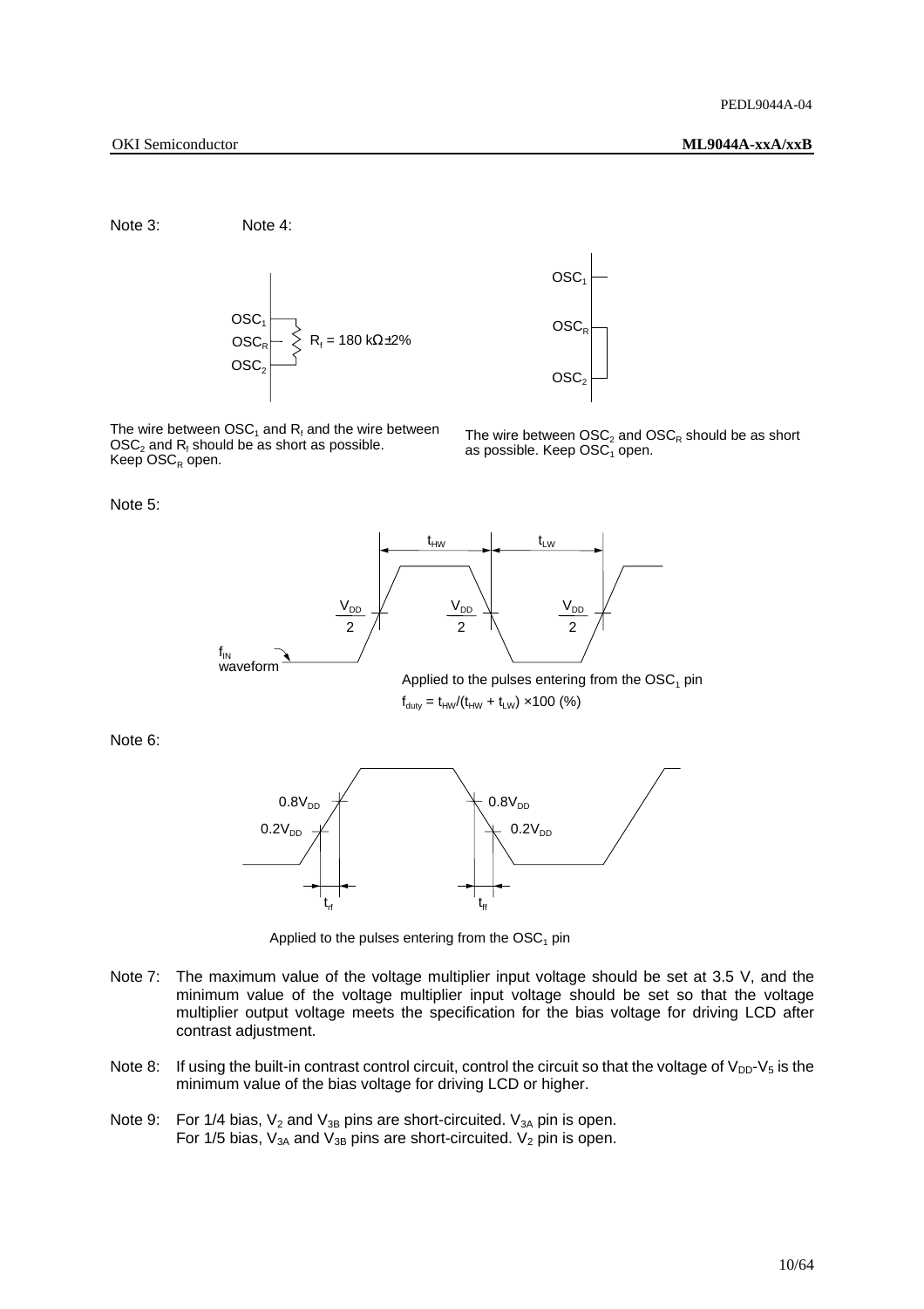Note 3: Note 4:

OSC1, OSCR, OSC2 — $R_f$ = 180 kΩ±2%

The wire between $OSC_1$ and $R_f$ and the wire between $OSC_2$ and $R_f$ should be as short as possible. Keep $OSC_R$ open.

The wire between $OSC_2$ and $OSC_R$ should be as short as possible. Keep $OSC_1$ open.

Note 5:

Applied to the pulses entering from the $OSC_1$ pin

$f_{duty} = t_{HW}/(t_{HW} + t_{LW}) \times 100$ (%)

Note 6:

Applied to the pulses entering from the $OSC_1$ pin

Note 7: The maximum value of the voltage multiplier input voltage should be set at 3.5 V, and the minimum value of the voltage multiplier input voltage should be set so that the voltage multiplier output voltage meets the specification for the bias voltage for driving LCD after contrast adjustment.

Note 8: If using the built-in contrast control circuit, control the circuit so that the voltage of $V_{DD}$-$V_5$ is the minimum value of the bias voltage for driving LCD or higher.

Note 9: For 1/4 bias, $V_2$ and $V_{3B}$ pins are short-circuited. $V_{3A}$ pin is open.
For 1/5 bias, $V_{3A}$ and $V_{3B}$ pins are short-circuited. $V_2$ pin is open.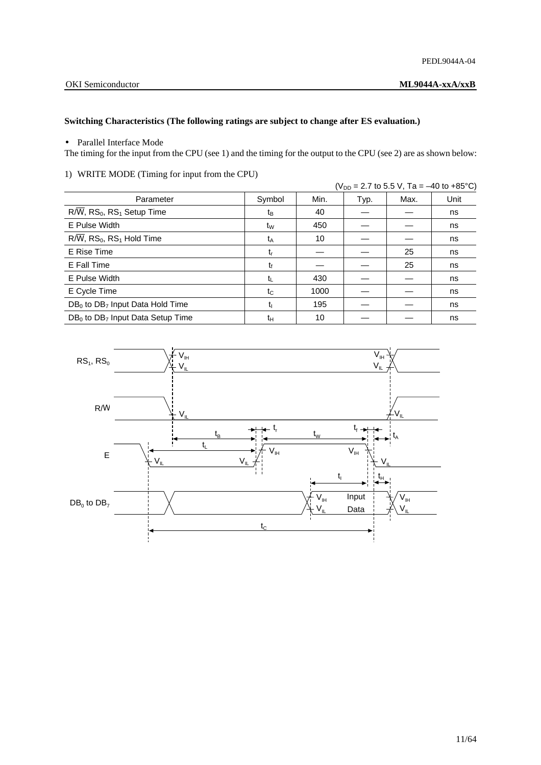**Switching Characteristics (The following ratings are subject to change after ES evaluation.)**

- Parallel Interface Mode

The timing for the input from the CPU (see 1) and the timing for the output to the CPU (see 2) are as shown below:

1) WRITE MODE (Timing for input from the CPU)

($V_{DD}$ = 2.7 to 5.5 V, Ta = –40 to +85°C)

| Parameter | Symbol | Min. | Typ. | Max. | Unit |
|---|---|---|---|---|---|
| $R/\overline{W}$, $RS_0$, $RS_1$ Setup Time | $t_B$ | 40 | — | — | ns |
| E Pulse Width | $t_W$ | 450 | — | — | ns |
| $R/\overline{W}$, $RS_0$, $RS_1$ Hold Time | $t_A$ | 10 | — | — | ns |
| E Rise Time | $t_r$ | — | — | 25 | ns |
| E Fall Time | $t_f$ | — | — | 25 | ns |
| E Pulse Width | $t_L$ | 430 | — | — | ns |
| E Cycle Time | $t_C$ | 1000 | — | — | ns |
| $DB_0$ to $DB_7$ Input Data Hold Time | $t_I$ | 195 | — | — | ns |
| $DB_0$ to $DB_7$ Input Data Setup Time | $t_H$ | 10 | — | — | ns |

$RS_1$, $RS_0$ — $V_{IH}$ / $V_{IL}$

R/W — $V_{IL}$

E — $t_B$, $t_r$, $t_W$, $t_f$, $t_A$, $t_L$, $V_{IH}$, $V_{IL}$

$DB_0$ to $DB_7$ — $t_I$, $t_H$, Input Data, $V_{IH}$, $V_{IL}$

$t_C$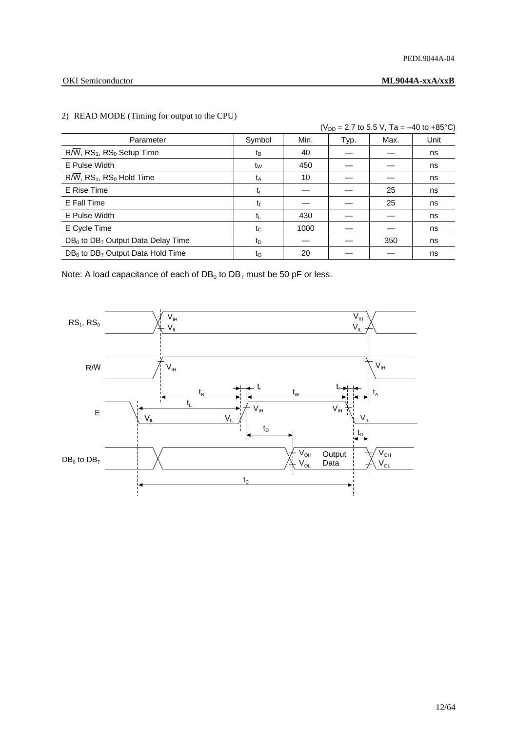2) READ MODE (Timing for output to the CPU)

($V_{DD}$ = 2.7 to 5.5 V, Ta = –40 to +85°C)

| Parameter | Symbol | Min. | Typ. | Max. | Unit |
|---|---|---|---|---|---|
| R/$\overline{W}$, $RS_1$, $RS_0$ Setup Time | $t_B$ | 40 | — | — | ns |
| E Pulse Width | $t_W$ | 450 | — | — | ns |
| R/$\overline{W}$, $RS_1$, $RS_0$ Hold Time | $t_A$ | 10 | — | — | ns |
| E Rise Time | $t_r$ | — | — | 25 | ns |
| E Fall Time | $t_f$ | — | — | 25 | ns |
| E Pulse Width | $t_L$ | 430 | — | — | ns |
| E Cycle Time | $t_C$ | 1000 | — | — | ns |
| $DB_0$ to $DB_7$ Output Data Delay Time | $t_D$ | — | — | 350 | ns |
| $DB_0$ to $DB_7$ Output Data Hold Time | $t_O$ | 20 | — | — | ns |

Note: A load capacitance of each of $DB_0$ to $DB_7$ must be 50 pF or less.

$RS_1$, $RS_0$ — $V_{IH}$, $V_{IL}$ — $V_{IH}$, $V_{IL}$

R/W — $V_{IH}$ — $V_{IH}$

E — $t_B$, $t_r$, $t_W$, $t_f$, $t_A$, $t_L$ — $V_{IL}$, $V_{IL}$, $V_{IH}$, $V_{IH}$, $V_{IL}$

$t_D$, $t_O$

$DB_0$ to $DB_7$ — $V_{OH}$, $V_{OL}$ Output Data — $V_{OH}$, $V_{OL}$

$t_C$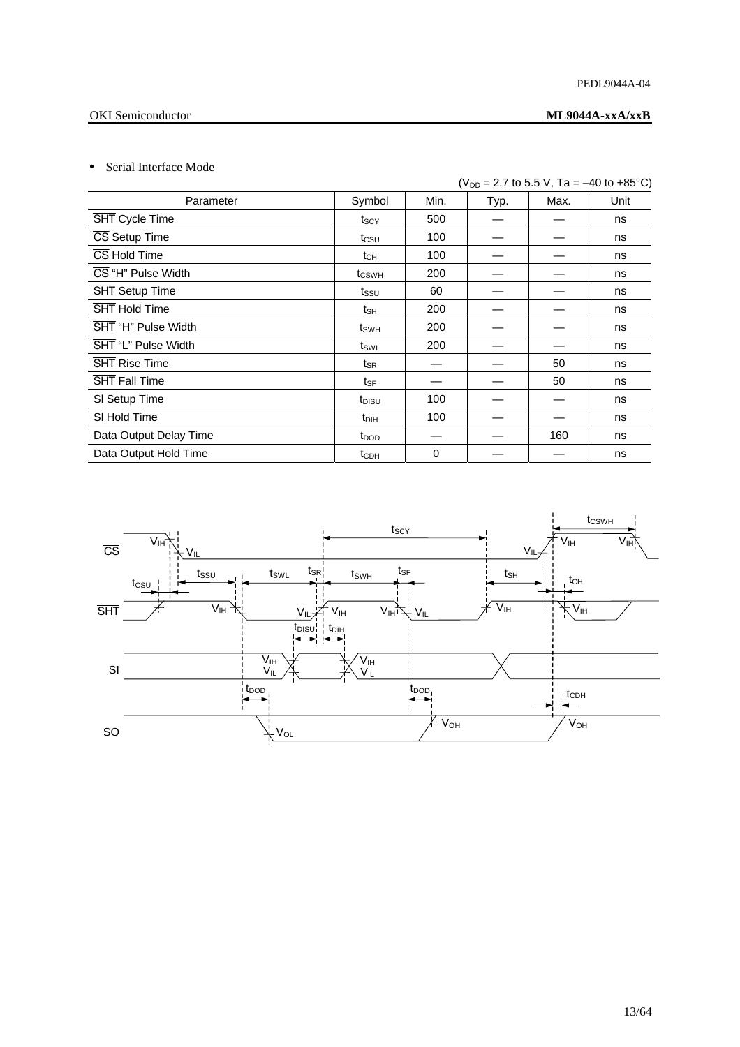- Serial Interface Mode

($V_{DD}$ = 2.7 to 5.5 V, Ta = –40 to +85°C)

| Parameter | Symbol | Min. | Typ. | Max. | Unit |
|---|---|---|---|---|---|
| $\overline{SHT}$ Cycle Time | $t_{SCY}$ | 500 | — | — | ns |
| $\overline{CS}$ Setup Time | $t_{CSU}$ | 100 | — | — | ns |
| $\overline{CS}$ Hold Time | $t_{CH}$ | 100 | — | — | ns |
| $\overline{CS}$ "H" Pulse Width | $t_{CSWH}$ | 200 | — | — | ns |
| $\overline{SHT}$ Setup Time | $t_{SSU}$ | 60 | — | — | ns |
| $\overline{SHT}$ Hold Time | $t_{SH}$ | 200 | — | — | ns |
| $\overline{SHT}$ "H" Pulse Width | $t_{SWH}$ | 200 | — | — | ns |
| $\overline{SHT}$ "L" Pulse Width | $t_{SWL}$ | 200 | — | — | ns |
| $\overline{SHT}$ Rise Time | $t_{SR}$ | — | — | 50 | ns |
| $\overline{SHT}$ Fall Time | $t_{SF}$ | — | — | 50 | ns |
| SI Setup Time | $t_{DISU}$ | 100 | — | — | ns |
| SI Hold Time | $t_{DIH}$ | 100 | — | — | ns |
| Data Output Delay Time | $t_{DOD}$ | — | — | 160 | ns |
| Data Output Hold Time | $t_{CDH}$ | 0 | — | — | ns |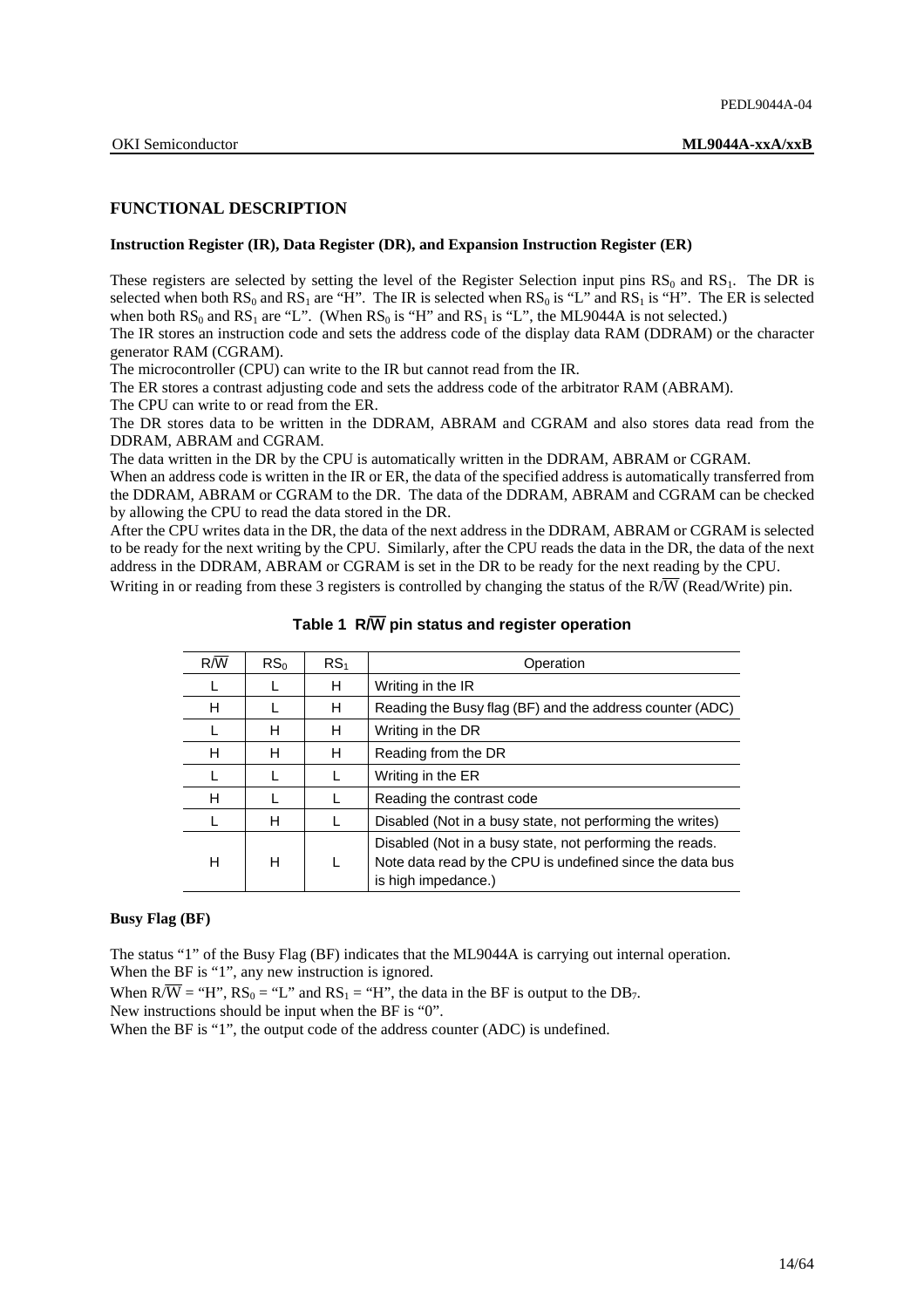## FUNCTIONAL DESCRIPTION

### Instruction Register (IR), Data Register (DR), and Expansion Instruction Register (ER)

These registers are selected by setting the level of the Register Selection input pins $RS_0$ and $RS_1$. The DR is selected when both $RS_0$ and $RS_1$ are "H". The IR is selected when $RS_0$ is "L" and $RS_1$ is "H". The ER is selected when both $RS_0$ and $RS_1$ are "L". (When $RS_0$ is "H" and $RS_1$ is "L", the ML9044A is not selected.)

The IR stores an instruction code and sets the address code of the display data RAM (DDRAM) or the character generator RAM (CGRAM).

The microcontroller (CPU) can write to the IR but cannot read from the IR.

The ER stores a contrast adjusting code and sets the address code of the arbitrator RAM (ABRAM).

The CPU can write to or read from the ER.

The DR stores data to be written in the DDRAM, ABRAM and CGRAM and also stores data read from the DDRAM, ABRAM and CGRAM.

The data written in the DR by the CPU is automatically written in the DDRAM, ABRAM or CGRAM.

When an address code is written in the IR or ER, the data of the specified address is automatically transferred from the DDRAM, ABRAM or CGRAM to the DR. The data of the DDRAM, ABRAM and CGRAM can be checked by allowing the CPU to read the data stored in the DR.

After the CPU writes data in the DR, the data of the next address in the DDRAM, ABRAM or CGRAM is selected to be ready for the next writing by the CPU. Similarly, after the CPU reads the data in the DR, the data of the next address in the DDRAM, ABRAM or CGRAM is set in the DR to be ready for the next reading by the CPU.

Writing in or reading from these 3 registers is controlled by changing the status of the $R/\overline{W}$ (Read/Write) pin.

**Table 1 $R/\overline{W}$ pin status and register operation**

| $R/\overline{W}$ | $RS_0$ | $RS_1$ | Operation |
|---|---|---|---|
| L | L | H | Writing in the IR |
| H | L | H | Reading the Busy flag (BF) and the address counter (ADC) |
| L | H | H | Writing in the DR |
| H | H | H | Reading from the DR |
| L | L | L | Writing in the ER |
| H | L | L | Reading the contrast code |
| L | H | L | Disabled (Not in a busy state, not performing the writes) |
| H | H | L | Disabled (Not in a busy state, not performing the reads. Note data read by the CPU is undefined since the data bus is high impedance.) |

### Busy Flag (BF)

The status "1" of the Busy Flag (BF) indicates that the ML9044A is carrying out internal operation.
When the BF is "1", any new instruction is ignored.

When $R/\overline{W}$ = "H", $RS_0$ = "L" and $RS_1$ = "H", the data in the BF is output to the $DB_7$.

New instructions should be input when the BF is "0".

When the BF is "1", the output code of the address counter (ADC) is undefined.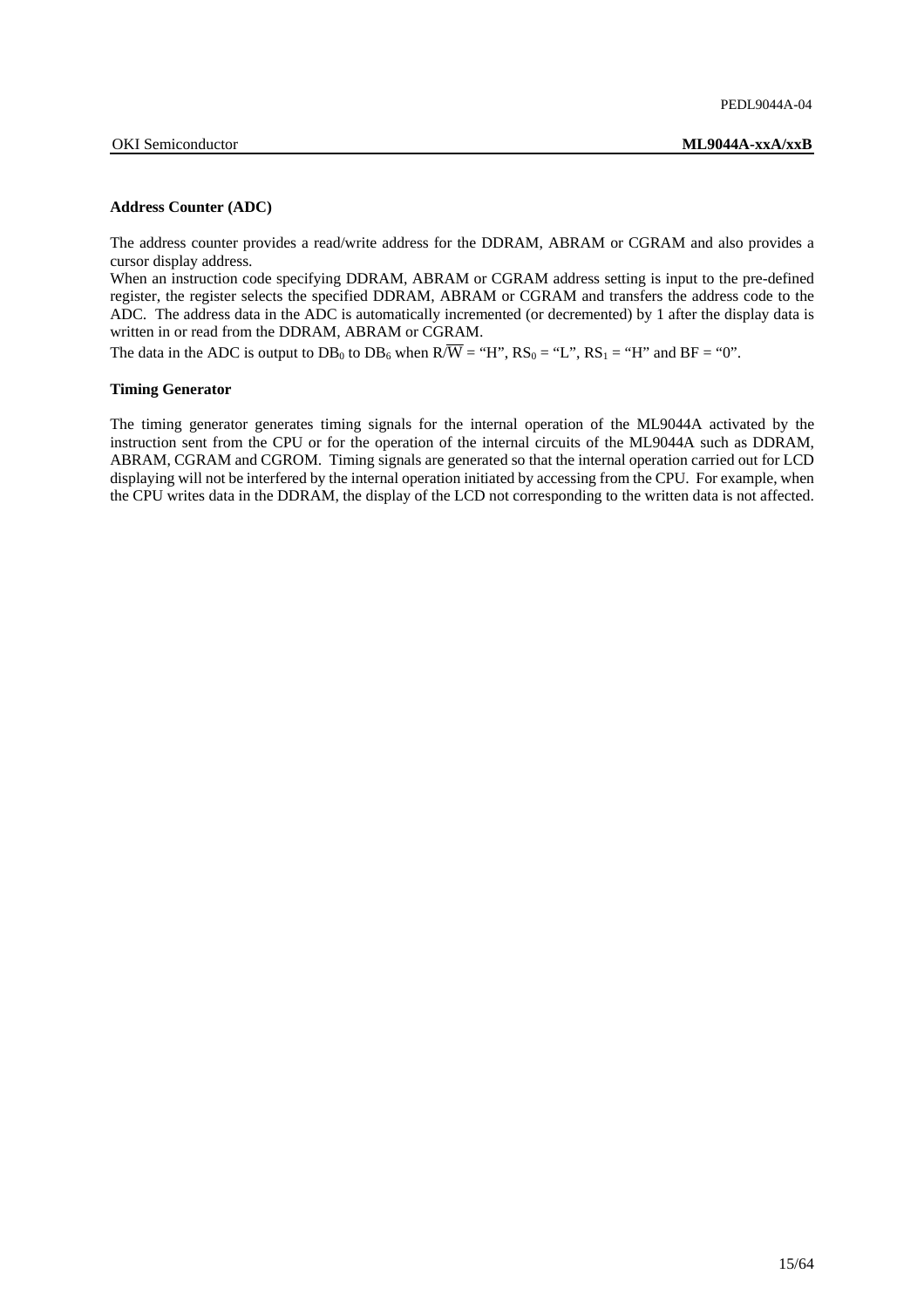### Address Counter (ADC)

The address counter provides a read/write address for the DDRAM, ABRAM or CGRAM and also provides a cursor display address.

When an instruction code specifying DDRAM, ABRAM or CGRAM address setting is input to the pre-defined register, the register selects the specified DDRAM, ABRAM or CGRAM and transfers the address code to the ADC. The address data in the ADC is automatically incremented (or decremented) by 1 after the display data is written in or read from the DDRAM, ABRAM or CGRAM.

The data in the ADC is output to $DB_0$ to $DB_6$ when $R/\overline{W}$ = "H", $RS_0$ = "L", $RS_1$ = "H" and BF = "0".

### Timing Generator

The timing generator generates timing signals for the internal operation of the ML9044A activated by the instruction sent from the CPU or for the operation of the internal circuits of the ML9044A such as DDRAM, ABRAM, CGRAM and CGROM. Timing signals are generated so that the internal operation carried out for LCD displaying will not be interfered by the internal operation initiated by accessing from the CPU. For example, when the CPU writes data in the DDRAM, the display of the LCD not corresponding to the written data is not affected.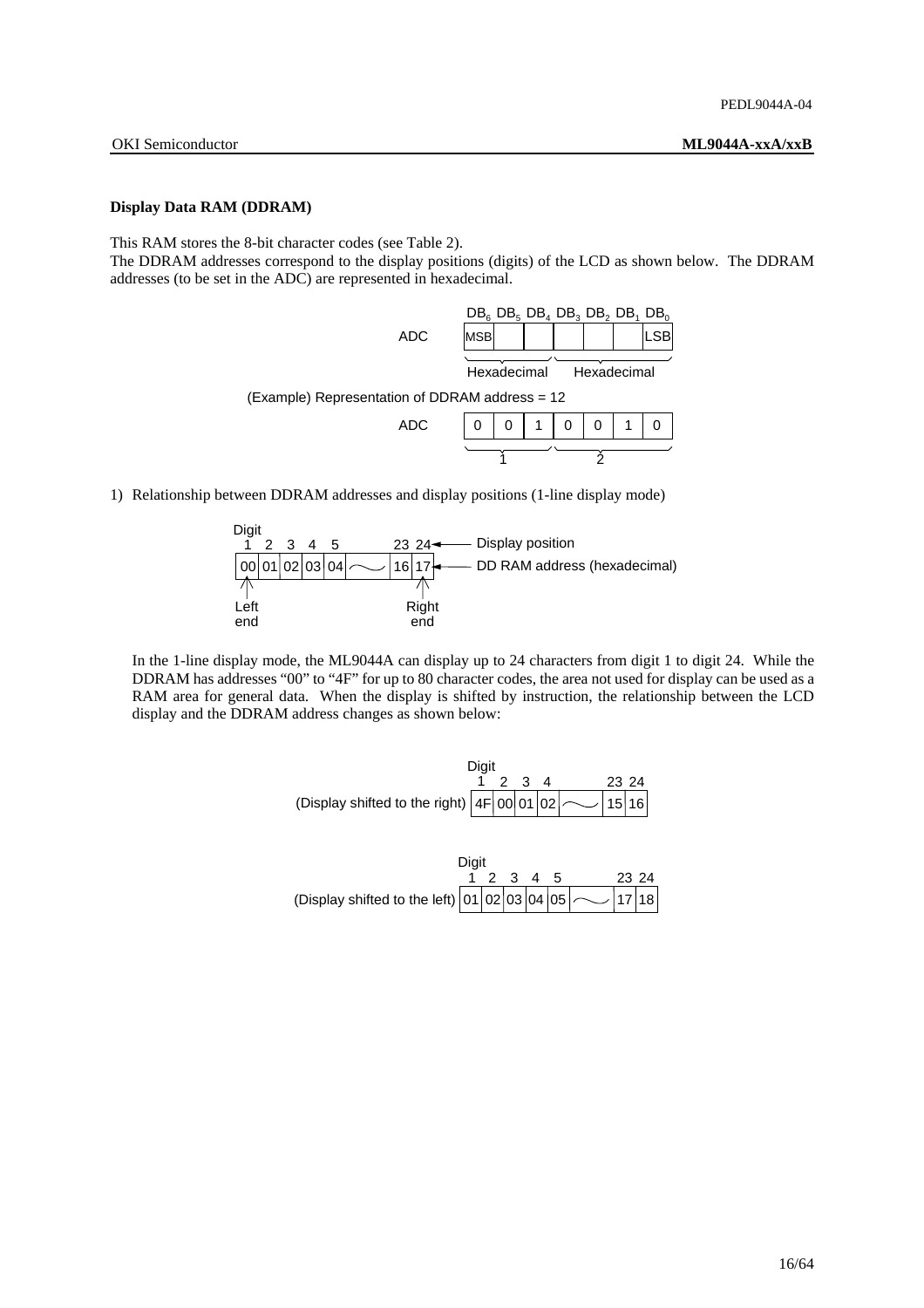**Display Data RAM (DDRAM)**

This RAM stores the 8-bit character codes (see Table 2).
The DDRAM addresses correspond to the display positions (digits) of the LCD as shown below. The DDRAM addresses (to be set in the ADC) are represented in hexadecimal.

| | $DB_6$ | $DB_5$ | $DB_4$ | $DB_3$ | $DB_2$ | $DB_1$ | $DB_0$ |
|---|---|---|---|---|---|---|---|
| ADC | MSB | | | | | | LSB |
| | Hexadecimal | | | Hexadecimal | | | |

(Example) Representation of DDRAM address = 12

| ADC | 0 | 0 | 1 | 0 | 0 | 1 | 0 |
|---|---|---|---|---|---|---|---|
| | 1 | | | 2 | | | |

1) Relationship between DDRAM addresses and display positions (1-line display mode)

| Digit | 1 | 2 | 3 | 4 | 5 | | 23 | 24 |
|---|---|---|---|---|---|---|---|---|
| DD RAM address (hexadecimal) | 00 | 01 | 02 | 03 | 04 | ～ | 16 | 17 |

Left end: digit 1; Right end: digit 24 (Display position)

In the 1-line display mode, the ML9044A can display up to 24 characters from digit 1 to digit 24. While the DDRAM has addresses "00" to "4F" for up to 80 character codes, the area not used for display can be used as a RAM area for general data. When the display is shifted by instruction, the relationship between the LCD display and the DDRAM address changes as shown below:

(Display shifted to the right)

| Digit | 1 | 2 | 3 | 4 | | 23 | 24 |
|---|---|---|---|---|---|---|---|
| Address | 4F | 00 | 01 | 02 | ～ | 15 | 16 |

(Display shifted to the left)

| Digit | 1 | 2 | 3 | 4 | 5 | | 23 | 24 |
|---|---|---|---|---|---|---|---|---|
| Address | 01 | 02 | 03 | 04 | 05 | ～ | 17 | 18 |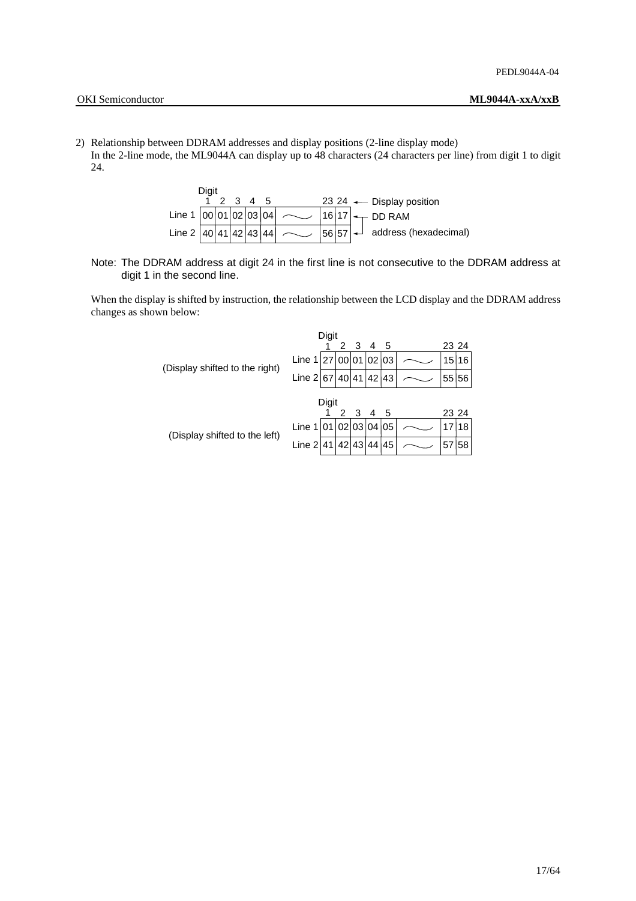2) Relationship between DDRAM addresses and display positions (2-line display mode)
   In the 2-line mode, the ML9044A can display up to 48 characters (24 characters per line) from digit 1 to digit 24.

| Digit | 1 | 2 | 3 | 4 | 5 | ~ | 23 | 24 |
|---|---|---|---|---|---|---|---|---|
| Line 1 | 00 | 01 | 02 | 03 | 04 | ~ | 16 | 17 |
| Line 2 | 40 | 41 | 42 | 43 | 44 | ~ | 56 | 57 |

Digit row: Display position. Line rows: DD RAM address (hexadecimal).

Note: The DDRAM address at digit 24 in the first line is not consecutive to the DDRAM address at digit 1 in the second line.

When the display is shifted by instruction, the relationship between the LCD display and the DDRAM address changes as shown below:

(Display shifted to the right)

| Digit | 1 | 2 | 3 | 4 | 5 | ~ | 23 | 24 |
|---|---|---|---|---|---|---|---|---|
| Line 1 | 27 | 00 | 01 | 02 | 03 | ~ | 15 | 16 |
| Line 2 | 67 | 40 | 41 | 42 | 43 | ~ | 55 | 56 |

(Display shifted to the left)

| Digit | 1 | 2 | 3 | 4 | 5 | ~ | 23 | 24 |
|---|---|---|---|---|---|---|---|---|
| Line 1 | 01 | 02 | 03 | 04 | 05 | ~ | 17 | 18 |
| Line 2 | 41 | 42 | 43 | 44 | 45 | ~ | 57 | 58 |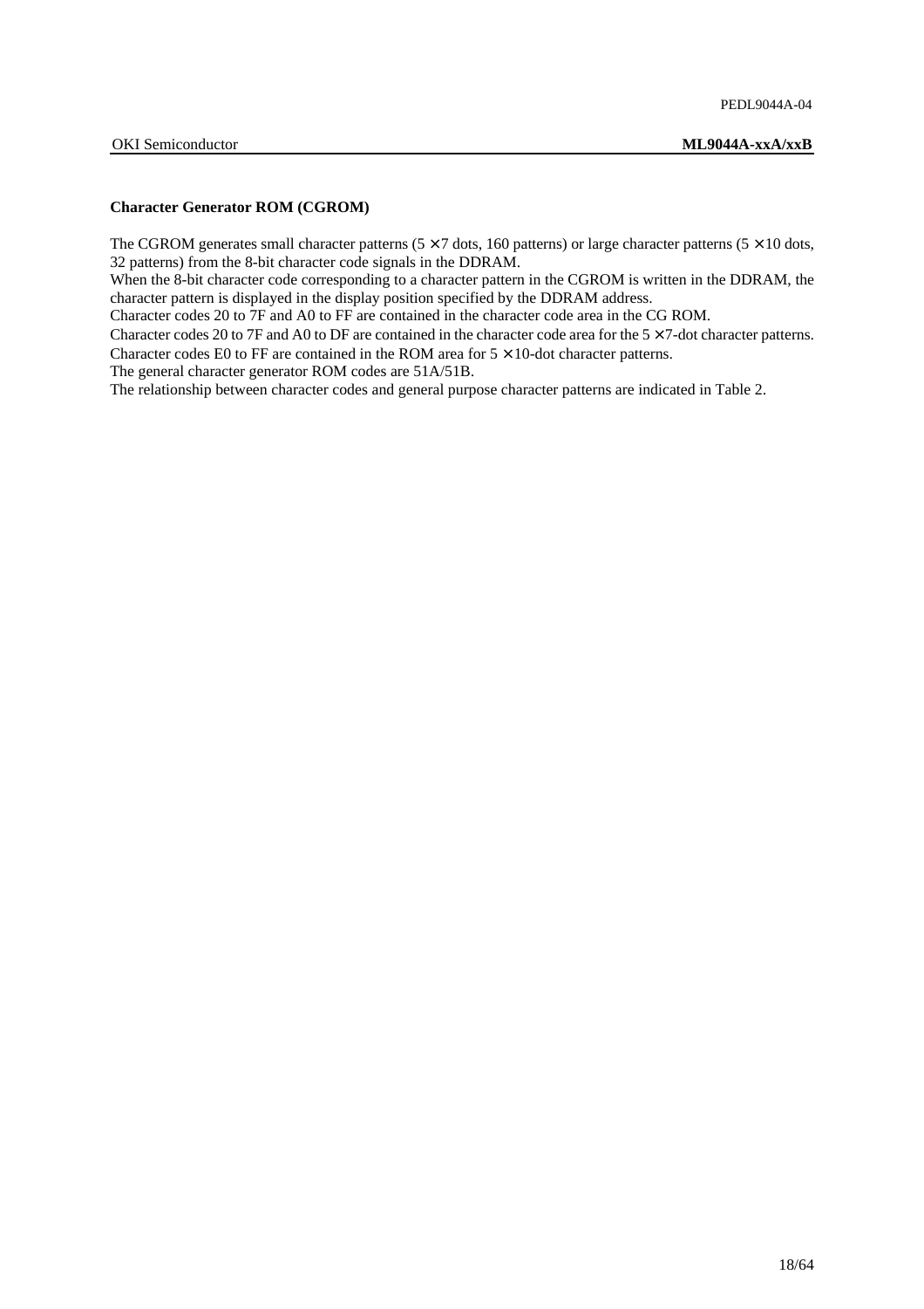**Character Generator ROM (CGROM)**

The CGROM generates small character patterns ($5 \times 7$ dots, 160 patterns) or large character patterns ($5 \times 10$ dots, 32 patterns) from the 8-bit character code signals in the DDRAM.
When the 8-bit character code corresponding to a character pattern in the CGROM is written in the DDRAM, the character pattern is displayed in the display position specified by the DDRAM address.
Character codes 20 to 7F and A0 to FF are contained in the character code area in the CG ROM.
Character codes 20 to 7F and A0 to DF are contained in the character code area for the $5 \times 7$-dot character patterns.
Character codes E0 to FF are contained in the ROM area for $5 \times 10$-dot character patterns.
The general character generator ROM codes are 51A/51B.
The relationship between character codes and general purpose character patterns are indicated in Table 2.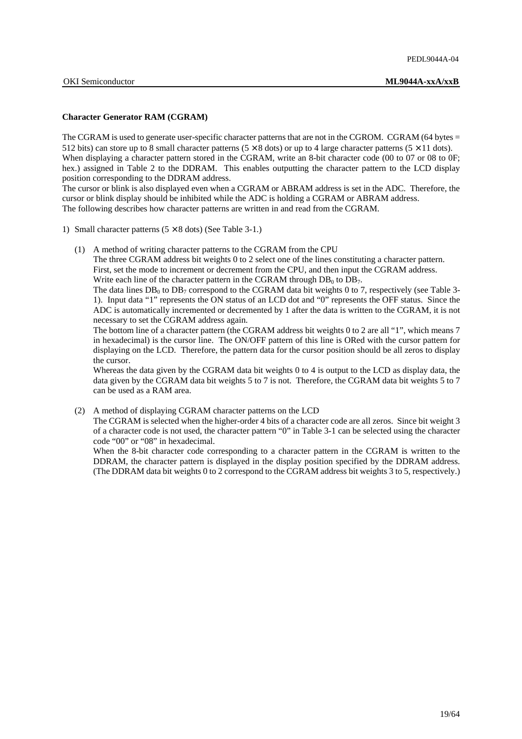**Character Generator RAM (CGRAM)**

The CGRAM is used to generate user-specific character patterns that are not in the CGROM. CGRAM (64 bytes = 512 bits) can store up to 8 small character patterns ($5 \times 8$ dots) or up to 4 large character patterns ($5 \times 11$ dots). When displaying a character pattern stored in the CGRAM, write an 8-bit character code (00 to 07 or 08 to 0F; hex.) assigned in Table 2 to the DDRAM. This enables outputting the character pattern to the LCD display position corresponding to the DDRAM address.
The cursor or blink is also displayed even when a CGRAM or ABRAM address is set in the ADC. Therefore, the cursor or blink display should be inhibited while the ADC is holding a CGRAM or ABRAM address.
The following describes how character patterns are written in and read from the CGRAM.

1) Small character patterns ($5 \times 8$ dots) (See Table 3-1.)

   (1) A method of writing character patterns to the CGRAM from the CPU
   The three CGRAM address bit weights 0 to 2 select one of the lines constituting a character pattern. First, set the mode to increment or decrement from the CPU, and then input the CGRAM address. Write each line of the character pattern in the CGRAM through $DB_0$ to $DB_7$.
   The data lines $DB_0$ to $DB_7$ correspond to the CGRAM data bit weights 0 to 7, respectively (see Table 3-1). Input data "1" represents the ON status of an LCD dot and "0" represents the OFF status. Since the ADC is automatically incremented or decremented by 1 after the data is written to the CGRAM, it is not necessary to set the CGRAM address again.
   The bottom line of a character pattern (the CGRAM address bit weights 0 to 2 are all "1", which means 7 in hexadecimal) is the cursor line. The ON/OFF pattern of this line is ORed with the cursor pattern for displaying on the LCD. Therefore, the pattern data for the cursor position should be all zeros to display the cursor.
   Whereas the data given by the CGRAM data bit weights 0 to 4 is output to the LCD as display data, the data given by the CGRAM data bit weights 5 to 7 is not. Therefore, the CGRAM data bit weights 5 to 7 can be used as a RAM area.

   (2) A method of displaying CGRAM character patterns on the LCD
   The CGRAM is selected when the higher-order 4 bits of a character code are all zeros. Since bit weight 3 of a character code is not used, the character pattern "0" in Table 3-1 can be selected using the character code "00" or "08" in hexadecimal.
   When the 8-bit character code corresponding to a character pattern in the CGRAM is written to the DDRAM, the character pattern is displayed in the display position specified by the DDRAM address. (The DDRAM data bit weights 0 to 2 correspond to the CGRAM address bit weights 3 to 5, respectively.)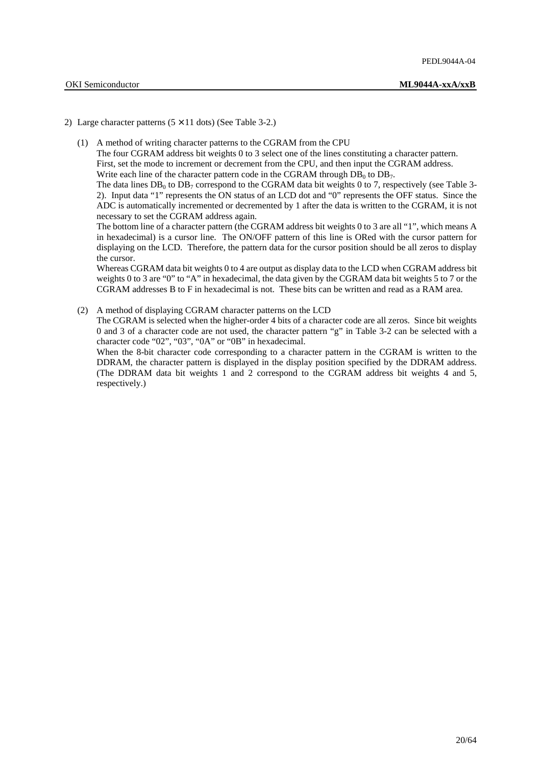2) Large character patterns (5 × 11 dots) (See Table 3-2.)

(1) A method of writing character patterns to the CGRAM from the CPU

The four CGRAM address bit weights 0 to 3 select one of the lines constituting a character pattern. First, set the mode to increment or decrement from the CPU, and then input the CGRAM address. Write each line of the character pattern code in the CGRAM through $DB_0$ to $DB_7$.

The data lines $DB_0$ to $DB_7$ correspond to the CGRAM data bit weights 0 to 7, respectively (see Table 3-2). Input data "1" represents the ON status of an LCD dot and "0" represents the OFF status. Since the ADC is automatically incremented or decremented by 1 after the data is written to the CGRAM, it is not necessary to set the CGRAM address again.

The bottom line of a character pattern (the CGRAM address bit weights 0 to 3 are all "1", which means A in hexadecimal) is a cursor line. The ON/OFF pattern of this line is ORed with the cursor pattern for displaying on the LCD. Therefore, the pattern data for the cursor position should be all zeros to display the cursor.

Whereas CGRAM data bit weights 0 to 4 are output as display data to the LCD when CGRAM address bit weights 0 to 3 are "0" to "A" in hexadecimal, the data given by the CGRAM data bit weights 5 to 7 or the CGRAM addresses B to F in hexadecimal is not. These bits can be written and read as a RAM area.

(2) A method of displaying CGRAM character patterns on the LCD

The CGRAM is selected when the higher-order 4 bits of a character code are all zeros. Since bit weights 0 and 3 of a character code are not used, the character pattern "g" in Table 3-2 can be selected with a character code "02", "03", "0A" or "0B" in hexadecimal.

When the 8-bit character code corresponding to a character pattern in the CGRAM is written to the DDRAM, the character pattern is displayed in the display position specified by the DDRAM address. (The DDRAM data bit weights 1 and 2 correspond to the CGRAM address bit weights 4 and 5, respectively.)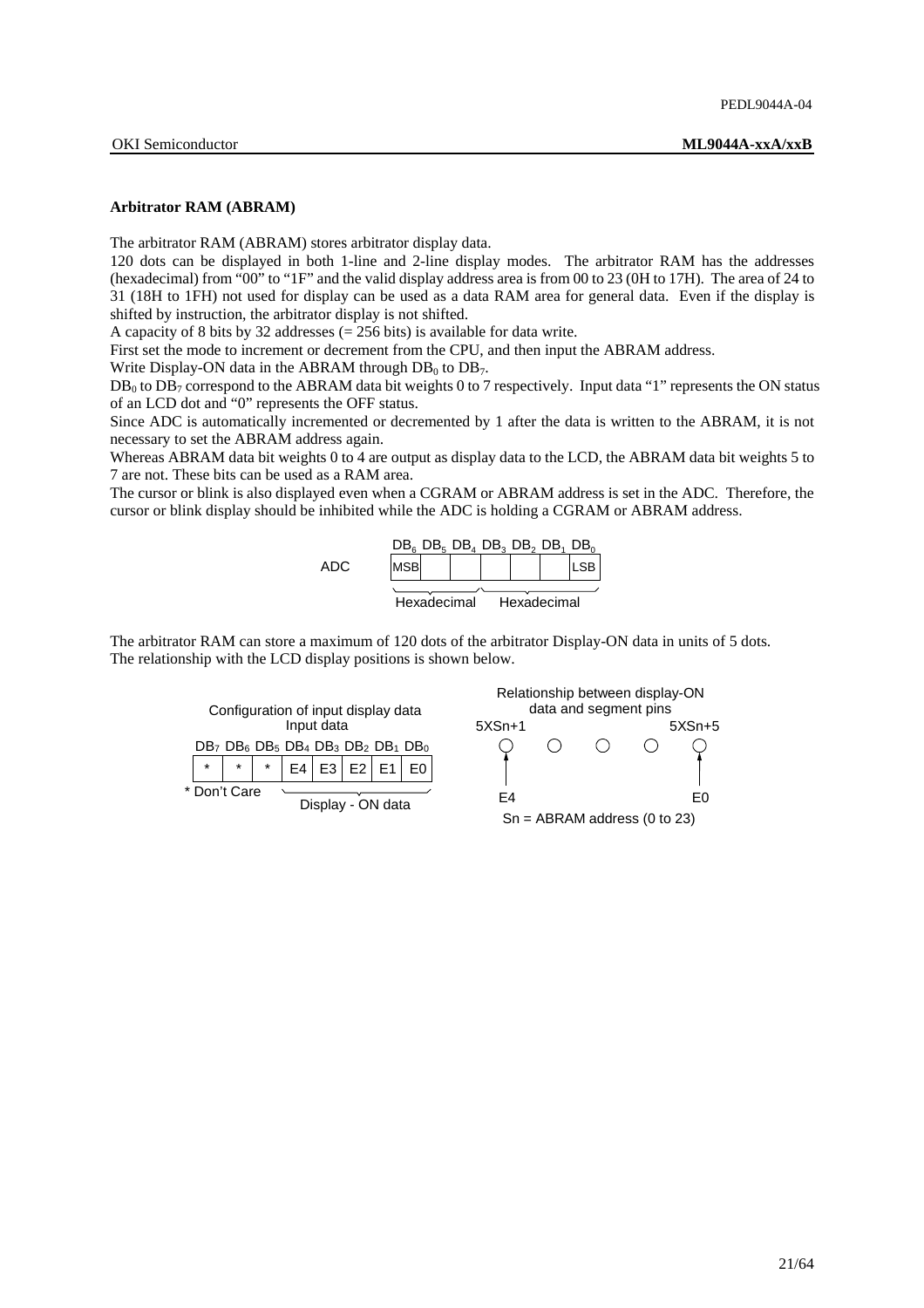### Arbitrator RAM (ABRAM)

The arbitrator RAM (ABRAM) stores arbitrator display data.

120 dots can be displayed in both 1-line and 2-line display modes. The arbitrator RAM has the addresses (hexadecimal) from "00" to "1F" and the valid display address area is from 00 to 23 (0H to 17H). The area of 24 to 31 (18H to 1FH) not used for display can be used as a data RAM area for general data. Even if the display is shifted by instruction, the arbitrator display is not shifted.

A capacity of 8 bits by 32 addresses (= 256 bits) is available for data write.

First set the mode to increment or decrement from the CPU, and then input the ABRAM address.

Write Display-ON data in the ABRAM through $DB_0$ to $DB_7$.

$DB_0$ to $DB_7$ correspond to the ABRAM data bit weights 0 to 7 respectively. Input data "1" represents the ON status of an LCD dot and "0" represents the OFF status.

Since ADC is automatically incremented or decremented by 1 after the data is written to the ABRAM, it is not necessary to set the ABRAM address again.

Whereas ABRAM data bit weights 0 to 4 are output as display data to the LCD, the ABRAM data bit weights 5 to 7 are not. These bits can be used as a RAM area.

The cursor or blink is also displayed even when a CGRAM or ABRAM address is set in the ADC. Therefore, the cursor or blink display should be inhibited while the ADC is holding a CGRAM or ABRAM address.

| | $DB_6$ | $DB_5$ | $DB_4$ | $DB_3$ | $DB_2$ | $DB_1$ | $DB_0$ |
|---|---|---|---|---|---|---|---|
| ADC | MSB | | | | | | LSB |
| | Hexadecimal | | | Hexadecimal | | | |

The arbitrator RAM can store a maximum of 120 dots of the arbitrator Display-ON data in units of 5 dots. The relationship with the LCD display positions is shown below.

Configuration of input display data

Input data

| $DB_7$ | $DB_6$ | $DB_5$ | $DB_4$ | $DB_3$ | $DB_2$ | $DB_1$ | $DB_0$ |
|---|---|---|---|---|---|---|---|
| * | * | * | E4 | E3 | E2 | E1 | E0 |

\* Don't Care — E4 to E0: Display - ON data

Relationship between display-ON data and segment pins

| 5XSn+1 | | | | 5XSn+5 |
|---|---|---|---|---|
| ○ | ○ | ○ | ○ | ○ |
| E4 | | | | E0 |

Sn = ABRAM address (0 to 23)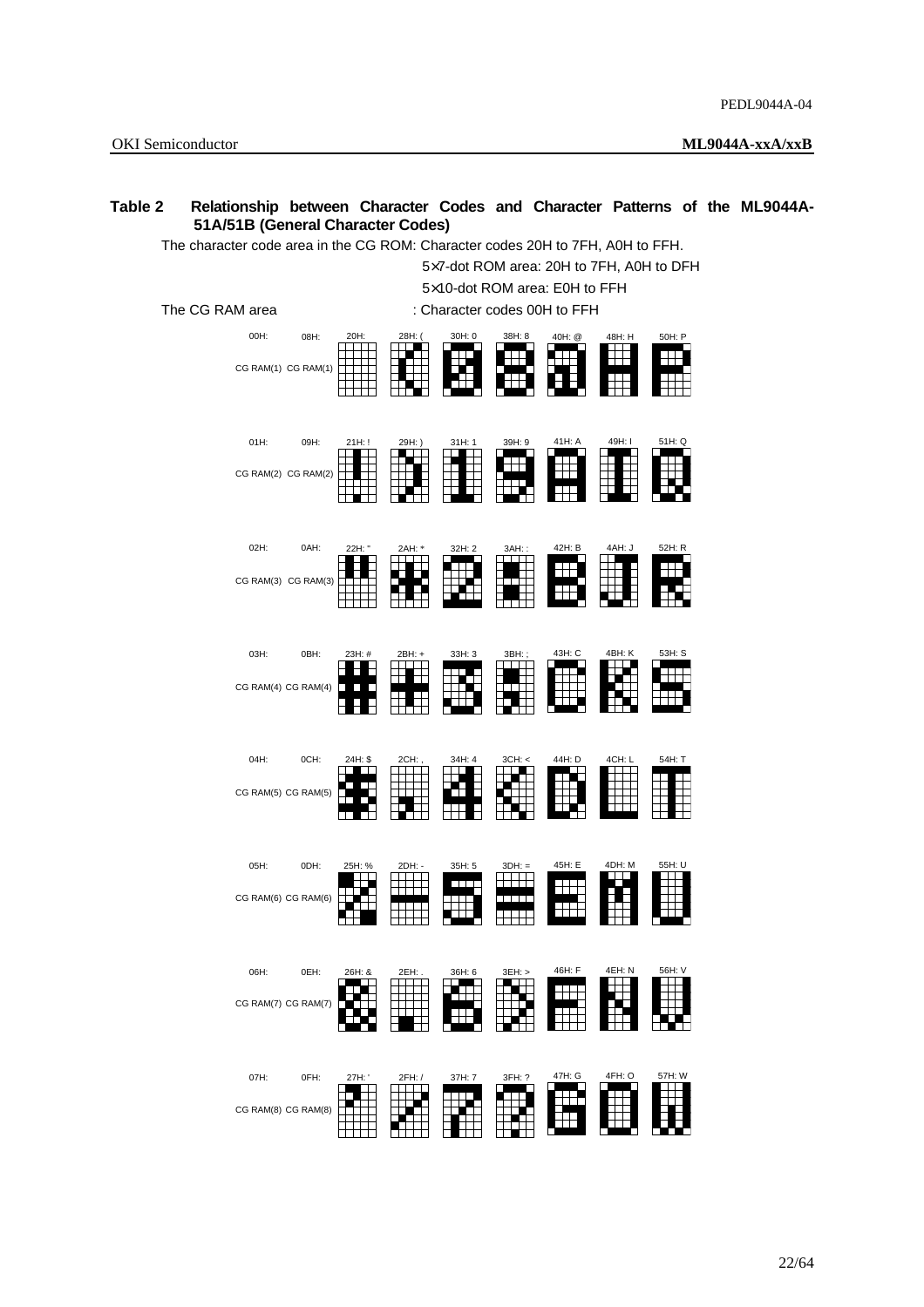**Table 2 Relationship between Character Codes and Character Patterns of the ML9044A-51A/51B (General Character Codes)**

The character code area in the CG ROM: Character codes 20H to 7FH, A0H to FFH.

5×7-dot ROM area: 20H to 7FH, A0H to DFH

5×10-dot ROM area: E0H to FFH

The CG RAM area : Character codes 00H to FFH

| | | | | | | | | |
|---|---|---|---|---|---|---|---|---|
| 00H: CG RAM(1) | 08H: CG RAM(1) | 20H: | 28H: ( | 30H: 0 | 38H: 8 | 40H: @ | 48H: H | 50H: P |
| 01H: CG RAM(2) | 09H: CG RAM(2) | 21H: ! | 29H: ) | 31H: 1 | 39H: 9 | 41H: A | 49H: I | 51H: Q |
| 02H: CG RAM(3) | 0AH: CG RAM(3) | 22H: " | 2AH: * | 32H: 2 | 3AH: : | 42H: B | 4AH: J | 52H: R |
| 03H: CG RAM(4) | 0BH: CG RAM(4) | 23H: # | 2BH: + | 33H: 3 | 3BH: ; | 43H: C | 4BH: K | 53H: S |
| 04H: CG RAM(5) | 0CH: CG RAM(5) | 24H: $ | 2CH: , | 34H: 4 | 3CH: < | 44H: D | 4CH: L | 54H: T |
| 05H: CG RAM(6) | 0DH: CG RAM(6) | 25H: % | 2DH: - | 35H: 5 | 3DH: = | 45H: E | 4DH: M | 55H: U |
| 06H: CG RAM(7) | 0EH: CG RAM(7) | 26H: & | 2EH: . | 36H: 6 | 3EH: > | 46H: F | 4EH: N | 56H: V |
| 07H: CG RAM(8) | 0FH: CG RAM(8) | 27H: ' | 2FH: / | 37H: 7 | 3FH: ? | 47H: G | 4FH: O | 57H: W |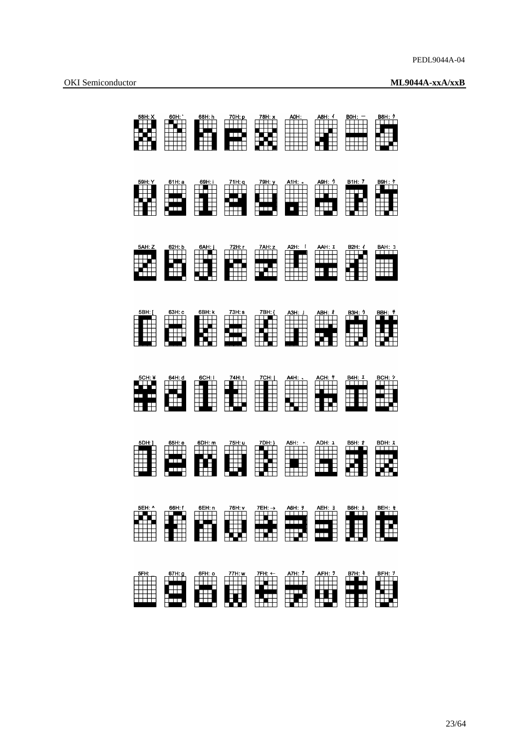| 58H: X | 60H: ` | 68H: h | 70H: p | 78H: x | A0H: | A8H: ｨ | B0H: ｰ | B8H: ｸ |
|---|---|---|---|---|---|---|---|---|
| 59H: Y | 61H: a | 69H: i | 71H: q | 79H: y | A1H: ｡ | A9H: ｩ | B1H: ｱ | B9H: ｹ |
| 5AH: Z | 62H: b | 6AH: j | 72H: r | 7AH: z | A2H: ｢ | AAH: ｪ | B2H: ｲ | BAH: ｺ |
| 5BH: [ | 63H: c | 6BH: k | 73H: s | 7BH: { | A3H: ｣ | ABH: ｫ | B3H: ｳ | BBH: ｻ |
| 5CH: ¥ | 64H: d | 6CH: l | 74H: t | 7CH: \| | A4H: ､ | ACH: ｬ | B4H: ｴ | BCH: ｼ |
| 5DH: ] | 65H: e | 6DH: m | 75H: u | 7DH: } | A5H: ･ | ADH: ｭ | B5H: ｵ | BDH: ｽ |
| 5EH: ^ | 66H: f | 6EH: n | 76H: v | 7EH: → | A6H: ｦ | AEH: ｮ | B6H: ｶ | BEH: ｾ |
| 5FH: | 67H: g | 6FH: o | 77H: w | 7FH: ← | A7H: ｧ | AFH: ｯ | B7H: ｷ | BFH: ｿ |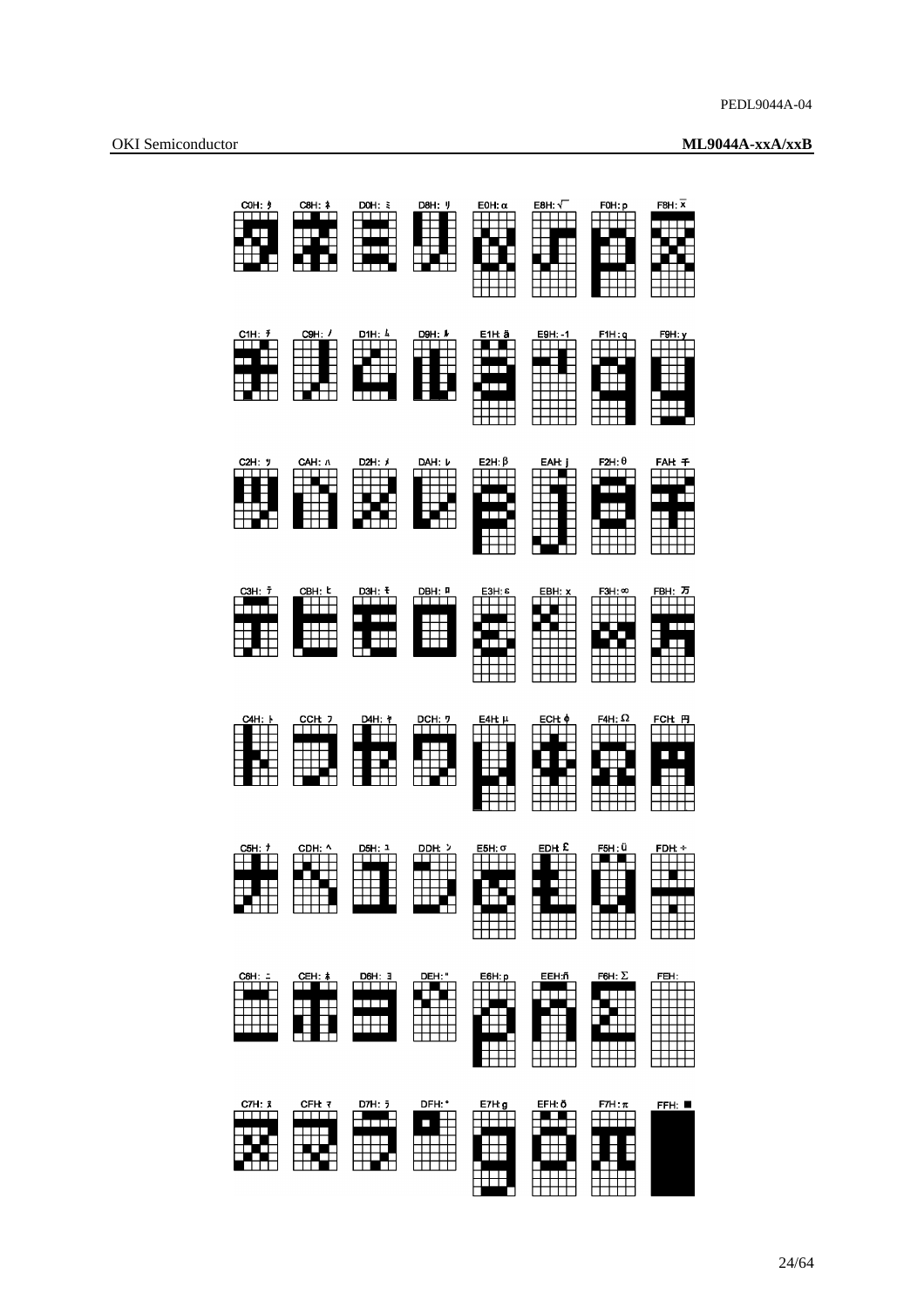C0H: ﾀ　C8H: ﾈ　D0H: ﾐ　D8H: ﾘ　E0H: α　E8H: √‾　F0H: p　F8H: x̄

C1H: ﾁ　C9H: ﾉ　D1H: ﾑ　D9H: ﾙ　E1H: ä　E9H: -1　F1H: q　F9H: y

C2H: ﾂ　CAH: ﾊ　D2H: ﾒ　DAH: ﾚ　E2H: β　EAH: j　F2H: θ　FAH: 千

C3H: ﾃ　CBH: ﾋ　D3H: ﾓ　DBH: ﾛ　E3H: ε　EBH: x　F3H: ∞　FBH: 万

C4H: ﾄ　CCH: ﾌ　D4H: ﾔ　DCH: ﾜ　E4H: μ　ECH: ¢　F4H: Ω　FCH: 円

C5H: ﾅ　CDH: ﾍ　D5H: ﾕ　DDH: ﾝ　E5H: σ　EDH: £　F5H: ü　FDH: ÷

C6H: ﾆ　CEH: ﾎ　D6H: ﾖ　DEH: ﾞ　E6H: ρ　EEH: ñ　F6H: Σ　FEH:

C7H: ﾇ　CFH: ﾏ　D7H: ﾗ　DFH: ﾟ　E7H: g　EFH: ö　F7H: π　FFH: ■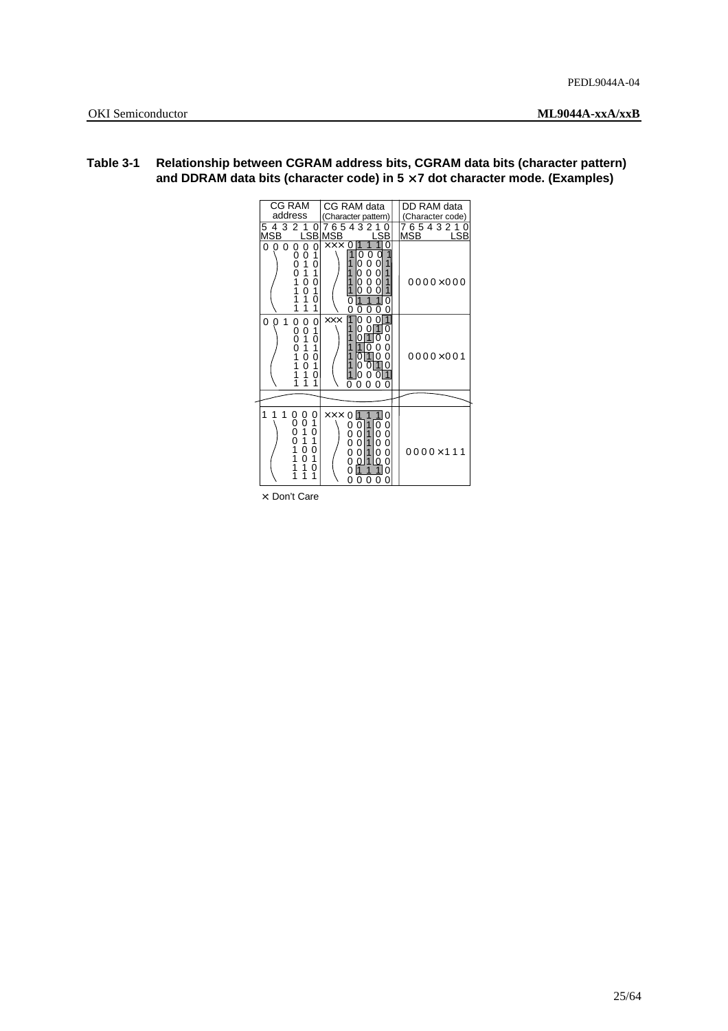**Table 3-1 Relationship between CGRAM address bits, CGRAM data bits (character pattern) and DDRAM data bits (character code) in 5 ×7 dot character mode. (Examples)**

| CG RAM address 5 4 3 2 1 0 (MSB … LSB) | CG RAM data (Character pattern) 7 6 5 4 3 2 1 0 (MSB … LSB) | DD RAM data (Character code) 7 6 5 4 3 2 1 0 (MSB … LSB) |
|---|---|---|
| 0 0 0 0 0 0 | ××× 0 1 1 1 0 | 0 0 0 0 × 0 0 0 |
| 0 0 1 | 1 0 0 0 1 | |
| 0 1 0 | 1 0 0 0 1 | |
| 0 1 1 | 1 0 0 0 1 | |
| 1 0 0 | 1 0 0 0 1 | |
| 1 0 1 | 1 0 0 0 1 | |
| 1 1 0 | 0 1 1 1 0 | |
| 1 1 1 | 0 0 0 0 0 | |
| 0 0 1 0 0 0 | ××× 1 0 0 0 1 | 0 0 0 0 × 0 0 1 |
| 0 0 1 | 1 0 0 1 0 | |
| 0 1 0 | 1 0 1 0 0 | |
| 0 1 1 | 1 1 0 0 0 | |
| 1 0 0 | 1 0 1 0 0 | |
| 1 0 1 | 1 0 0 1 0 | |
| 1 1 0 | 1 0 0 0 1 | |
| 1 1 1 | 0 0 0 0 0 | |
| ⋮ | ⋮ | ⋮ |
| 1 1 1 0 0 0 | ××× 0 1 1 1 0 | 0 0 0 0 × 1 1 1 |
| 0 0 1 | 0 0 1 0 0 | |
| 0 1 0 | 0 0 1 0 0 | |
| 0 1 1 | 0 0 1 0 0 | |
| 1 0 0 | 0 0 1 0 0 | |
| 1 0 1 | 0 0 1 0 0 | |
| 1 1 0 | 0 1 1 1 0 | |
| 1 1 1 | 0 0 0 0 0 | |

× Don't Care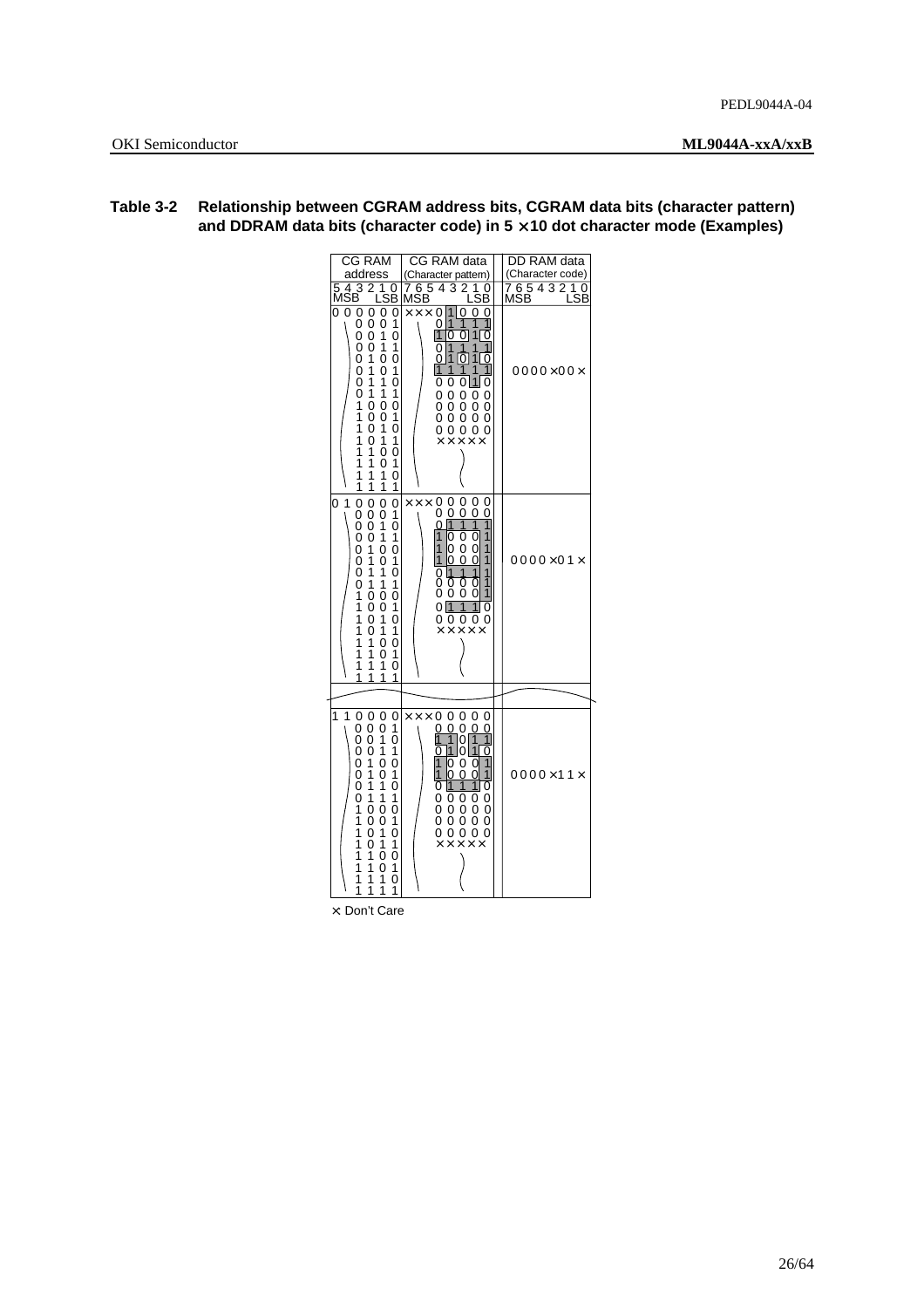**Table 3-2 Relationship between CGRAM address bits, CGRAM data bits (character pattern) and DDRAM data bits (character code) in 5 × 10 dot character mode (Examples)**

| CG RAM address<br>5 4 3 2 1 0<br>MSB LSB | CG RAM data (Character pattern)<br>7 6 5 4 3 2 1 0<br>MSB LSB | DD RAM data (Character code)<br>7 6 5 4 3 2 1 0<br>MSB LSB |
|---|---|---|
| 0 0 0 0 0 0 | × × × 0 1 0 0 0 | 0 0 0 0 × 0 0 × |
| 0 0 0 1 | 0 1 1 1 1 | |
| 0 0 1 0 | 1 0 0 1 0 | |
| 0 0 1 1 | 0 1 1 1 1 | |
| 0 1 0 0 | 0 1 0 1 0 | |
| 0 1 0 1 | 1 1 1 1 1 | |
| 0 1 1 0 | 0 0 0 1 0 | |
| 0 1 1 1 | 0 0 0 0 0 | |
| 1 0 0 0 | 0 0 0 0 0 | |
| 1 0 0 1 | 0 0 0 0 0 | |
| 1 0 1 0 | 0 0 0 0 0 | |
| 1 0 1 1 | × × × × × | |
| 1 1 0 0 | | |
| 1 1 0 1 | | |
| 1 1 1 0 | | |
| 1 1 1 1 | | |
| 0 1 0 0 0 0 | × × × 0 0 0 0 0 | 0 0 0 0 × 0 1 × |
| 0 0 0 1 | 0 0 0 0 0 | |
| 0 0 1 0 | 0 1 1 1 1 | |
| 0 0 1 1 | 1 0 0 0 1 | |
| 0 1 0 0 | 1 0 0 0 1 | |
| 0 1 0 1 | 1 0 0 0 1 | |
| 0 1 1 0 | 0 1 1 1 1 | |
| 0 1 1 1 | 0 0 0 0 1 | |
| 1 0 0 0 | 0 0 0 0 1 | |
| 1 0 0 1 | 0 1 1 1 0 | |
| 1 0 1 0 | 0 0 0 0 0 | |
| 1 0 1 1 | × × × × × | |
| 1 1 0 0 | | |
| 1 1 0 1 | | |
| 1 1 1 0 | | |
| 1 1 1 1 | | |
| ⋮ | ⋮ | ⋮ |
| 1 1 0 0 0 0 | × × × 0 0 0 0 0 | 0 0 0 0 × 1 1 × |
| 0 0 0 1 | 0 0 0 0 0 | |
| 0 0 1 0 | 1 1 0 1 1 | |
| 0 0 1 1 | 0 1 0 1 0 | |
| 0 1 0 0 | 1 0 0 0 1 | |
| 0 1 0 1 | 1 0 0 0 1 | |
| 0 1 1 0 | 0 1 1 1 0 | |
| 0 1 1 1 | 0 0 0 0 0 | |
| 1 0 0 0 | 0 0 0 0 0 | |
| 1 0 0 1 | 0 0 0 0 0 | |
| 1 0 1 0 | 0 0 0 0 0 | |
| 1 0 1 1 | × × × × × | |
| 1 1 0 0 | | |
| 1 1 0 1 | | |
| 1 1 1 0 | | |
| 1 1 1 1 | | |

× Don't Care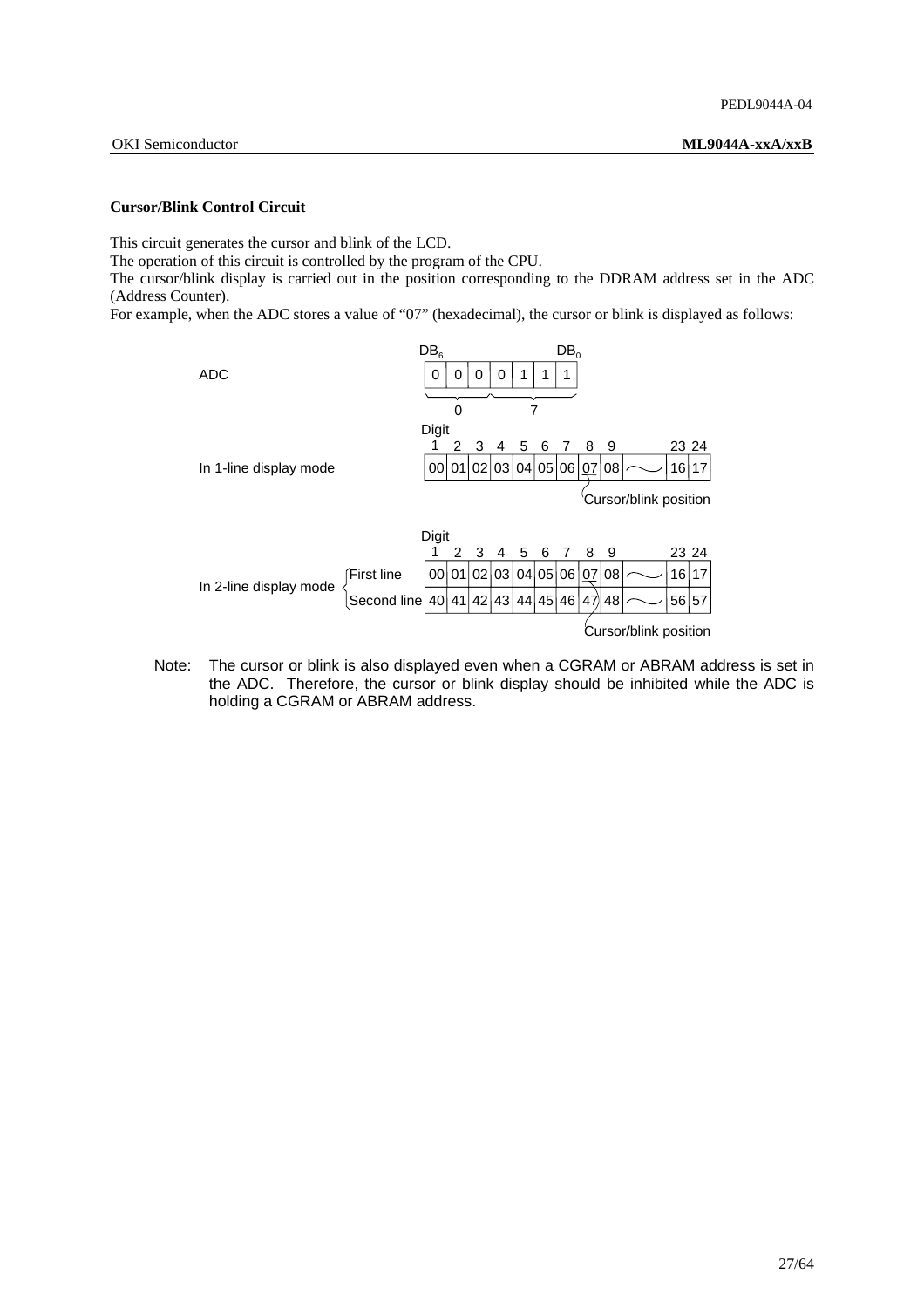### Cursor/Blink Control Circuit

This circuit generates the cursor and blink of the LCD.
The operation of this circuit is controlled by the program of the CPU.
The cursor/blink display is carried out in the position corresponding to the DDRAM address set in the ADC (Address Counter).
For example, when the ADC stores a value of "07" (hexadecimal), the cursor or blink is displayed as follows:

ADC ($DB_6$ … $DB_0$):

| 0 | 0 | 0 | 0 | 1 | 1 | 1 |
|---|---|---|---|---|---|---|

(0 = upper 3 bits, 7 = lower 4 bits)

In 1-line display mode:

| Digit | 1 | 2 | 3 | 4 | 5 | 6 | 7 | 8 | 9 | ~ | 23 | 24 |
|---|---|---|---|---|---|---|---|---|---|---|---|---|
| | 00 | 01 | 02 | 03 | 04 | 05 | 06 | 07 | 08 | ~ | 16 | 17 |

Cursor/blink position: 07

In 2-line display mode:

| Digit | 1 | 2 | 3 | 4 | 5 | 6 | 7 | 8 | 9 | ~ | 23 | 24 |
|---|---|---|---|---|---|---|---|---|---|---|---|---|
| First line | 00 | 01 | 02 | 03 | 04 | 05 | 06 | 07 | 08 | ~ | 16 | 17 |
| Second line | 40 | 41 | 42 | 43 | 44 | 45 | 46 | 47 | 48 | ~ | 56 | 57 |

Cursor/blink position: 07

Note: The cursor or blink is also displayed even when a CGRAM or ABRAM address is set in the ADC. Therefore, the cursor or blink display should be inhibited while the ADC is holding a CGRAM or ABRAM address.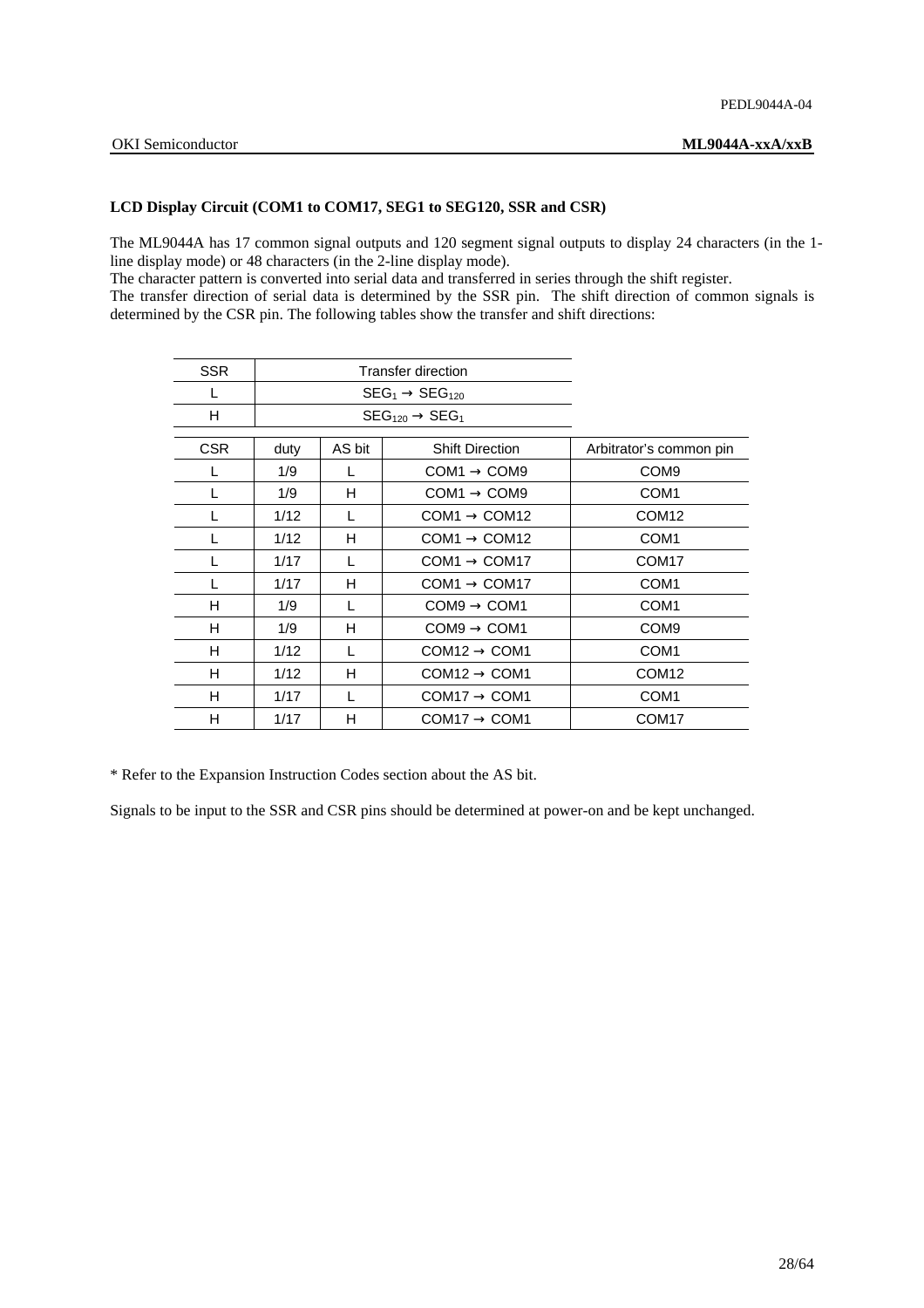### LCD Display Circuit (COM1 to COM17, SEG1 to SEG120, SSR and CSR)

The ML9044A has 17 common signal outputs and 120 segment signal outputs to display 24 characters (in the 1-line display mode) or 48 characters (in the 2-line display mode).
The character pattern is converted into serial data and transferred in series through the shift register.
The transfer direction of serial data is determined by the SSR pin. The shift direction of common signals is determined by the CSR pin. The following tables show the transfer and shift directions:

| SSR | Transfer direction |
|---|---|
| L | $SEG_1 \rightarrow SEG_{120}$ |
| H | $SEG_{120} \rightarrow SEG_1$ |

| CSR | duty | AS bit | Shift Direction | Arbitrator's common pin |
|---|---|---|---|---|
| L | 1/9 | L | COM1 → COM9 | COM9 |
| L | 1/9 | H | COM1 → COM9 | COM1 |
| L | 1/12 | L | COM1 → COM12 | COM12 |
| L | 1/12 | H | COM1 → COM12 | COM1 |
| L | 1/17 | L | COM1 → COM17 | COM17 |
| L | 1/17 | H | COM1 → COM17 | COM1 |
| H | 1/9 | L | COM9 → COM1 | COM1 |
| H | 1/9 | H | COM9 → COM1 | COM9 |
| H | 1/12 | L | COM12 → COM1 | COM1 |
| H | 1/12 | H | COM12 → COM1 | COM12 |
| H | 1/17 | L | COM17 → COM1 | COM1 |
| H | 1/17 | H | COM17 → COM1 | COM17 |

* Refer to the Expansion Instruction Codes section about the AS bit.

Signals to be input to the SSR and CSR pins should be determined at power-on and be kept unchanged.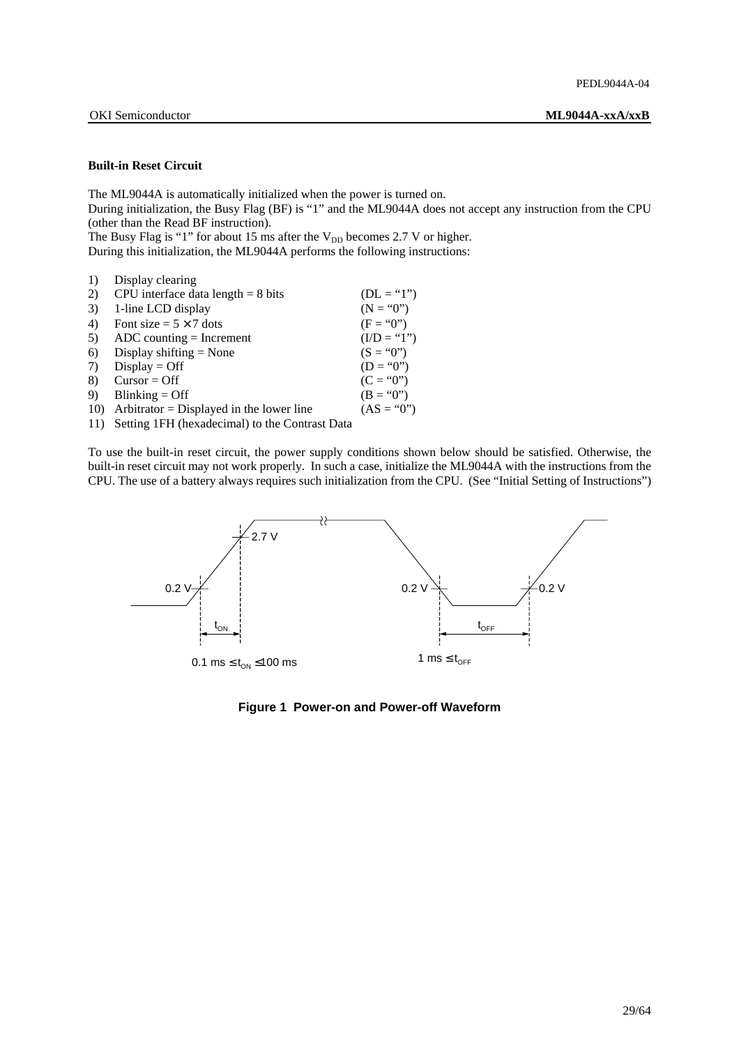**Built-in Reset Circuit**

The ML9044A is automatically initialized when the power is turned on.
During initialization, the Busy Flag (BF) is "1" and the ML9044A does not accept any instruction from the CPU (other than the Read BF instruction).
The Busy Flag is "1" for about 15 ms after the $V_{DD}$ becomes 2.7 V or higher.
During this initialization, the ML9044A performs the following instructions:

1) Display clearing
2) CPU interface data length = 8 bits (DL = "1")
3) 1-line LCD display (N = "0")
4) Font size = 5 × 7 dots (F = "0")
5) ADC counting = Increment (I/D = "1")
6) Display shifting = None (S = "0")
7) Display = Off (D = "0")
8) Cursor = Off (C = "0")
9) Blinking = Off (B = "0")
10) Arbitrator = Displayed in the lower line (AS = "0")
11) Setting 1FH (hexadecimal) to the Contrast Data

To use the built-in reset circuit, the power supply conditions shown below should be satisfied. Otherwise, the built-in reset circuit may not work properly. In such a case, initialize the ML9044A with the instructions from the CPU. The use of a battery always requires such initialization from the CPU. (See "Initial Setting of Instructions")

2.7 V

0.2 V — $t_{ON}$ — 0.2 V — $t_{OFF}$ — 0.2 V

$0.1\ \text{ms} \le t_{ON} \le 100\ \text{ms}$

$1\ \text{ms} \le t_{OFF}$

**Figure 1 Power-on and Power-off Waveform**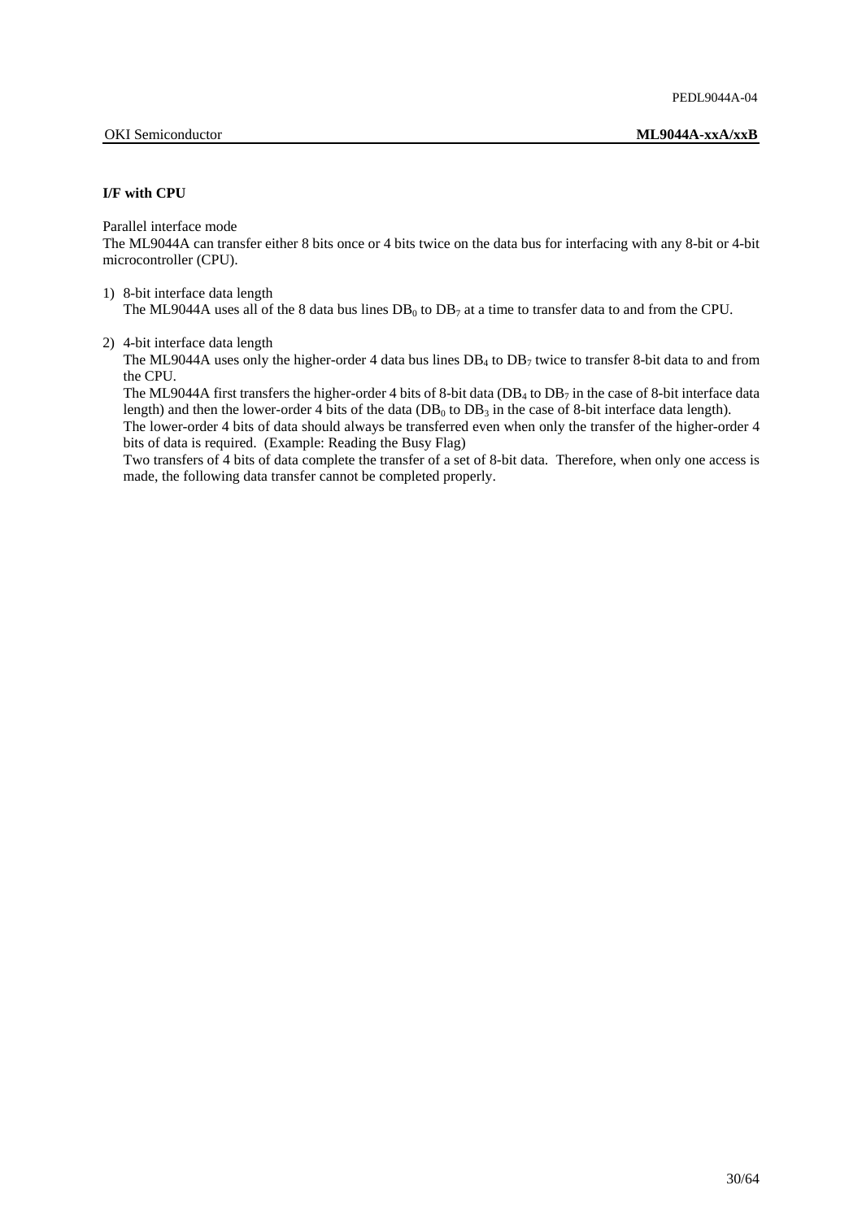**I/F with CPU**

Parallel interface mode
The ML9044A can transfer either 8 bits once or 4 bits twice on the data bus for interfacing with any 8-bit or 4-bit microcontroller (CPU).

1) 8-bit interface data length
   The ML9044A uses all of the 8 data bus lines $DB_0$ to $DB_7$ at a time to transfer data to and from the CPU.

2) 4-bit interface data length
   The ML9044A uses only the higher-order 4 data bus lines $DB_4$ to $DB_7$ twice to transfer 8-bit data to and from the CPU.
   The ML9044A first transfers the higher-order 4 bits of 8-bit data ($DB_4$ to $DB_7$ in the case of 8-bit interface data length) and then the lower-order 4 bits of the data ($DB_0$ to $DB_3$ in the case of 8-bit interface data length).
   The lower-order 4 bits of data should always be transferred even when only the transfer of the higher-order 4 bits of data is required. (Example: Reading the Busy Flag)
   Two transfers of 4 bits of data complete the transfer of a set of 8-bit data. Therefore, when only one access is made, the following data transfer cannot be completed properly.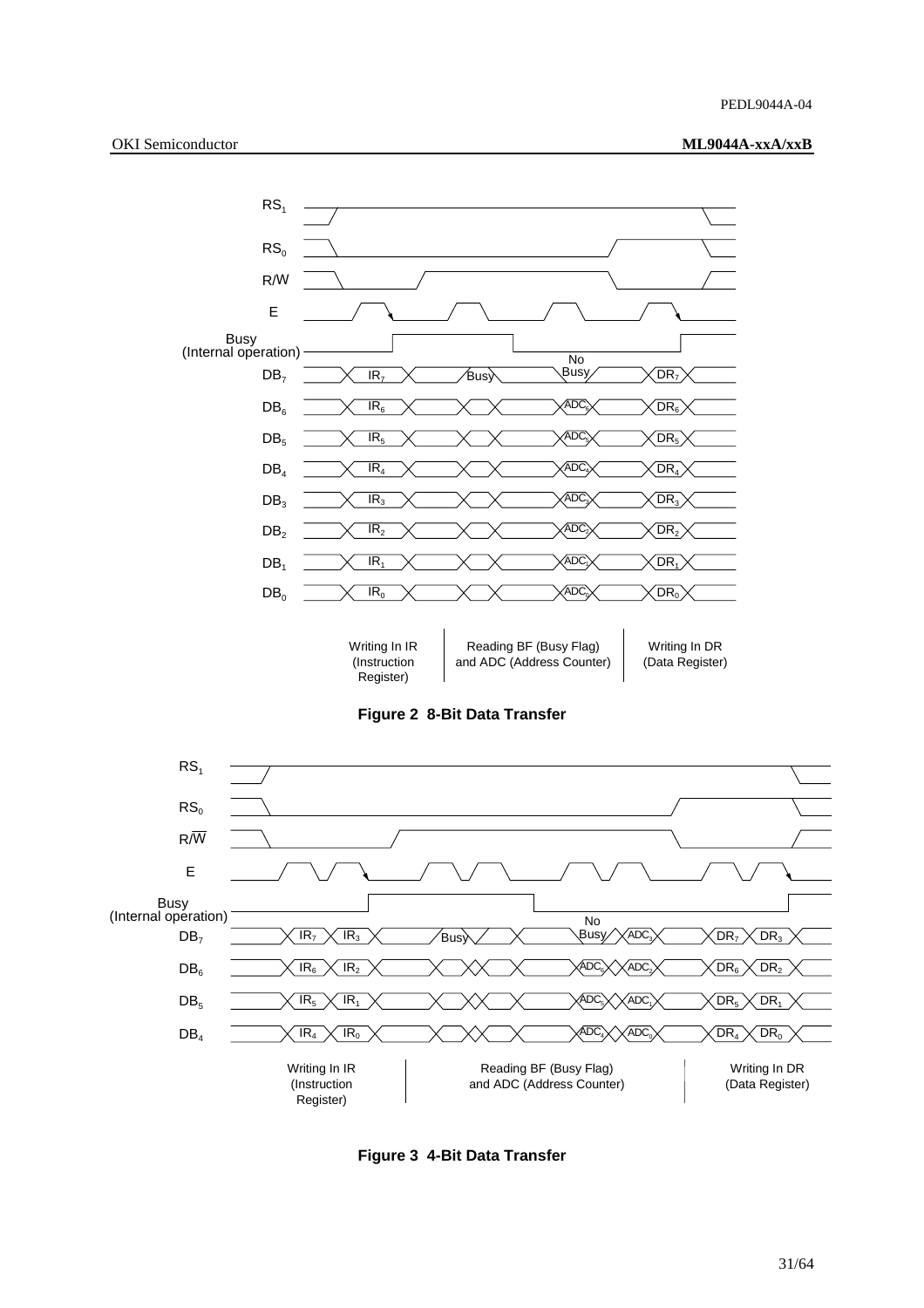Writing In IR (Instruction Register) | Reading BF (Busy Flag) and ADC (Address Counter) | Writing In DR (Data Register)

**Figure 2 8-Bit Data Transfer**

Writing In IR (Instruction Register) | Reading BF (Busy Flag) and ADC (Address Counter) | Writing In DR (Data Register)

**Figure 3 4-Bit Data Transfer**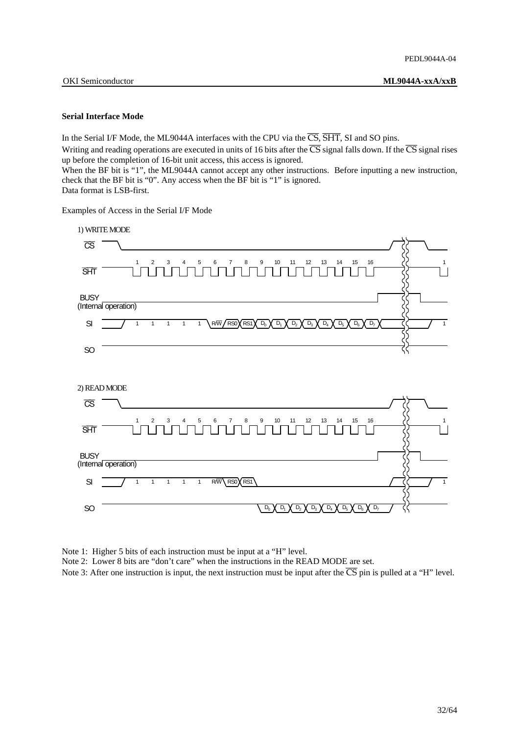### Serial Interface Mode

In the Serial I/F Mode, the ML9044A interfaces with the CPU via the $\overline{\text{CS}}$, $\overline{\text{SHT}}$, SI and SO pins.

Writing and reading operations are executed in units of 16 bits after the $\overline{\text{CS}}$ signal falls down. If the $\overline{\text{CS}}$ signal rises up before the completion of 16-bit unit access, this access is ignored.

When the BF bit is "1", the ML9044A cannot accept any other instructions. Before inputting a new instruction, check that the BF bit is "0". Any access when the BF bit is "1" is ignored.

Data format is LSB-first.

Examples of Access in the Serial I/F Mode

1) WRITE MODE

| Signal | 1 | 2 | 3 | 4 | 5 | 6 | 7 | 8 | 9 | 10 | 11 | 12 | 13 | 14 | 15 | 16 |
|---|---|---|---|---|---|---|---|---|---|---|---|---|---|---|---|---|
| SI | 1 | 1 | 1 | 1 | 1 | R/$\overline{\text{W}}$ | RS0 | RS1 | $D_0$ | $D_1$ | $D_2$ | $D_3$ | $D_4$ | $D_5$ | $D_6$ | $D_7$ |
| SO | | | | | | | | | | | | | | | | |

2) READ MODE

| Signal | 1 | 2 | 3 | 4 | 5 | 6 | 7 | 8 | 9 | 10 | 11 | 12 | 13 | 14 | 15 | 16 |
|---|---|---|---|---|---|---|---|---|---|---|---|---|---|---|---|---|
| SI | 1 | 1 | 1 | 1 | 1 | R/$\overline{\text{W}}$ | RS0 | RS1 | | | | | | | | |
| SO | | | | | | | | | $D_0$ | $D_1$ | $D_2$ | $D_3$ | $D_4$ | $D_5$ | $D_6$ | $D_7$ |

BUSY (Internal operation) goes high after the 16th $\overline{\text{SHT}}$ clock.

Note 1: Higher 5 bits of each instruction must be input at a "H" level.

Note 2: Lower 8 bits are "don't care" when the instructions in the READ MODE are set.

Note 3: After one instruction is input, the next instruction must be input after the $\overline{\text{CS}}$ pin is pulled at a "H" level.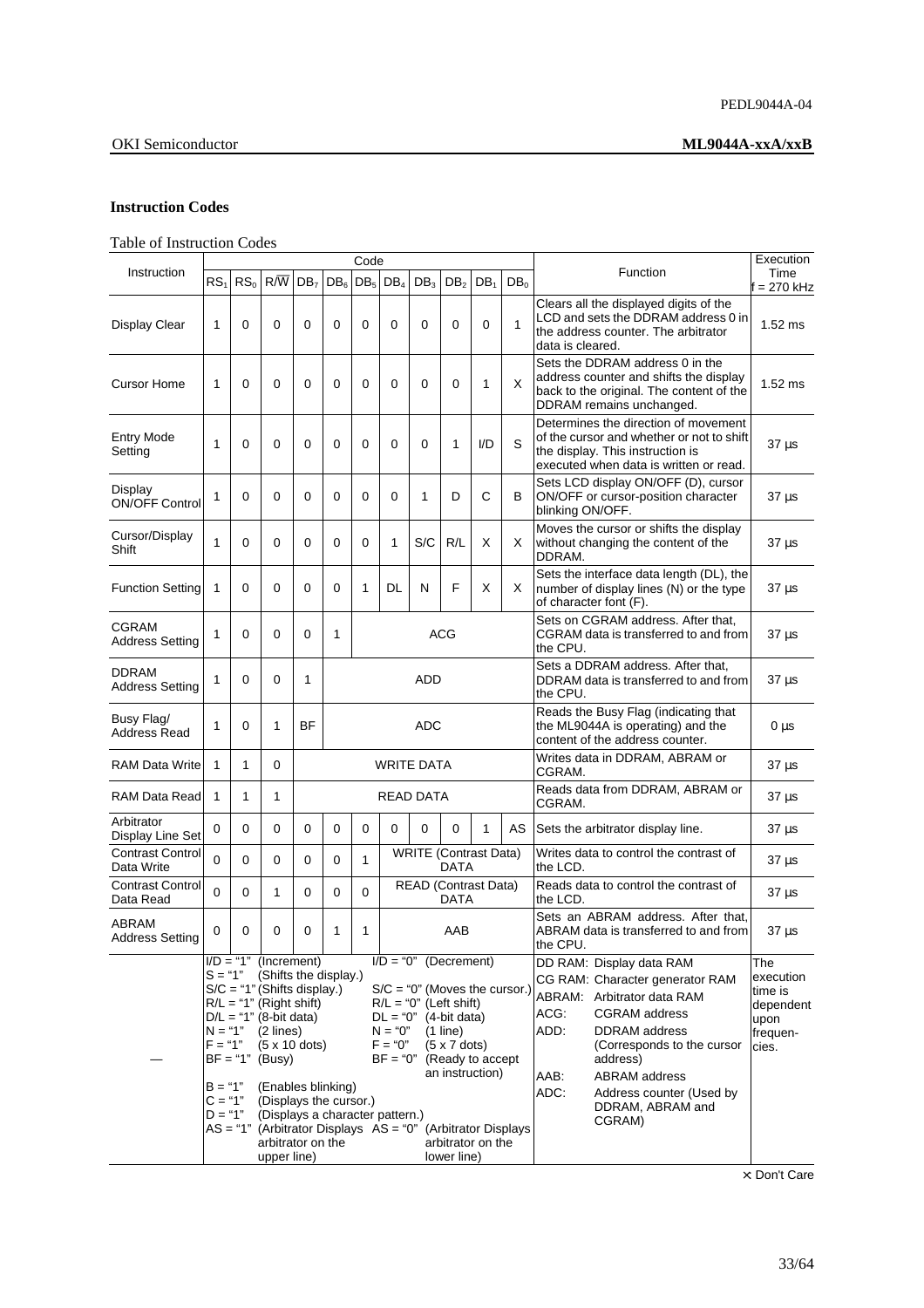## Instruction Codes

Table of Instruction Codes

| Instruction | Code | | | | | | | | | | | Function | Execution Time f = 270 kHz |
|---|---|---|---|---|---|---|---|---|---|---|---|---|---|
| | $RS_1$ | $RS_0$ | $R/\overline{W}$ | $DB_7$ | $DB_6$ | $DB_5$ | $DB_4$ | $DB_3$ | $DB_2$ | $DB_1$ | $DB_0$ | | |
| Display Clear | 1 | 0 | 0 | 0 | 0 | 0 | 0 | 0 | 0 | 0 | 1 | Clears all the displayed digits of the LCD and sets the DDRAM address 0 in the address counter. The arbitrator data is cleared. | 1.52 ms |
| Cursor Home | 1 | 0 | 0 | 0 | 0 | 0 | 0 | 0 | 0 | 1 | X | Sets the DDRAM address 0 in the address counter and shifts the display back to the original. The content of the DDRAM remains unchanged. | 1.52 ms |
| Entry Mode Setting | 1 | 0 | 0 | 0 | 0 | 0 | 0 | 0 | 1 | I/D | S | Determines the direction of movement of the cursor and whether or not to shift the display. This instruction is executed when data is written or read. | 37 µs |
| Display ON/OFF Control | 1 | 0 | 0 | 0 | 0 | 0 | 0 | 1 | D | C | B | Sets LCD display ON/OFF (D), cursor ON/OFF or cursor-position character blinking ON/OFF. | 37 µs |
| Cursor/Display Shift | 1 | 0 | 0 | 0 | 0 | 0 | 1 | S/C | R/L | X | X | Moves the cursor or shifts the display without changing the content of the DDRAM. | 37 µs |
| Function Setting | 1 | 0 | 0 | 0 | 0 | 1 | DL | N | F | X | X | Sets the interface data length (DL), the number of display lines (N) or the type of character font (F). | 37 µs |
| CGRAM Address Setting | 1 | 0 | 0 | 0 | 1 | ACG | | | | | | Sets on CGRAM address. After that, CGRAM data is transferred to and from the CPU. | 37 µs |
| DDRAM Address Setting | 1 | 0 | 0 | 1 | ADD | | | | | | | Sets a DDRAM address. After that, DDRAM data is transferred to and from the CPU. | 37 µs |
| Busy Flag/ Address Read | 1 | 0 | 1 | BF | ADC | | | | | | | Reads the Busy Flag (indicating that the ML9044A is operating) and the content of the address counter. | 0 µs |
| RAM Data Write | 1 | 1 | 0 | WRITE DATA | | | | | | | | Writes data in DDRAM, ABRAM or CGRAM. | 37 µs |
| RAM Data Read | 1 | 1 | 1 | READ DATA | | | | | | | | Reads data from DDRAM, ABRAM or CGRAM. | 37 µs |
| Arbitrator Display Line Set | 0 | 0 | 0 | 0 | 0 | 0 | 0 | 0 | 0 | 1 | AS | Sets the arbitrator display line. | 37 µs |
| Contrast Control Data Write | 0 | 0 | 0 | 0 | 0 | 1 | WRITE (Contrast Data) DATA | | | | | Writes data to control the contrast of the LCD. | 37 µs |
| Contrast Control Data Read | 0 | 0 | 1 | 0 | 0 | 0 | READ (Contrast Data) DATA | | | | | Reads data to control the contrast of the LCD. | 37 µs |
| ABRAM Address Setting | 0 | 0 | 0 | 0 | 1 | 1 | AAB | | | | | Sets an ABRAM address. After that, ABRAM data is transferred to and from the CPU. | 37 µs |
| — | I/D = "1" (Increment)<br>S = "1" (Shifts the display.)<br>S/C = "1" (Shifts display.)<br>R/L = "1" (Right shift)<br>D/L = "1" (8-bit data)<br>N = "1" (2 lines)<br>F = "1" (5 x 10 dots)<br>BF = "1" (Busy)<br>B = "1" (Enables blinking)<br>C = "1" (Displays the cursor.)<br>D = "1" (Displays a character pattern.)<br>AS = "1" (Arbitrator Displays arbitrator on the upper line) | | | | | | I/D = "0" (Decrement)<br>S/C = "0" (Moves the cursor.)<br>R/L = "0" (Left shift)<br>DL = "0" (4-bit data)<br>N = "0" (1 line)<br>F = "0" (5 x 7 dots)<br>BF = "0" (Ready to accept an instruction)<br>AS = "0" (Arbitrator Displays arbitrator on the lower line) | | | | | DD RAM: Display data RAM<br>CG RAM: Character generator RAM<br>ABRAM: Arbitrator data RAM<br>ACG: CGRAM address<br>ADD: DDRAM address (Corresponds to the cursor address)<br>AAB: ABRAM address<br>ADC: Address counter (Used by DDRAM, ABRAM and CGRAM) | The execution time is dependent upon frequencies. |

× Don't Care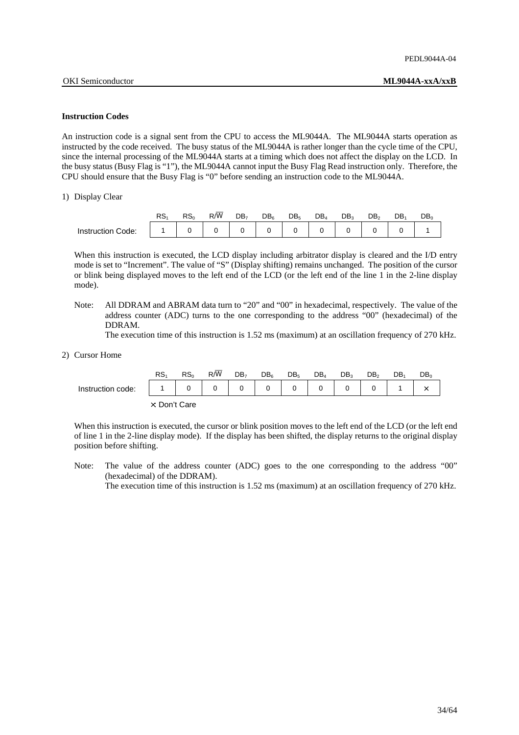**Instruction Codes**

An instruction code is a signal sent from the CPU to access the ML9044A. The ML9044A starts operation as instructed by the code received. The busy status of the ML9044A is rather longer than the cycle time of the CPU, since the internal processing of the ML9044A starts at a timing which does not affect the display on the LCD. In the busy status (Busy Flag is "1"), the ML9044A cannot input the Busy Flag Read instruction only. Therefore, the CPU should ensure that the Busy Flag is "0" before sending an instruction code to the ML9044A.

1) Display Clear

| | $RS_1$ | $RS_0$ | $R/\overline{W}$ | $DB_7$ | $DB_6$ | $DB_5$ | $DB_4$ | $DB_3$ | $DB_2$ | $DB_1$ | $DB_0$ |
|---|---|---|---|---|---|---|---|---|---|---|---|
| Instruction Code: | 1 | 0 | 0 | 0 | 0 | 0 | 0 | 0 | 0 | 0 | 1 |

When this instruction is executed, the LCD display including arbitrator display is cleared and the I/D entry mode is set to "Increment". The value of "S" (Display shifting) remains unchanged. The position of the cursor or blink being displayed moves to the left end of the LCD (or the left end of the line 1 in the 2-line display mode).

Note: All DDRAM and ABRAM data turn to "20" and "00" in hexadecimal, respectively. The value of the address counter (ADC) turns to the one corresponding to the address "00" (hexadecimal) of the DDRAM.
The execution time of this instruction is 1.52 ms (maximum) at an oscillation frequency of 270 kHz.

2) Cursor Home

| | $RS_1$ | $RS_0$ | $R/\overline{W}$ | $DB_7$ | $DB_6$ | $DB_5$ | $DB_4$ | $DB_3$ | $DB_2$ | $DB_1$ | $DB_0$ |
|---|---|---|---|---|---|---|---|---|---|---|---|
| Instruction code: | 1 | 0 | 0 | 0 | 0 | 0 | 0 | 0 | 0 | 1 | × |

× Don't Care

When this instruction is executed, the cursor or blink position moves to the left end of the LCD (or the left end of line 1 in the 2-line display mode). If the display has been shifted, the display returns to the original display position before shifting.

Note: The value of the address counter (ADC) goes to the one corresponding to the address "00" (hexadecimal) of the DDRAM).
The execution time of this instruction is 1.52 ms (maximum) at an oscillation frequency of 270 kHz.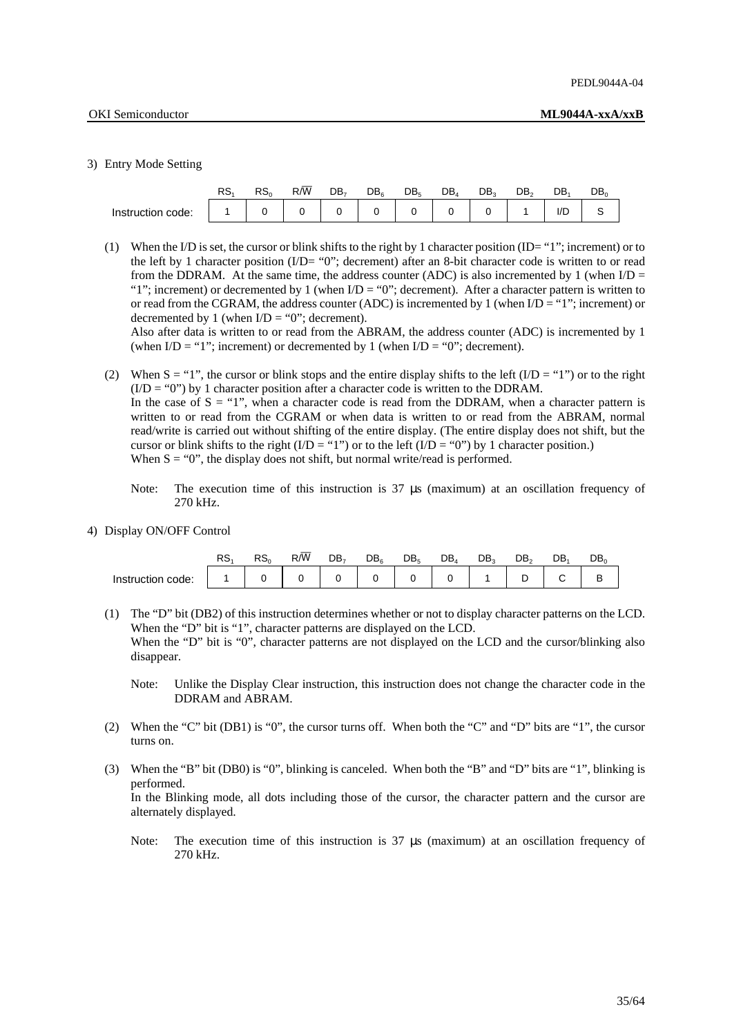3) Entry Mode Setting

| | $RS_1$ | $RS_0$ | $R/\overline{W}$ | $DB_7$ | $DB_6$ | $DB_5$ | $DB_4$ | $DB_3$ | $DB_2$ | $DB_1$ | $DB_0$ |
|---|---|---|---|---|---|---|---|---|---|---|---|
| Instruction code: | 1 | 0 | 0 | 0 | 0 | 0 | 0 | 0 | 1 | I/D | S |

(1) When the I/D is set, the cursor or blink shifts to the right by 1 character position (ID= "1"; increment) or to the left by 1 character position (I/D= "0"; decrement) after an 8-bit character code is written to or read from the DDRAM. At the same time, the address counter (ADC) is also incremented by 1 (when I/D = "1"; increment) or decremented by 1 (when I/D = "0"; decrement). After a character pattern is written to or read from the CGRAM, the address counter (ADC) is incremented by 1 (when I/D = "1"; increment) or decremented by 1 (when I/D = "0"; decrement).
Also after data is written to or read from the ABRAM, the address counter (ADC) is incremented by 1 (when I/D = "1"; increment) or decremented by 1 (when I/D = "0"; decrement).

(2) When S = "1", the cursor or blink stops and the entire display shifts to the left (I/D = "1") or to the right (I/D = "0") by 1 character position after a character code is written to the DDRAM.
In the case of S = "1", when a character code is read from the DDRAM, when a character pattern is written to or read from the CGRAM or when data is written to or read from the ABRAM, normal read/write is carried out without shifting of the entire display. (The entire display does not shift, but the cursor or blink shifts to the right (I/D = "1") or to the left (I/D = "0") by 1 character position.)
When S = "0", the display does not shift, but normal write/read is performed.

Note: The execution time of this instruction is 37 μs (maximum) at an oscillation frequency of 270 kHz.

4) Display ON/OFF Control

| | $RS_1$ | $RS_0$ | $R/\overline{W}$ | $DB_7$ | $DB_6$ | $DB_5$ | $DB_4$ | $DB_3$ | $DB_2$ | $DB_1$ | $DB_0$ |
|---|---|---|---|---|---|---|---|---|---|---|---|
| Instruction code: | 1 | 0 | 0 | 0 | 0 | 0 | 0 | 1 | D | C | B |

(1) The "D" bit (DB2) of this instruction determines whether or not to display character patterns on the LCD.
When the "D" bit is "1", character patterns are displayed on the LCD.
When the "D" bit is "0", character patterns are not displayed on the LCD and the cursor/blinking also disappear.

Note: Unlike the Display Clear instruction, this instruction does not change the character code in the DDRAM and ABRAM.

(2) When the "C" bit (DB1) is "0", the cursor turns off. When both the "C" and "D" bits are "1", the cursor turns on.

(3) When the "B" bit (DB0) is "0", blinking is canceled. When both the "B" and "D" bits are "1", blinking is performed.
In the Blinking mode, all dots including those of the cursor, the character pattern and the cursor are alternately displayed.

Note: The execution time of this instruction is 37 μs (maximum) at an oscillation frequency of 270 kHz.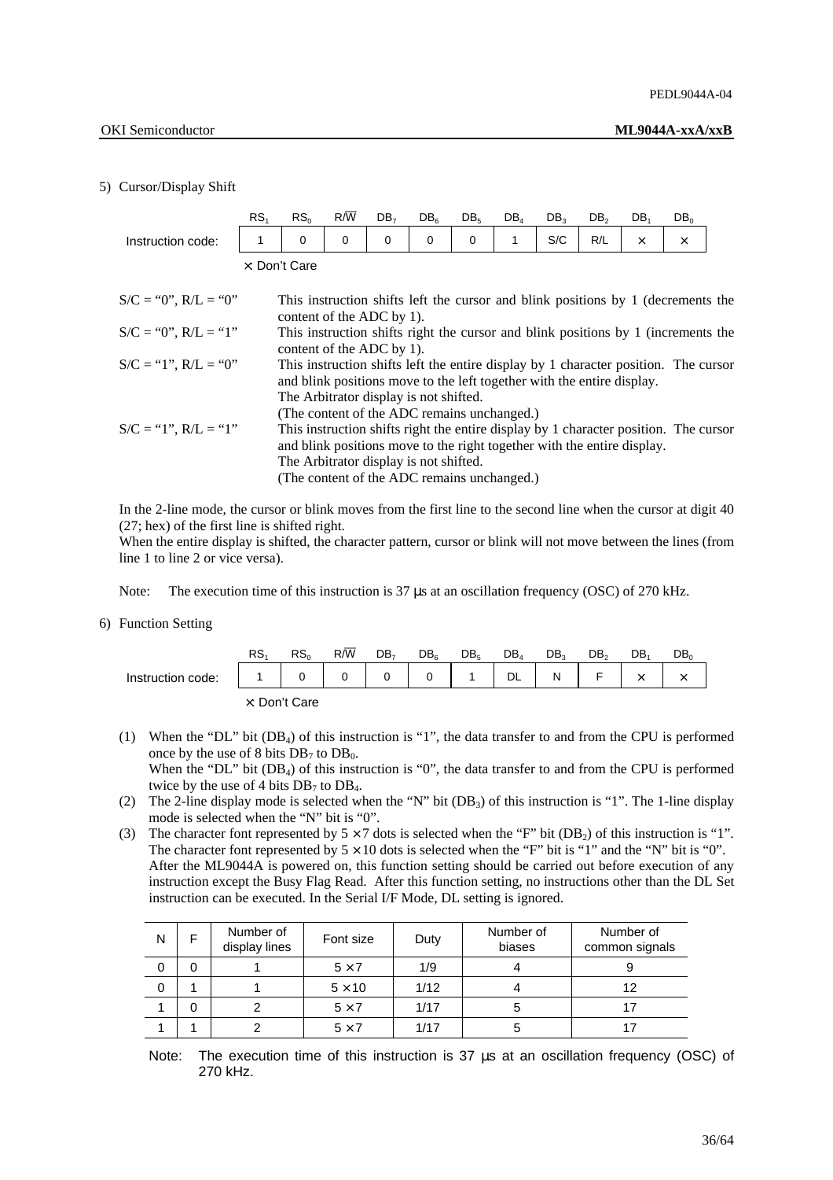5) Cursor/Display Shift

| | $RS_1$ | $RS_0$ | $R/\overline{W}$ | $DB_7$ | $DB_6$ | $DB_5$ | $DB_4$ | $DB_3$ | $DB_2$ | $DB_1$ | $DB_0$ |
|---|---|---|---|---|---|---|---|---|---|---|---|
| Instruction code: | 1 | 0 | 0 | 0 | 0 | 0 | 1 | S/C | R/L | × | × |

× Don't Care

| | |
|---|---|
| S/C = "0", R/L = "0" | This instruction shifts left the cursor and blink positions by 1 (decrements the content of the ADC by 1). |
| S/C = "0", R/L = "1" | This instruction shifts right the cursor and blink positions by 1 (increments the content of the ADC by 1). |
| S/C = "1", R/L = "0" | This instruction shifts left the entire display by 1 character position. The cursor and blink positions move to the left together with the entire display. The Arbitrator display is not shifted. (The content of the ADC remains unchanged.) |
| S/C = "1", R/L = "1" | This instruction shifts right the entire display by 1 character position. The cursor and blink positions move to the right together with the entire display. The Arbitrator display is not shifted. (The content of the ADC remains unchanged.) |

In the 2-line mode, the cursor or blink moves from the first line to the second line when the cursor at digit 40 (27; hex) of the first line is shifted right.
When the entire display is shifted, the character pattern, cursor or blink will not move between the lines (from line 1 to line 2 or vice versa).

Note: The execution time of this instruction is 37 µs at an oscillation frequency (OSC) of 270 kHz.

6) Function Setting

| | $RS_1$ | $RS_0$ | $R/\overline{W}$ | $DB_7$ | $DB_6$ | $DB_5$ | $DB_4$ | $DB_3$ | $DB_2$ | $DB_1$ | $DB_0$ |
|---|---|---|---|---|---|---|---|---|---|---|---|
| Instruction code: | 1 | 0 | 0 | 0 | 0 | 1 | DL | N | F | × | × |

× Don't Care

(1) When the "DL" bit ($DB_4$) of this instruction is "1", the data transfer to and from the CPU is performed once by the use of 8 bits $DB_7$ to $DB_0$.
When the "DL" bit ($DB_4$) of this instruction is "0", the data transfer to and from the CPU is performed twice by the use of 4 bits $DB_7$ to $DB_4$.

(2) The 2-line display mode is selected when the "N" bit ($DB_3$) of this instruction is "1". The 1-line display mode is selected when the "N" bit is "0".

(3) The character font represented by 5 × 7 dots is selected when the "F" bit ($DB_2$) of this instruction is "1". The character font represented by 5 × 10 dots is selected when the "F" bit is "1" and the "N" bit is "0".
After the ML9044A is powered on, this function setting should be carried out before execution of any instruction except the Busy Flag Read. After this function setting, no instructions other than the DL Set instruction can be executed. In the Serial I/F Mode, DL setting is ignored.

| N | F | Number of display lines | Font size | Duty | Number of biases | Number of common signals |
|---|---|---|---|---|---|---|
| 0 | 0 | 1 | 5 × 7 | 1/9 | 4 | 9 |
| 0 | 1 | 1 | 5 × 10 | 1/12 | 4 | 12 |
| 1 | 0 | 2 | 5 × 7 | 1/17 | 5 | 17 |
| 1 | 1 | 2 | 5 × 7 | 1/17 | 5 | 17 |

Note: The execution time of this instruction is 37 µs at an oscillation frequency (OSC) of 270 kHz.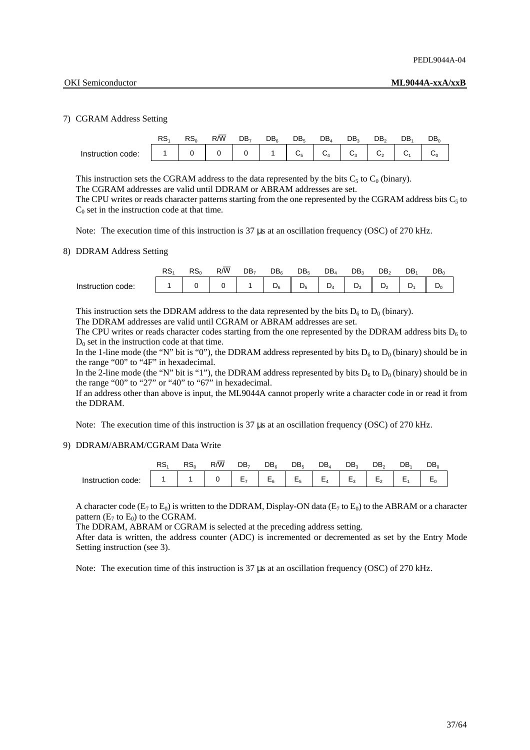7) CGRAM Address Setting

| | $RS_1$ | $RS_0$ | $R/\overline{W}$ | $DB_7$ | $DB_6$ | $DB_5$ | $DB_4$ | $DB_3$ | $DB_2$ | $DB_1$ | $DB_0$ |
|---|---|---|---|---|---|---|---|---|---|---|---|
| Instruction code: | 1 | 0 | 0 | 0 | 1 | $C_5$ | $C_4$ | $C_3$ | $C_2$ | $C_1$ | $C_0$ |

This instruction sets the CGRAM address to the data represented by the bits $C_5$ to $C_0$ (binary).
The CGRAM addresses are valid until DDRAM or ABRAM addresses are set.
The CPU writes or reads character patterns starting from the one represented by the CGRAM address bits $C_5$ to $C_0$ set in the instruction code at that time.

Note: The execution time of this instruction is 37 µs at an oscillation frequency (OSC) of 270 kHz.

8) DDRAM Address Setting

| | $RS_1$ | $RS_0$ | $R/\overline{W}$ | $DB_7$ | $DB_6$ | $DB_5$ | $DB_4$ | $DB_3$ | $DB_2$ | $DB_1$ | $DB_0$ |
|---|---|---|---|---|---|---|---|---|---|---|---|
| Instruction code: | 1 | 0 | 0 | 1 | $D_6$ | $D_5$ | $D_4$ | $D_3$ | $D_2$ | $D_1$ | $D_0$ |

This instruction sets the DDRAM address to the data represented by the bits $D_6$ to $D_0$ (binary).
The DDRAM addresses are valid until CGRAM or ABRAM addresses are set.
The CPU writes or reads character codes starting from the one represented by the DDRAM address bits $D_6$ to $D_0$ set in the instruction code at that time.
In the 1-line mode (the "N" bit is "0"), the DDRAM address represented by bits $D_6$ to $D_0$ (binary) should be in the range "00" to "4F" in hexadecimal.
In the 2-line mode (the "N" bit is "1"), the DDRAM address represented by bits $D_6$ to $D_0$ (binary) should be in the range "00" to "27" or "40" to "67" in hexadecimal.
If an address other than above is input, the ML9044A cannot properly write a character code in or read it from the DDRAM.

Note: The execution time of this instruction is 37 µs at an oscillation frequency (OSC) of 270 kHz.

9) DDRAM/ABRAM/CGRAM Data Write

| | $RS_1$ | $RS_0$ | $R/\overline{W}$ | $DB_7$ | $DB_6$ | $DB_5$ | $DB_4$ | $DB_3$ | $DB_2$ | $DB_1$ | $DB_0$ |
|---|---|---|---|---|---|---|---|---|---|---|---|
| Instruction code: | 1 | 1 | 0 | $E_7$ | $E_6$ | $E_5$ | $E_4$ | $E_3$ | $E_2$ | $E_1$ | $E_0$ |

A character code ($E_7$ to $E_0$) is written to the DDRAM, Display-ON data ($E_7$ to $E_0$) to the ABRAM or a character pattern ($E_7$ to $E_0$) to the CGRAM.
The DDRAM, ABRAM or CGRAM is selected at the preceding address setting.
After data is written, the address counter (ADC) is incremented or decremented as set by the Entry Mode Setting instruction (see 3).

Note: The execution time of this instruction is 37 µs at an oscillation frequency (OSC) of 270 kHz.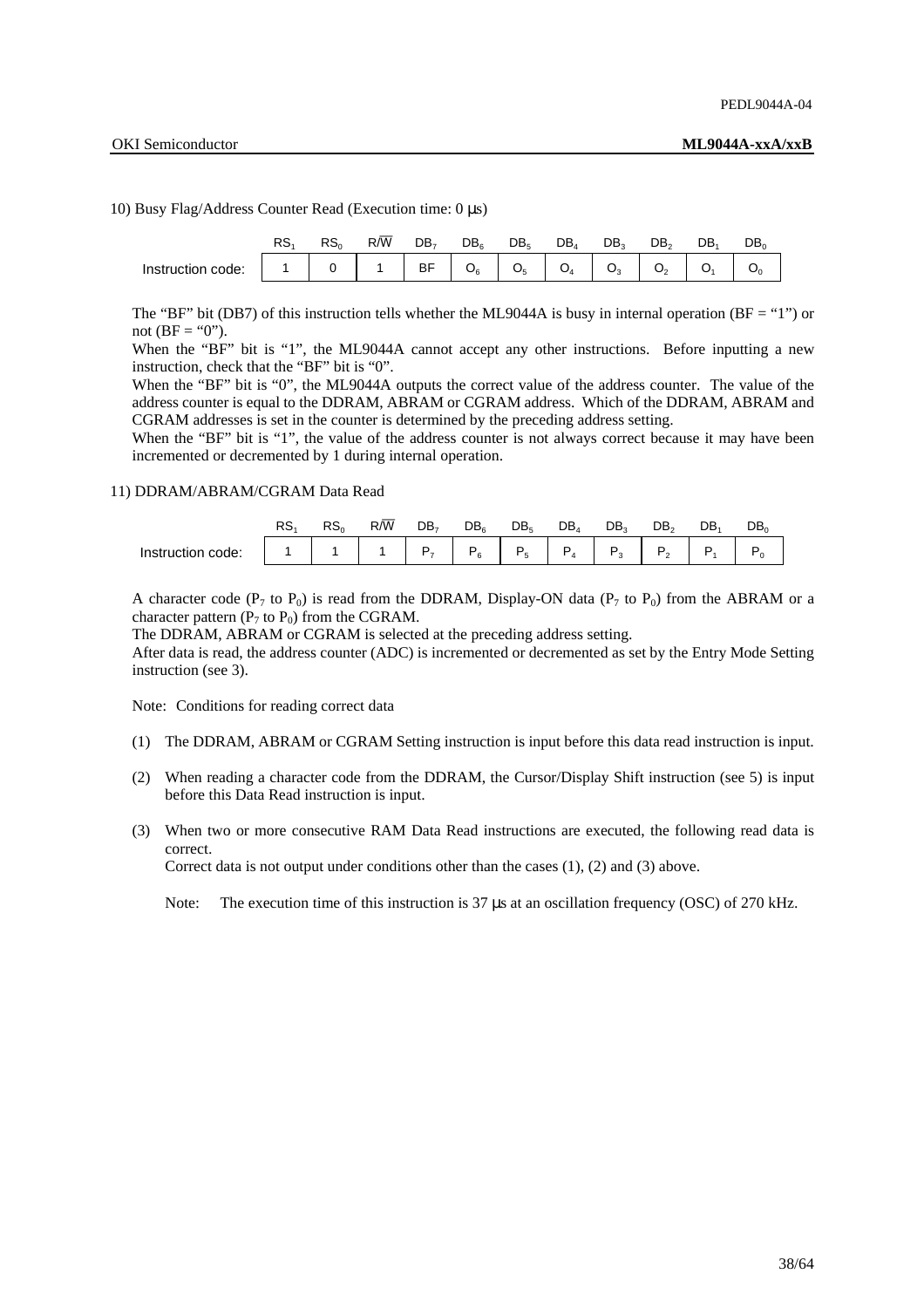10) Busy Flag/Address Counter Read (Execution time: 0 µs)

| | $RS_1$ | $RS_0$ | $R/\overline{W}$ | $DB_7$ | $DB_6$ | $DB_5$ | $DB_4$ | $DB_3$ | $DB_2$ | $DB_1$ | $DB_0$ |
|---|---|---|---|---|---|---|---|---|---|---|---|
| Instruction code: | 1 | 0 | 1 | BF | $O_6$ | $O_5$ | $O_4$ | $O_3$ | $O_2$ | $O_1$ | $O_0$ |

The "BF" bit (DB7) of this instruction tells whether the ML9044A is busy in internal operation (BF = "1") or not (BF = "0").

When the "BF" bit is "1", the ML9044A cannot accept any other instructions. Before inputting a new instruction, check that the "BF" bit is "0".

When the "BF" bit is "0", the ML9044A outputs the correct value of the address counter. The value of the address counter is equal to the DDRAM, ABRAM or CGRAM address. Which of the DDRAM, ABRAM and CGRAM addresses is set in the counter is determined by the preceding address setting.

When the "BF" bit is "1", the value of the address counter is not always correct because it may have been incremented or decremented by 1 during internal operation.

11) DDRAM/ABRAM/CGRAM Data Read

| | $RS_1$ | $RS_0$ | $R/\overline{W}$ | $DB_7$ | $DB_6$ | $DB_5$ | $DB_4$ | $DB_3$ | $DB_2$ | $DB_1$ | $DB_0$ |
|---|---|---|---|---|---|---|---|---|---|---|---|
| Instruction code: | 1 | 1 | 1 | $P_7$ | $P_6$ | $P_5$ | $P_4$ | $P_3$ | $P_2$ | $P_1$ | $P_0$ |

A character code ($P_7$ to $P_0$) is read from the DDRAM, Display-ON data ($P_7$ to $P_0$) from the ABRAM or a character pattern ($P_7$ to $P_0$) from the CGRAM.

The DDRAM, ABRAM or CGRAM is selected at the preceding address setting.

After data is read, the address counter (ADC) is incremented or decremented as set by the Entry Mode Setting instruction (see 3).

Note: Conditions for reading correct data

(1) The DDRAM, ABRAM or CGRAM Setting instruction is input before this data read instruction is input.

(2) When reading a character code from the DDRAM, the Cursor/Display Shift instruction (see 5) is input before this Data Read instruction is input.

(3) When two or more consecutive RAM Data Read instructions are executed, the following read data is correct.
Correct data is not output under conditions other than the cases (1), (2) and (3) above.

Note: The execution time of this instruction is 37 µs at an oscillation frequency (OSC) of 270 kHz.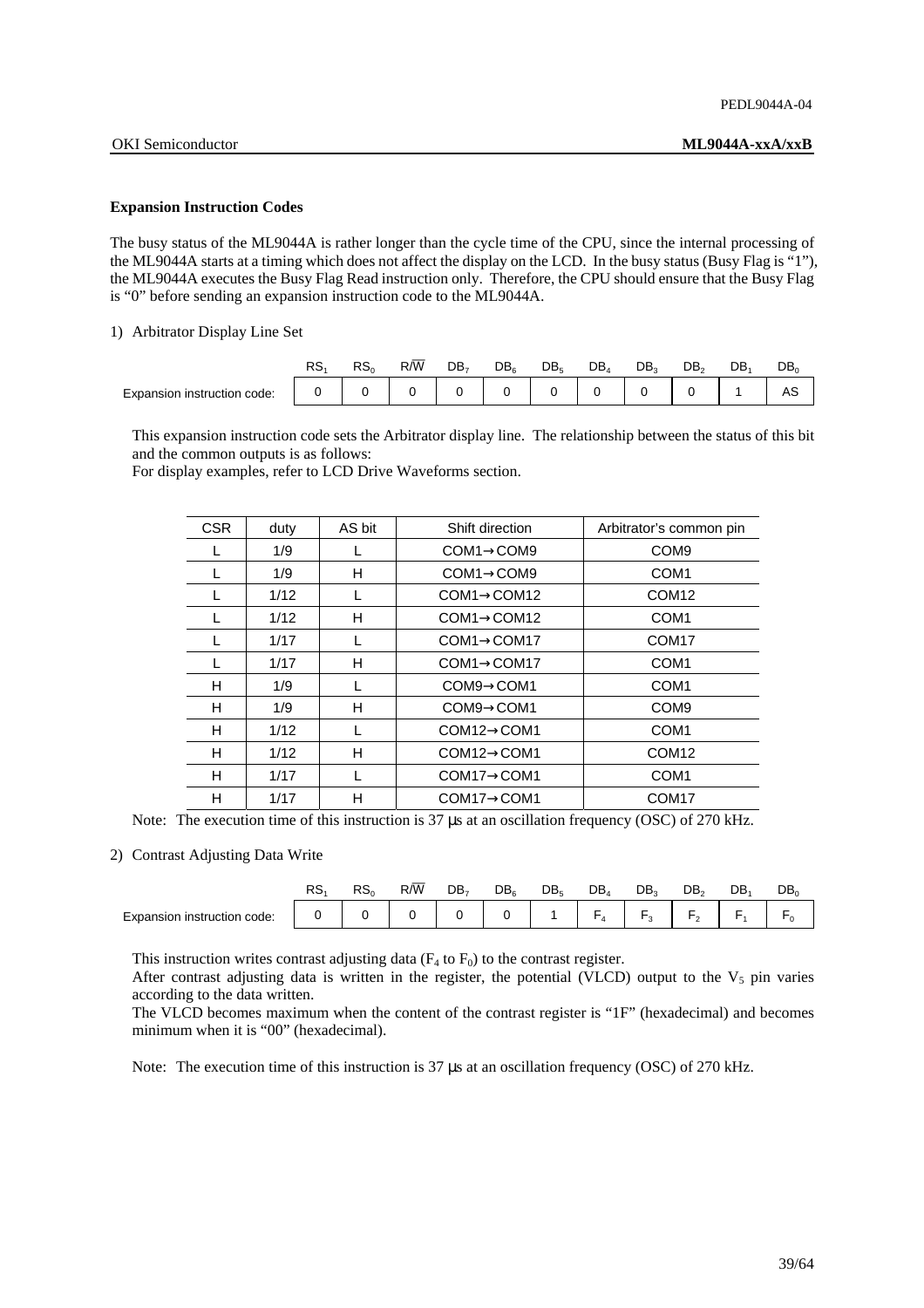**Expansion Instruction Codes**

The busy status of the ML9044A is rather longer than the cycle time of the CPU, since the internal processing of the ML9044A starts at a timing which does not affect the display on the LCD. In the busy status (Busy Flag is "1"), the ML9044A executes the Busy Flag Read instruction only. Therefore, the CPU should ensure that the Busy Flag is "0" before sending an expansion instruction code to the ML9044A.

1) Arbitrator Display Line Set

| | $RS_1$ | $RS_0$ | R/$\overline{W}$ | $DB_7$ | $DB_6$ | $DB_5$ | $DB_4$ | $DB_3$ | $DB_2$ | $DB_1$ | $DB_0$ |
|---|---|---|---|---|---|---|---|---|---|---|---|
| Expansion instruction code: | 0 | 0 | 0 | 0 | 0 | 0 | 0 | 0 | 0 | 1 | AS |

This expansion instruction code sets the Arbitrator display line. The relationship between the status of this bit and the common outputs is as follows:
For display examples, refer to LCD Drive Waveforms section.

| CSR | duty | AS bit | Shift direction | Arbitrator's common pin |
|---|---|---|---|---|
| L | 1/9 | L | COM1→COM9 | COM9 |
| L | 1/9 | H | COM1→COM9 | COM1 |
| L | 1/12 | L | COM1→COM12 | COM12 |
| L | 1/12 | H | COM1→COM12 | COM1 |
| L | 1/17 | L | COM1→COM17 | COM17 |
| L | 1/17 | H | COM1→COM17 | COM1 |
| H | 1/9 | L | COM9→COM1 | COM1 |
| H | 1/9 | H | COM9→COM1 | COM9 |
| H | 1/12 | L | COM12→COM1 | COM1 |
| H | 1/12 | H | COM12→COM1 | COM12 |
| H | 1/17 | L | COM17→COM1 | COM1 |
| H | 1/17 | H | COM17→COM1 | COM17 |

Note: The execution time of this instruction is 37 µs at an oscillation frequency (OSC) of 270 kHz.

2) Contrast Adjusting Data Write

| | $RS_1$ | $RS_0$ | R/$\overline{W}$ | $DB_7$ | $DB_6$ | $DB_5$ | $DB_4$ | $DB_3$ | $DB_2$ | $DB_1$ | $DB_0$ |
|---|---|---|---|---|---|---|---|---|---|---|---|
| Expansion instruction code: | 0 | 0 | 0 | 0 | 0 | 1 | $F_4$ | $F_3$ | $F_2$ | $F_1$ | $F_0$ |

This instruction writes contrast adjusting data ($F_4$ to $F_0$) to the contrast register.
After contrast adjusting data is written in the register, the potential (VLCD) output to the $V_5$ pin varies according to the data written.
The VLCD becomes maximum when the content of the contrast register is "1F" (hexadecimal) and becomes minimum when it is "00" (hexadecimal).

Note: The execution time of this instruction is 37 µs at an oscillation frequency (OSC) of 270 kHz.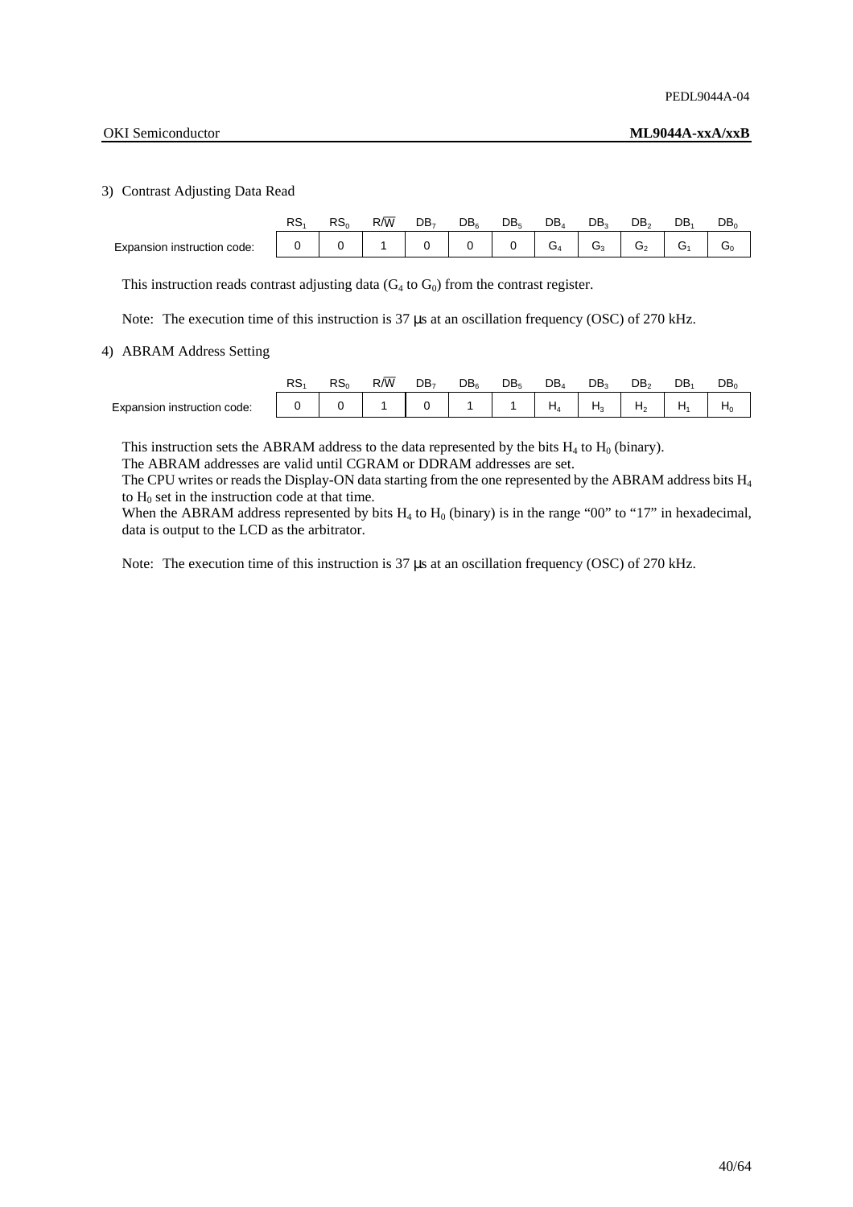3) Contrast Adjusting Data Read

| | $RS_1$ | $RS_0$ | $R/\overline{W}$ | $DB_7$ | $DB_6$ | $DB_5$ | $DB_4$ | $DB_3$ | $DB_2$ | $DB_1$ | $DB_0$ |
|---|---|---|---|---|---|---|---|---|---|---|---|
| Expansion instruction code: | 0 | 0 | 1 | 0 | 0 | 0 | $G_4$ | $G_3$ | $G_2$ | $G_1$ | $G_0$ |

This instruction reads contrast adjusting data ($G_4$ to $G_0$) from the contrast register.

Note: The execution time of this instruction is 37 μs at an oscillation frequency (OSC) of 270 kHz.

4) ABRAM Address Setting

| | $RS_1$ | $RS_0$ | $R/\overline{W}$ | $DB_7$ | $DB_6$ | $DB_5$ | $DB_4$ | $DB_3$ | $DB_2$ | $DB_1$ | $DB_0$ |
|---|---|---|---|---|---|---|---|---|---|---|---|
| Expansion instruction code: | 0 | 0 | 1 | 0 | 1 | 1 | $H_4$ | $H_3$ | $H_2$ | $H_1$ | $H_0$ |

This instruction sets the ABRAM address to the data represented by the bits $H_4$ to $H_0$ (binary).
The ABRAM addresses are valid until CGRAM or DDRAM addresses are set.
The CPU writes or reads the Display-ON data starting from the one represented by the ABRAM address bits $H_4$ to $H_0$ set in the instruction code at that time.
When the ABRAM address represented by bits $H_4$ to $H_0$ (binary) is in the range "00" to "17" in hexadecimal, data is output to the LCD as the arbitrator.

Note: The execution time of this instruction is 37 μs at an oscillation frequency (OSC) of 270 kHz.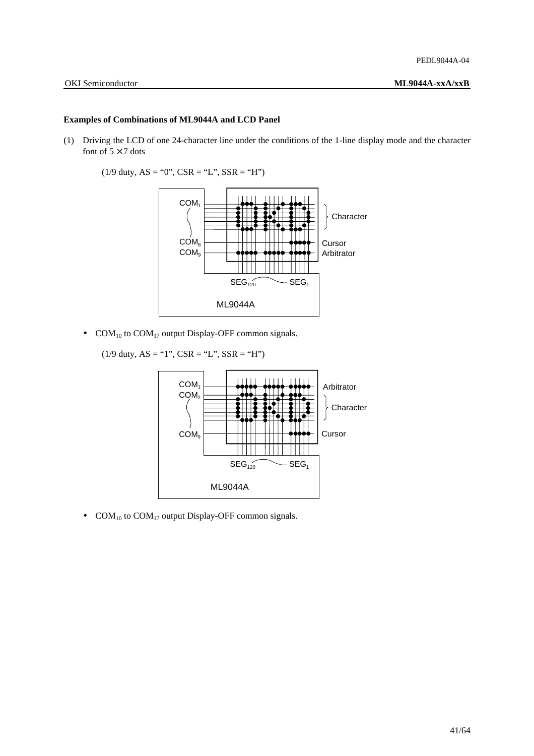### Examples of Combinations of ML9044A and LCD Panel

(1) Driving the LCD of one 24-character line under the conditions of the 1-line display mode and the character font of $5 \times 7$ dots

(1/9 duty, AS = "0", CSR = "L", SSR = "H")

- $COM_{10}$ to $COM_{17}$ output Display-OFF common signals.

(1/9 duty, AS = "1", CSR = "L", SSR = "H")

- $COM_{10}$ to $COM_{17}$ output Display-OFF common signals.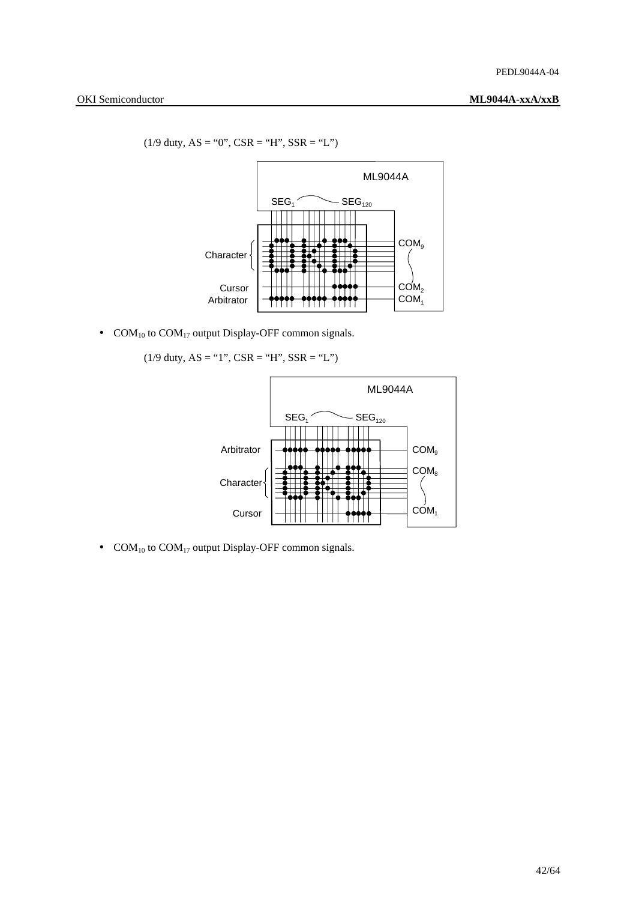(1/9 duty, AS = “0”, CSR = “H”, SSR = “L”)

ML9044A

$SEG_1$ — $SEG_{120}$

Character

Cursor

Arbitrator

$COM_9$

$COM_2$

$COM_1$

- $COM_{10}$ to $COM_{17}$ output Display-OFF common signals.

(1/9 duty, AS = “1”, CSR = “H”, SSR = “L”)

ML9044A

$SEG_1$ — $SEG_{120}$

Arbitrator

Character

Cursor

$COM_9$

$COM_8$

$COM_1$

- $COM_{10}$ to $COM_{17}$ output Display-OFF common signals.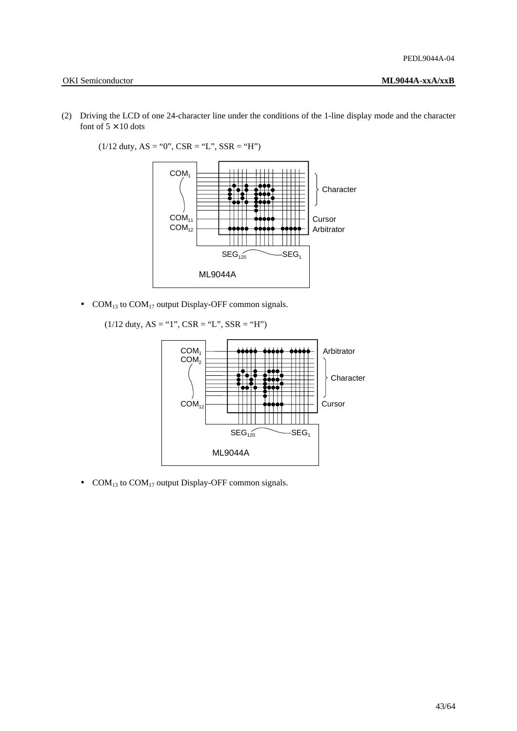(2) Driving the LCD of one 24-character line under the conditions of the 1-line display mode and the character font of 5 × 10 dots

(1/12 duty, AS = "0", CSR = "L", SSR = "H")

COM$_1$

COM$_{11}$
COM$_{12}$

Character

Cursor
Arbitrator

SEG$_{120}$ SEG$_1$

ML9044A

- COM$_{13}$ to COM$_{17}$ output Display-OFF common signals.

(1/12 duty, AS = "1", CSR = "L", SSR = "H")

COM$_1$
COM$_2$

COM$_{12}$

Arbitrator

Character

Cursor

SEG$_{120}$ SEG$_1$

ML9044A

- COM$_{13}$ to COM$_{17}$ output Display-OFF common signals.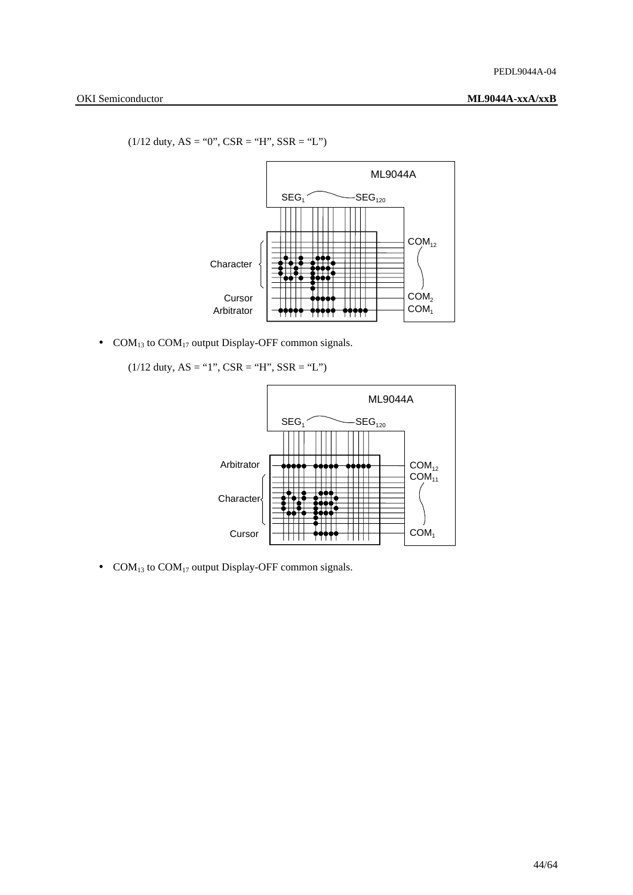(1/12 duty, AS = “0”, CSR = “H”, SSR = “L”)

- $COM_{13}$ to $COM_{17}$ output Display-OFF common signals.

(1/12 duty, AS = “1”, CSR = “H”, SSR = “L”)

- $COM_{13}$ to $COM_{17}$ output Display-OFF common signals.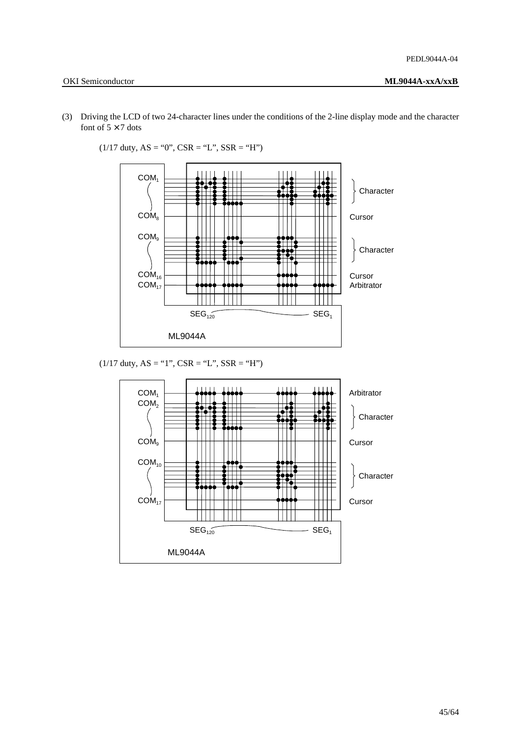(3) Driving the LCD of two 24-character lines under the conditions of the 2-line display mode and the character font of 5 × 7 dots

(1/17 duty, AS = "0", CSR = "L", SSR = "H")

COM1 … COM8: Character / Cursor
COM9 … COM16: Character / Cursor
COM17: Arbitrator

SEG120 … SEG1

ML9044A

(1/17 duty, AS = "1", CSR = "L", SSR = "H")

COM1: Arbitrator
COM2 … COM9: Character / Cursor
COM10 … COM17: Character / Cursor

SEG120 … SEG1

ML9044A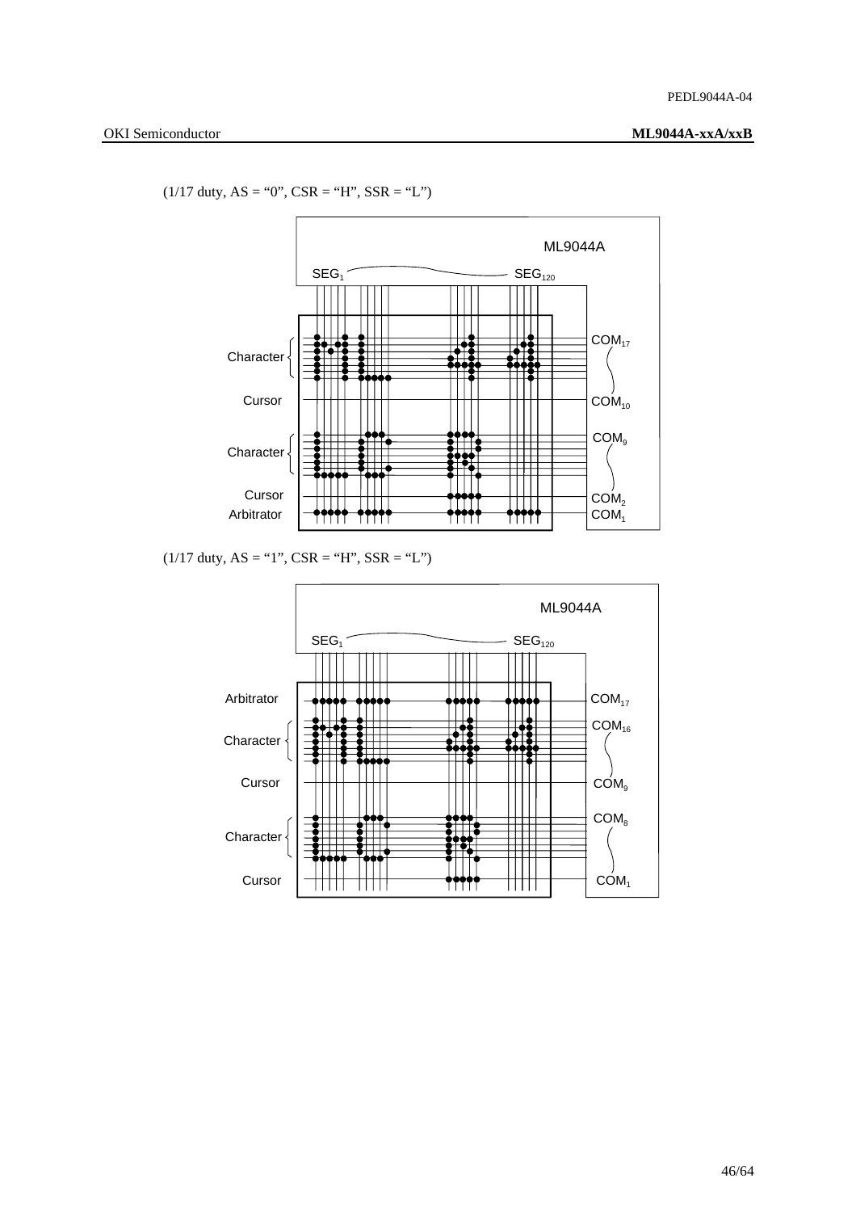(1/17 duty, AS = "0", CSR = "H", SSR = "L")

ML9044A

$SEG_1$ — $SEG_{120}$

Character — $COM_{17}$ to $COM_{10}$

Cursor — $COM_{10}$

Character — $COM_9$ to $COM_2$

Cursor — $COM_2$

Arbitrator — $COM_1$

(1/17 duty, AS = "1", CSR = "H", SSR = "L")

ML9044A

$SEG_1$ — $SEG_{120}$

Arbitrator — $COM_{17}$

Character — $COM_{16}$ to $COM_9$

Cursor — $COM_9$

Character — $COM_8$ to $COM_1$

Cursor — $COM_1$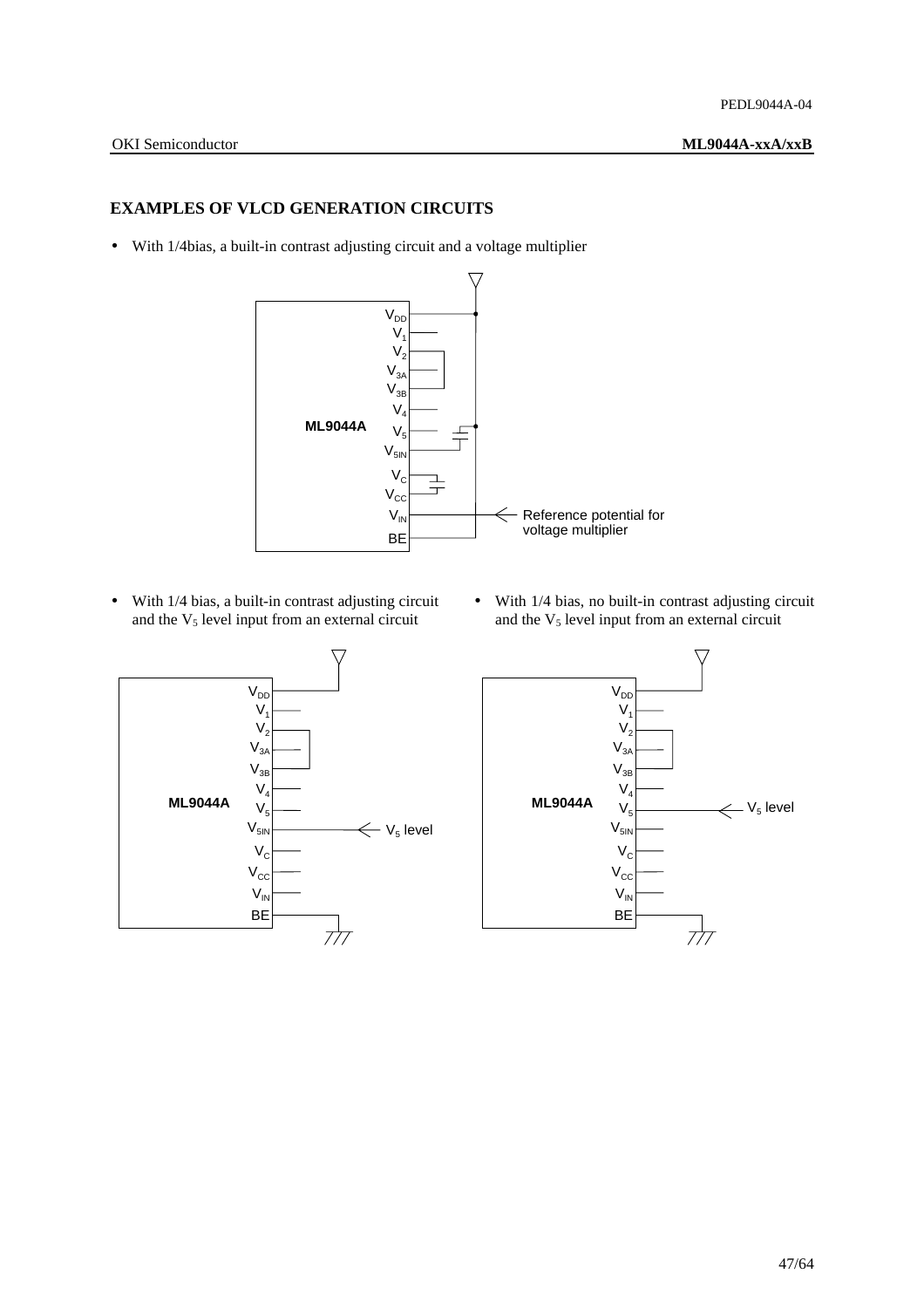## EXAMPLES OF VLCD GENERATION CIRCUITS

- With 1/4bias, a built-in contrast adjusting circuit and a voltage multiplier

ML9044A

$V_{DD}$, $V_1$, $V_2$, $V_{3A}$, $V_{3B}$, $V_4$, $V_5$, $V_{5IN}$, $V_C$, $V_{CC}$, $V_{IN}$, BE

Reference potential for voltage multiplier

- With 1/4 bias, a built-in contrast adjusting circuit and the $V_5$ level input from an external circuit

ML9044A

$V_{DD}$, $V_1$, $V_2$, $V_{3A}$, $V_{3B}$, $V_4$, $V_5$, $V_{5IN}$, $V_C$, $V_{CC}$, $V_{IN}$, BE

$V_5$ level

- With 1/4 bias, no built-in contrast adjusting circuit and the $V_5$ level input from an external circuit

ML9044A

$V_{DD}$, $V_1$, $V_2$, $V_{3A}$, $V_{3B}$, $V_4$, $V_5$, $V_{5IN}$, $V_C$, $V_{CC}$, $V_{IN}$, BE

$V_5$ level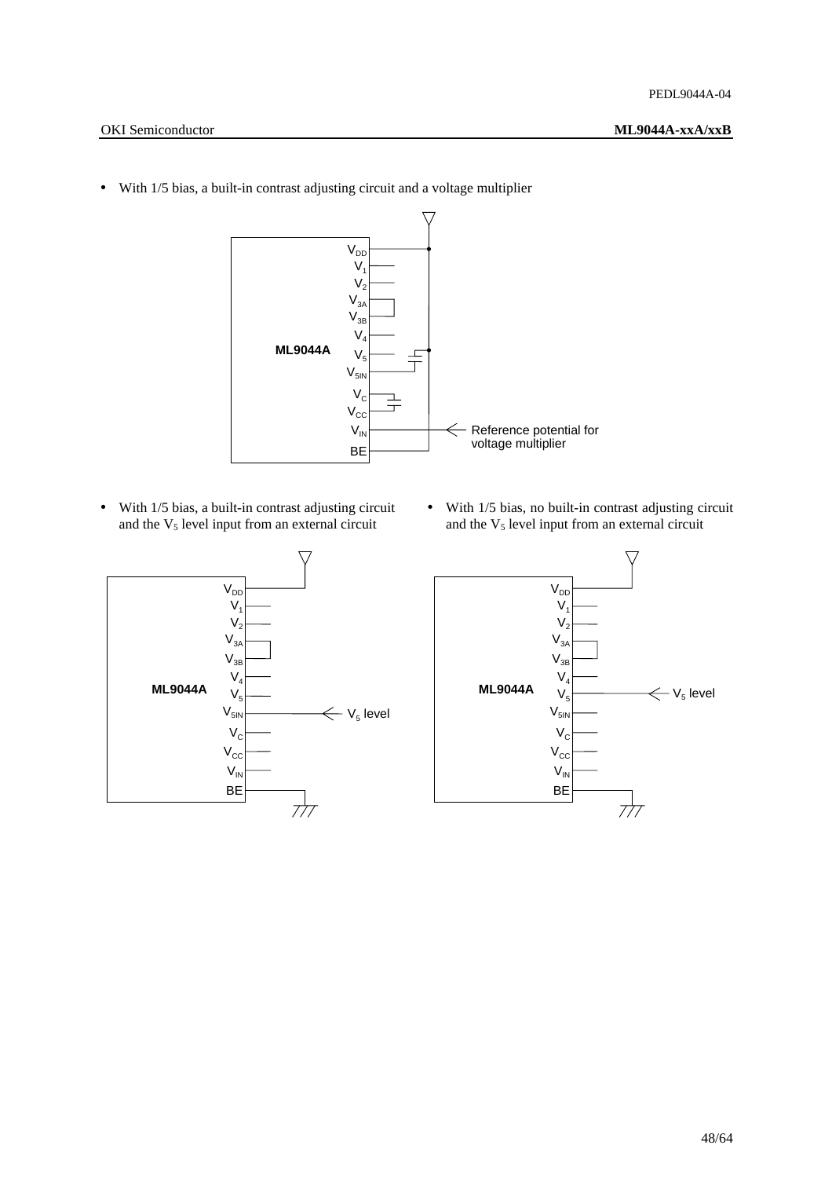- With 1/5 bias, a built-in contrast adjusting circuit and a voltage multiplier

ML9044A

$V_{DD}$, $V_1$, $V_2$, $V_{3A}$, $V_{3B}$, $V_4$, $V_5$, $V_{5IN}$, $V_C$, $V_{CC}$, $V_{IN}$, BE

Reference potential for voltage multiplier

- With 1/5 bias, a built-in contrast adjusting circuit and the $V_5$ level input from an external circuit

ML9044A

$V_{DD}$, $V_1$, $V_2$, $V_{3A}$, $V_{3B}$, $V_4$, $V_5$, $V_{5IN}$, $V_C$, $V_{CC}$, $V_{IN}$, BE

$V_5$ level

- With 1/5 bias, no built-in contrast adjusting circuit and the $V_5$ level input from an external circuit

ML9044A

$V_{DD}$, $V_1$, $V_2$, $V_{3A}$, $V_{3B}$, $V_4$, $V_5$, $V_{5IN}$, $V_C$, $V_{CC}$, $V_{IN}$, BE

$V_5$ level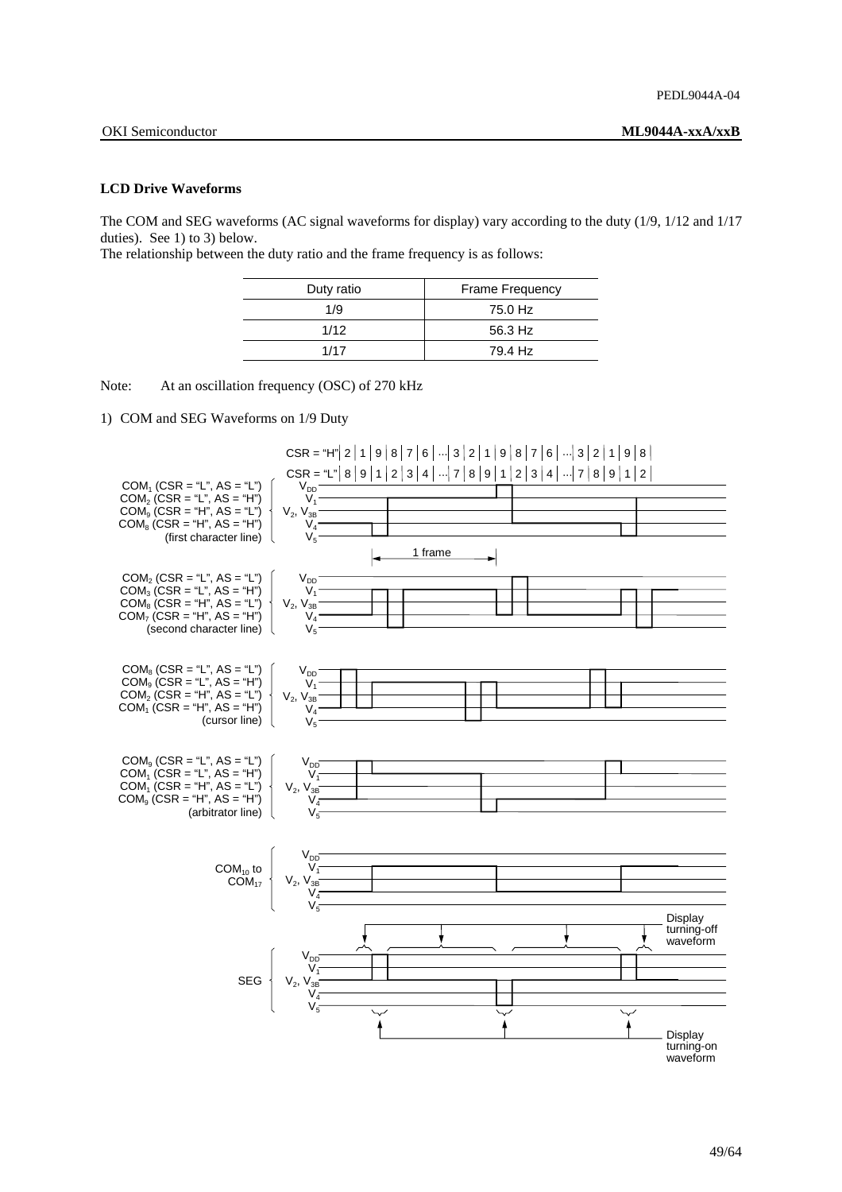### LCD Drive Waveforms

The COM and SEG waveforms (AC signal waveforms for display) vary according to the duty (1/9, 1/12 and 1/17 duties). See 1) to 3) below.
The relationship between the duty ratio and the frame frequency is as follows:

| Duty ratio | Frame Frequency |
|---|---|
| 1/9 | 75.0 Hz |
| 1/12 | 56.3 Hz |
| 1/17 | 79.4 Hz |

Note: At an oscillation frequency (OSC) of 270 kHz

1) COM and SEG Waveforms on 1/9 Duty

CSR = "H" | 2 | 1 | 9 | 8 | 7 | 6 | ... | 3 | 2 | 1 | 9 | 8 | 7 | 6 | ... | 3 | 2 | 1 | 9 | 8 |

CSR = "L" | 8 | 9 | 1 | 2 | 3 | 4 | ... | 7 | 8 | 9 | 1 | 2 | 3 | 4 | ... | 7 | 8 | 9 | 1 | 2 |

$COM_1$ (CSR = "L", AS = "L")
$COM_2$ (CSR = "L", AS = "H")
$COM_9$ (CSR = "H", AS = "L")
$COM_8$ (CSR = "H", AS = "H")
(first character line)

$V_{DD}$, $V_1$, $V_2$, $V_{3B}$, $V_4$, $V_5$

1 frame

$COM_2$ (CSR = "L", AS = "L")
$COM_3$ (CSR = "L", AS = "H")
$COM_8$ (CSR = "H", AS = "L")
$COM_7$ (CSR = "H", AS = "H")
(second character line)

$COM_8$ (CSR = "L", AS = "L")
$COM_9$ (CSR = "L", AS = "H")
$COM_2$ (CSR = "H", AS = "L")
$COM_1$ (CSR = "H", AS = "H")
(cursor line)

$COM_9$ (CSR = "L", AS = "L")
$COM_1$ (CSR = "L", AS = "H")
$COM_1$ (CSR = "H", AS = "L")
$COM_9$ (CSR = "H", AS = "H")
(arbitrator line)

$COM_{10}$ to $COM_{17}$

Display turning-off waveform

SEG

Display turning-on waveform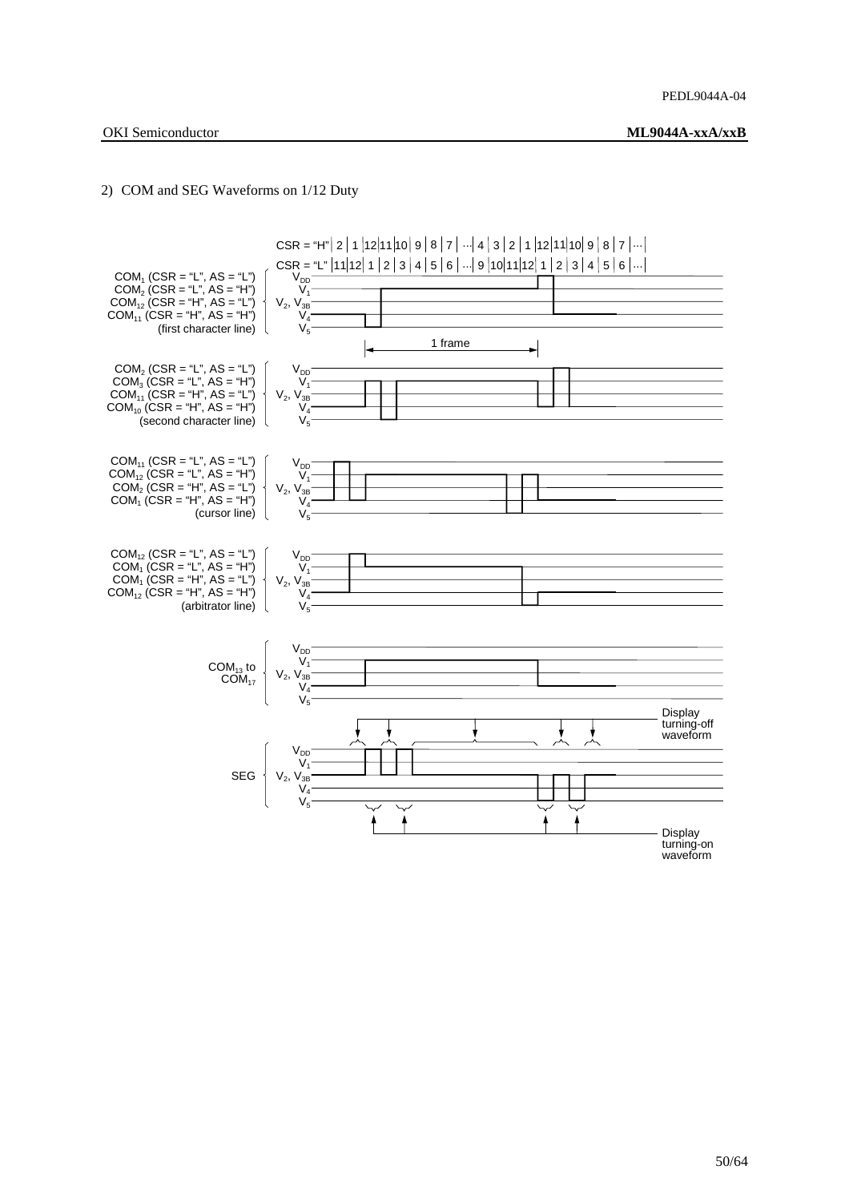2) COM and SEG Waveforms on 1/12 Duty

CSR = "H" | 2 | 1 | 12 | 11 | 10 | 9 | 8 | 7 | ... | 4 | 3 | 2 | 1 | 12 | 11 | 10 | 9 | 8 | 7 | ... |

CSR = "L" | 11 | 12 | 1 | 2 | 3 | 4 | 5 | 6 | ... | 9 | 10 | 11 | 12 | 1 | 2 | 3 | 4 | 5 | 6 | ... |

$COM_1$ (CSR = "L", AS = "L")
$COM_2$ (CSR = "L", AS = "H")
$COM_{12}$ (CSR = "H", AS = "L")
$COM_{11}$ (CSR = "H", AS = "H")
(first character line)

$V_{DD}$, $V_1$, $V_2$, $V_{3B}$, $V_4$, $V_5$

1 frame

$COM_2$ (CSR = "L", AS = "L")
$COM_3$ (CSR = "L", AS = "H")
$COM_{11}$ (CSR = "H", AS = "L")
$COM_{10}$ (CSR = "H", AS = "H")
(second character line)

$V_{DD}$, $V_1$, $V_2$, $V_{3B}$, $V_4$, $V_5$

$COM_{11}$ (CSR = "L", AS = "L")
$COM_{12}$ (CSR = "L", AS = "H")
$COM_2$ (CSR = "H", AS = "L")
$COM_1$ (CSR = "H", AS = "H")
(cursor line)

$V_{DD}$, $V_1$, $V_2$, $V_{3B}$, $V_4$, $V_5$

$COM_{12}$ (CSR = "L", AS = "L")
$COM_1$ (CSR = "L", AS = "H")
$COM_1$ (CSR = "H", AS = "L")
$COM_{12}$ (CSR = "H", AS = "H")
(arbitrator line)

$V_{DD}$, $V_1$, $V_2$, $V_{3B}$, $V_4$, $V_5$

$COM_{13}$ to $COM_{17}$

$V_{DD}$, $V_1$, $V_2$, $V_{3B}$, $V_4$, $V_5$

Display turning-off waveform

SEG

$V_{DD}$, $V_1$, $V_2$, $V_{3B}$, $V_4$, $V_5$

Display turning-on waveform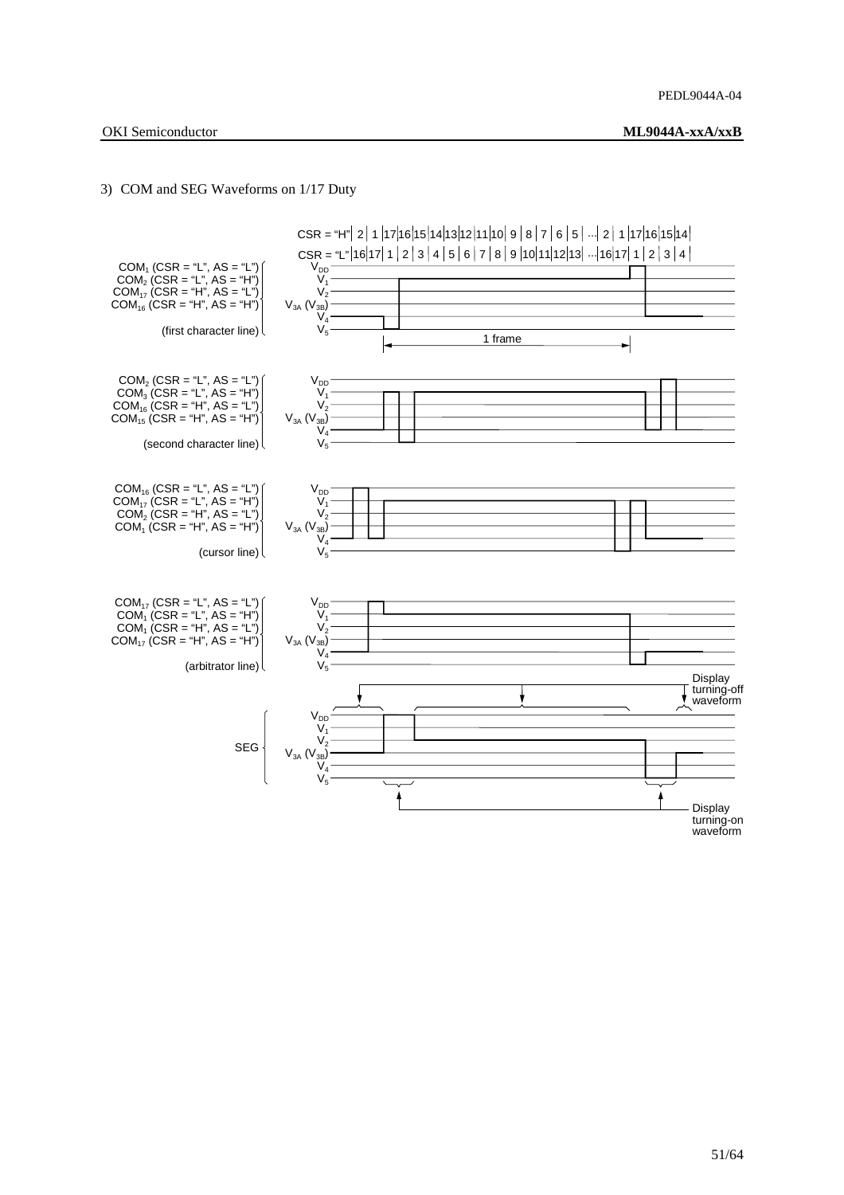3) COM and SEG Waveforms on 1/17 Duty

CSR = "H" | 2 | 1 | 17 | 16 | 15 | 14 | 13 | 12 | 11 | 10 | 9 | 8 | 7 | 6 | 5 | ... | 2 | 1 | 17 | 16 | 15 | 14 |

CSR = "L" | 16 | 17 | 1 | 2 | 3 | 4 | 5 | 6 | 7 | 8 | 9 | 10 | 11 | 12 | 13 | ... | 16 | 17 | 1 | 2 | 3 | 4 |

$COM_1$ (CSR = "L", AS = "L")
$COM_2$ (CSR = "L", AS = "H")
$COM_{17}$ (CSR = "H", AS = "L")
$COM_{16}$ (CSR = "H", AS = "H")
(first character line)

$V_{DD}$, $V_1$, $V_2$, $V_{3A}$ ($V_{3B}$), $V_4$, $V_5$

1 frame

$COM_2$ (CSR = "L", AS = "L")
$COM_3$ (CSR = "L", AS = "H")
$COM_{16}$ (CSR = "H", AS = "L")
$COM_{15}$ (CSR = "H", AS = "H")
(second character line)

$V_{DD}$, $V_1$, $V_2$, $V_{3A}$ ($V_{3B}$), $V_4$, $V_5$

$COM_{16}$ (CSR = "L", AS = "L")
$COM_{17}$ (CSR = "L", AS = "H")
$COM_2$ (CSR = "H", AS = "L")
$COM_1$ (CSR = "H", AS = "H")
(cursor line)

$V_{DD}$, $V_1$, $V_2$, $V_{3A}$ ($V_{3B}$), $V_4$, $V_5$

$COM_{17}$ (CSR = "L", AS = "L")
$COM_1$ (CSR = "L", AS = "H")
$COM_1$ (CSR = "H", AS = "L")
$COM_{17}$ (CSR = "H", AS = "H")
(arbitrator line)

$V_{DD}$, $V_1$, $V_2$, $V_{3A}$ ($V_{3B}$), $V_4$, $V_5$

Display turning-off waveform

SEG

$V_{DD}$, $V_1$, $V_2$, $V_{3A}$ ($V_{3B}$), $V_4$, $V_5$

Display turning-on waveform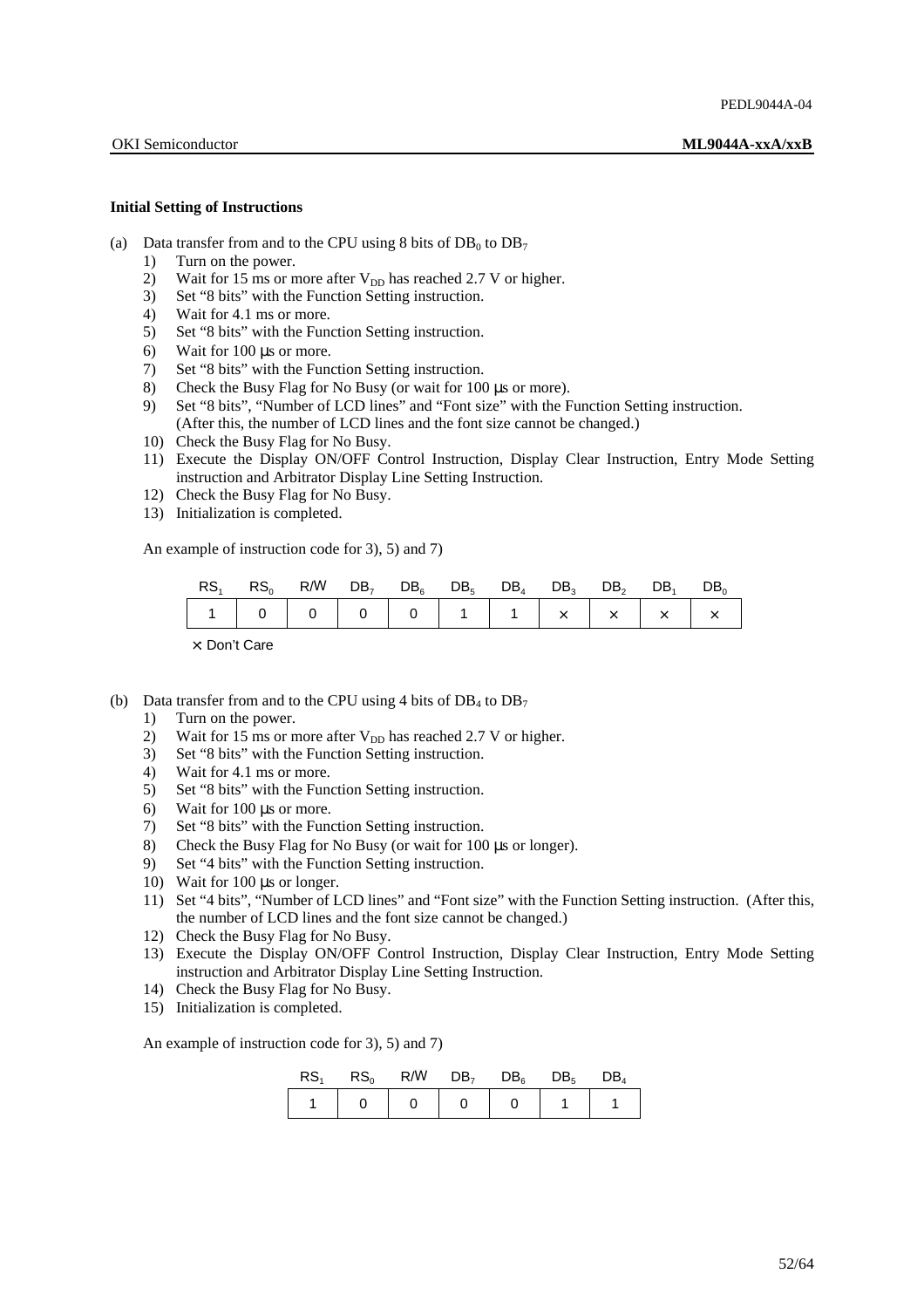#### Initial Setting of Instructions

(a) Data transfer from and to the CPU using 8 bits of $DB_0$ to $DB_7$

1) Turn on the power.
2) Wait for 15 ms or more after $V_{DD}$ has reached 2.7 V or higher.
3) Set "8 bits" with the Function Setting instruction.
4) Wait for 4.1 ms or more.
5) Set "8 bits" with the Function Setting instruction.
6) Wait for 100 µs or more.
7) Set "8 bits" with the Function Setting instruction.
8) Check the Busy Flag for No Busy (or wait for 100 µs or more).
9) Set "8 bits", "Number of LCD lines" and "Font size" with the Function Setting instruction. (After this, the number of LCD lines and the font size cannot be changed.)
10) Check the Busy Flag for No Busy.
11) Execute the Display ON/OFF Control Instruction, Display Clear Instruction, Entry Mode Setting instruction and Arbitrator Display Line Setting Instruction.
12) Check the Busy Flag for No Busy.
13) Initialization is completed.

An example of instruction code for 3), 5) and 7)

| $RS_1$ | $RS_0$ | R/W | $DB_7$ | $DB_6$ | $DB_5$ | $DB_4$ | $DB_3$ | $DB_2$ | $DB_1$ | $DB_0$ |
|---|---|---|---|---|---|---|---|---|---|---|
| 1 | 0 | 0 | 0 | 0 | 1 | 1 | × | × | × | × |

× Don't Care

(b) Data transfer from and to the CPU using 4 bits of $DB_4$ to $DB_7$

1) Turn on the power.
2) Wait for 15 ms or more after $V_{DD}$ has reached 2.7 V or higher.
3) Set "8 bits" with the Function Setting instruction.
4) Wait for 4.1 ms or more.
5) Set "8 bits" with the Function Setting instruction.
6) Wait for 100 µs or more.
7) Set "8 bits" with the Function Setting instruction.
8) Check the Busy Flag for No Busy (or wait for 100 µs or longer).
9) Set "4 bits" with the Function Setting instruction.
10) Wait for 100 µs or longer.
11) Set "4 bits", "Number of LCD lines" and "Font size" with the Function Setting instruction. (After this, the number of LCD lines and the font size cannot be changed.)
12) Check the Busy Flag for No Busy.
13) Execute the Display ON/OFF Control Instruction, Display Clear Instruction, Entry Mode Setting instruction and Arbitrator Display Line Setting Instruction.
14) Check the Busy Flag for No Busy.
15) Initialization is completed.

An example of instruction code for 3), 5) and 7)

| $RS_1$ | $RS_0$ | R/W | $DB_7$ | $DB_6$ | $DB_5$ | $DB_4$ |
|---|---|---|---|---|---|---|
| 1 | 0 | 0 | 0 | 0 | 1 | 1 |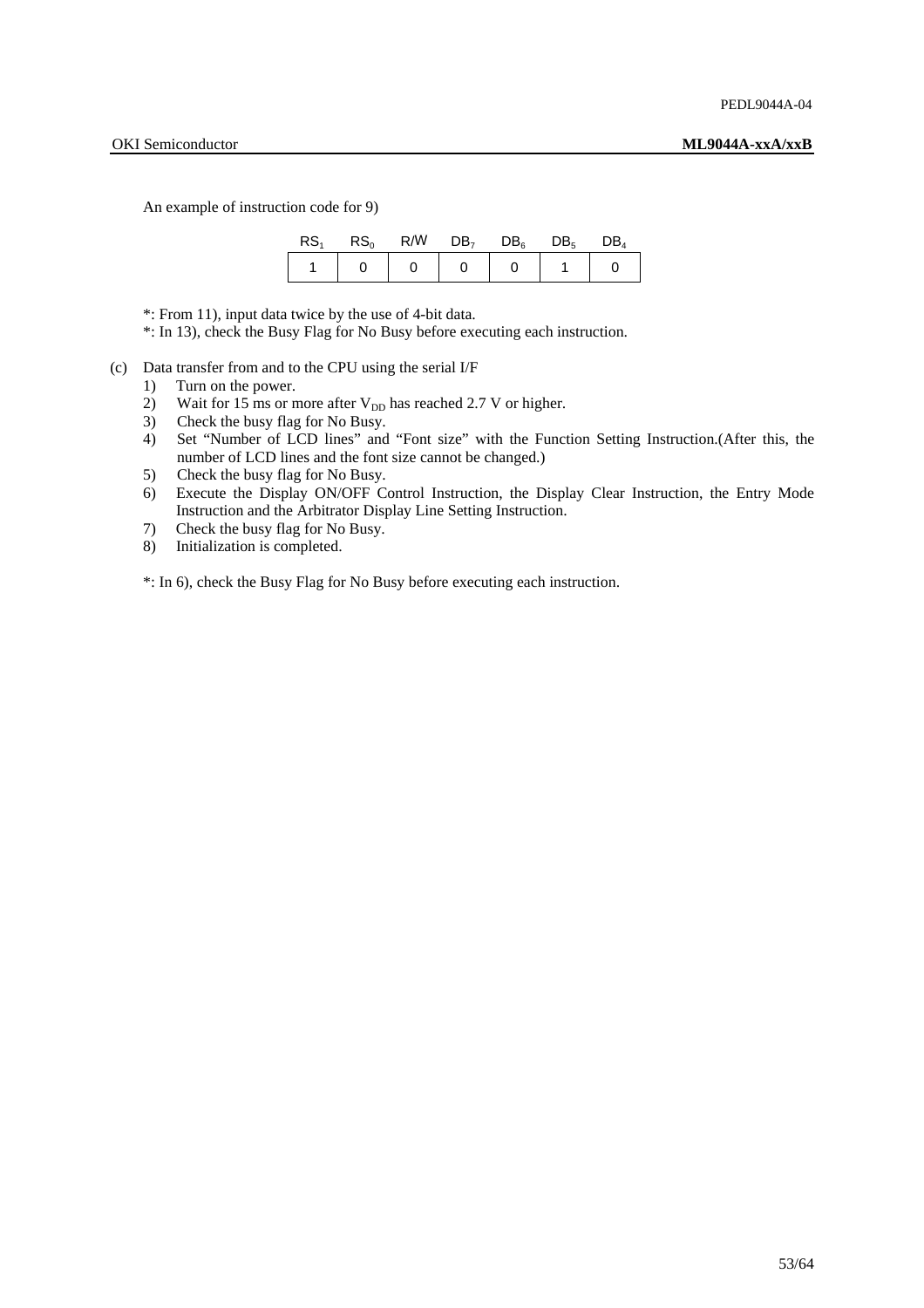An example of instruction code for 9)

| $RS_1$ | $RS_0$ | R/W | $DB_7$ | $DB_6$ | $DB_5$ | $DB_4$ |
|---|---|---|---|---|---|---|
| 1 | 0 | 0 | 0 | 0 | 1 | 0 |

*: From 11), input data twice by the use of 4-bit data.

*: In 13), check the Busy Flag for No Busy before executing each instruction.

(c) Data transfer from and to the CPU using the serial I/F

1) Turn on the power.
2) Wait for 15 ms or more after $V_{DD}$ has reached 2.7 V or higher.
3) Check the busy flag for No Busy.
4) Set "Number of LCD lines" and "Font size" with the Function Setting Instruction.(After this, the number of LCD lines and the font size cannot be changed.)
5) Check the busy flag for No Busy.
6) Execute the Display ON/OFF Control Instruction, the Display Clear Instruction, the Entry Mode Instruction and the Arbitrator Display Line Setting Instruction.
7) Check the busy flag for No Busy.
8) Initialization is completed.

*: In 6), check the Busy Flag for No Busy before executing each instruction.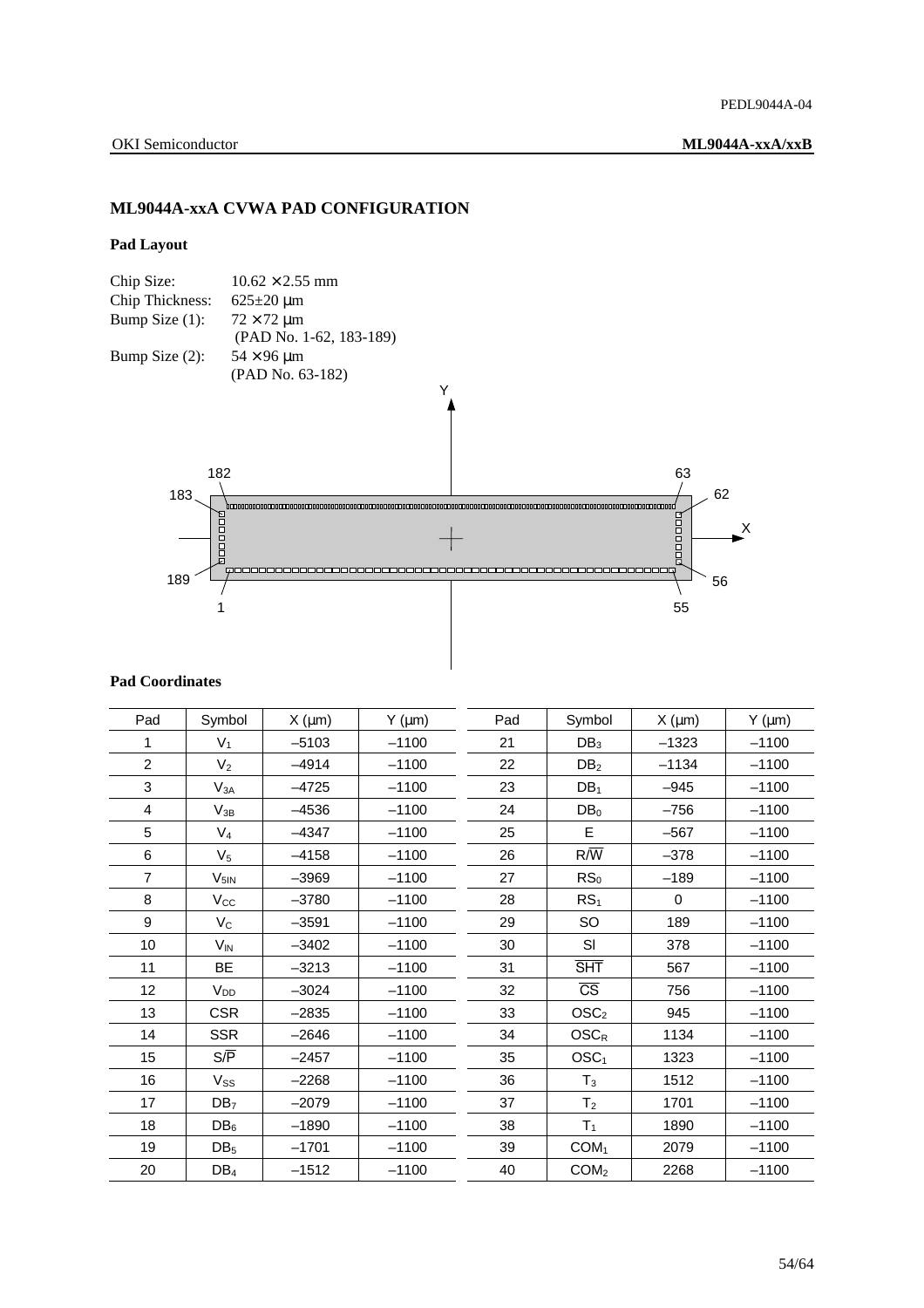## ML9044A-xxA CVWA PAD CONFIGURATION

### Pad Layout

Chip Size: 10.62 × 2.55 mm
Chip Thickness: 625±20 μm
Bump Size (1): 72 × 72 μm
(PAD No. 1-62, 183-189)
Bump Size (2): 54 × 96 μm
(PAD No. 63-182)

### Pad Coordinates

| Pad | Symbol | X (μm) | Y (μm) | Pad | Symbol | X (μm) | Y (μm) |
|---|---|---|---|---|---|---|---|
| 1 | $V_1$ | –5103 | –1100 | 21 | $DB_3$ | –1323 | –1100 |
| 2 | $V_2$ | –4914 | –1100 | 22 | $DB_2$ | –1134 | –1100 |
| 3 | $V_{3A}$ | –4725 | –1100 | 23 | $DB_1$ | –945 | –1100 |
| 4 | $V_{3B}$ | –4536 | –1100 | 24 | $DB_0$ | –756 | –1100 |
| 5 | $V_4$ | –4347 | –1100 | 25 | E | –567 | –1100 |
| 6 | $V_5$ | –4158 | –1100 | 26 | $R/\overline{W}$ | –378 | –1100 |
| 7 | $V_{5IN}$ | –3969 | –1100 | 27 | $RS_0$ | –189 | –1100 |
| 8 | $V_{CC}$ | –3780 | –1100 | 28 | $RS_1$ | 0 | –1100 |
| 9 | $V_C$ | –3591 | –1100 | 29 | SO | 189 | –1100 |
| 10 | $V_{IN}$ | –3402 | –1100 | 30 | SI | 378 | –1100 |
| 11 | BE | –3213 | –1100 | 31 | $\overline{SHT}$ | 567 | –1100 |
| 12 | $V_{DD}$ | –3024 | –1100 | 32 | $\overline{CS}$ | 756 | –1100 |
| 13 | CSR | –2835 | –1100 | 33 | $OSC_2$ | 945 | –1100 |
| 14 | SSR | –2646 | –1100 | 34 | $OSC_R$ | 1134 | –1100 |
| 15 | $S/\overline{P}$ | –2457 | –1100 | 35 | $OSC_1$ | 1323 | –1100 |
| 16 | $V_{SS}$ | –2268 | –1100 | 36 | $T_3$ | 1512 | –1100 |
| 17 | $DB_7$ | –2079 | –1100 | 37 | $T_2$ | 1701 | –1100 |
| 18 | $DB_6$ | –1890 | –1100 | 38 | $T_1$ | 1890 | –1100 |
| 19 | $DB_5$ | –1701 | –1100 | 39 | $COM_1$ | 2079 | –1100 |
| 20 | $DB_4$ | –1512 | –1100 | 40 | $COM_2$ | 2268 | –1100 |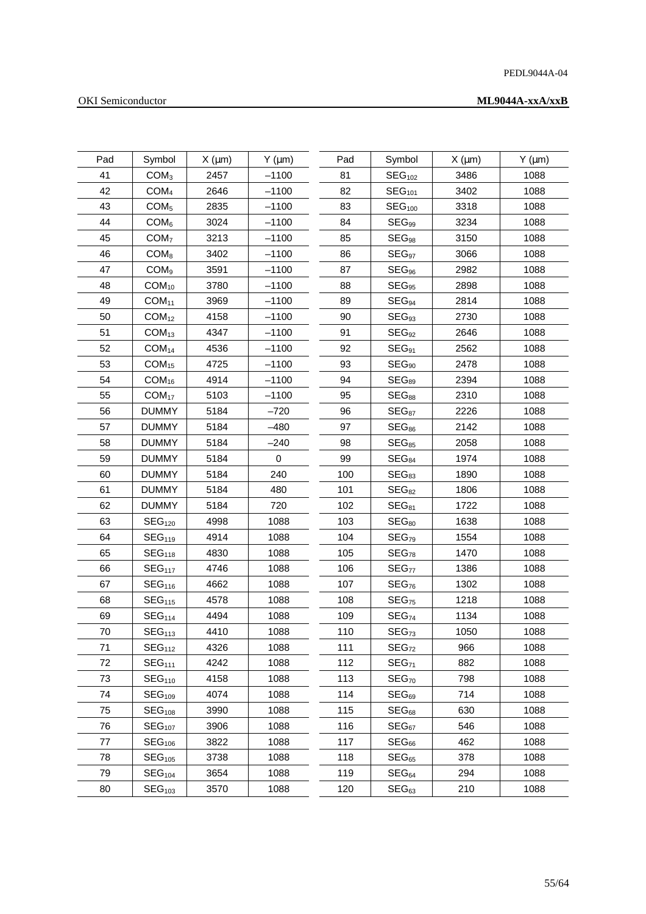| Pad | Symbol | X (µm) | Y (µm) | Pad | Symbol | X (µm) | Y (µm) |
|---|---|---|---|---|---|---|---|
| 41 | $COM_3$ | 2457 | –1100 | 81 | $SEG_{102}$ | 3486 | 1088 |
| 42 | $COM_4$ | 2646 | –1100 | 82 | $SEG_{101}$ | 3402 | 1088 |
| 43 | $COM_5$ | 2835 | –1100 | 83 | $SEG_{100}$ | 3318 | 1088 |
| 44 | $COM_6$ | 3024 | –1100 | 84 | $SEG_{99}$ | 3234 | 1088 |
| 45 | $COM_7$ | 3213 | –1100 | 85 | $SEG_{98}$ | 3150 | 1088 |
| 46 | $COM_8$ | 3402 | –1100 | 86 | $SEG_{97}$ | 3066 | 1088 |
| 47 | $COM_9$ | 3591 | –1100 | 87 | $SEG_{96}$ | 2982 | 1088 |
| 48 | $COM_{10}$ | 3780 | –1100 | 88 | $SEG_{95}$ | 2898 | 1088 |
| 49 | $COM_{11}$ | 3969 | –1100 | 89 | $SEG_{94}$ | 2814 | 1088 |
| 50 | $COM_{12}$ | 4158 | –1100 | 90 | $SEG_{93}$ | 2730 | 1088 |
| 51 | $COM_{13}$ | 4347 | –1100 | 91 | $SEG_{92}$ | 2646 | 1088 |
| 52 | $COM_{14}$ | 4536 | –1100 | 92 | $SEG_{91}$ | 2562 | 1088 |
| 53 | $COM_{15}$ | 4725 | –1100 | 93 | $SEG_{90}$ | 2478 | 1088 |
| 54 | $COM_{16}$ | 4914 | –1100 | 94 | $SEG_{89}$ | 2394 | 1088 |
| 55 | $COM_{17}$ | 5103 | –1100 | 95 | $SEG_{88}$ | 2310 | 1088 |
| 56 | DUMMY | 5184 | –720 | 96 | $SEG_{87}$ | 2226 | 1088 |
| 57 | DUMMY | 5184 | –480 | 97 | $SEG_{86}$ | 2142 | 1088 |
| 58 | DUMMY | 5184 | –240 | 98 | $SEG_{85}$ | 2058 | 1088 |
| 59 | DUMMY | 5184 | 0 | 99 | $SEG_{84}$ | 1974 | 1088 |
| 60 | DUMMY | 5184 | 240 | 100 | $SEG_{83}$ | 1890 | 1088 |
| 61 | DUMMY | 5184 | 480 | 101 | $SEG_{82}$ | 1806 | 1088 |
| 62 | DUMMY | 5184 | 720 | 102 | $SEG_{81}$ | 1722 | 1088 |
| 63 | $SEG_{120}$ | 4998 | 1088 | 103 | $SEG_{80}$ | 1638 | 1088 |
| 64 | $SEG_{119}$ | 4914 | 1088 | 104 | $SEG_{79}$ | 1554 | 1088 |
| 65 | $SEG_{118}$ | 4830 | 1088 | 105 | $SEG_{78}$ | 1470 | 1088 |
| 66 | $SEG_{117}$ | 4746 | 1088 | 106 | $SEG_{77}$ | 1386 | 1088 |
| 67 | $SEG_{116}$ | 4662 | 1088 | 107 | $SEG_{76}$ | 1302 | 1088 |
| 68 | $SEG_{115}$ | 4578 | 1088 | 108 | $SEG_{75}$ | 1218 | 1088 |
| 69 | $SEG_{114}$ | 4494 | 1088 | 109 | $SEG_{74}$ | 1134 | 1088 |
| 70 | $SEG_{113}$ | 4410 | 1088 | 110 | $SEG_{73}$ | 1050 | 1088 |
| 71 | $SEG_{112}$ | 4326 | 1088 | 111 | $SEG_{72}$ | 966 | 1088 |
| 72 | $SEG_{111}$ | 4242 | 1088 | 112 | $SEG_{71}$ | 882 | 1088 |
| 73 | $SEG_{110}$ | 4158 | 1088 | 113 | $SEG_{70}$ | 798 | 1088 |
| 74 | $SEG_{109}$ | 4074 | 1088 | 114 | $SEG_{69}$ | 714 | 1088 |
| 75 | $SEG_{108}$ | 3990 | 1088 | 115 | $SEG_{68}$ | 630 | 1088 |
| 76 | $SEG_{107}$ | 3906 | 1088 | 116 | $SEG_{67}$ | 546 | 1088 |
| 77 | $SEG_{106}$ | 3822 | 1088 | 117 | $SEG_{66}$ | 462 | 1088 |
| 78 | $SEG_{105}$ | 3738 | 1088 | 118 | $SEG_{65}$ | 378 | 1088 |
| 79 | $SEG_{104}$ | 3654 | 1088 | 119 | $SEG_{64}$ | 294 | 1088 |
| 80 | $SEG_{103}$ | 3570 | 1088 | 120 | $SEG_{63}$ | 210 | 1088 |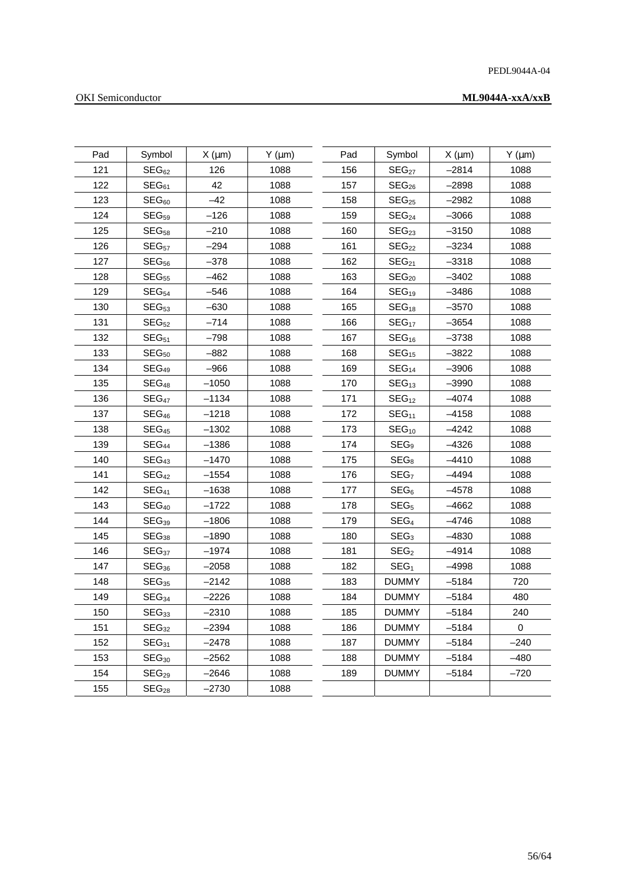| Pad | Symbol | X (µm) | Y (µm) | Pad | Symbol | X (µm) | Y (µm) |
|---|---|---|---|---|---|---|---|
| 121 | $SEG_{62}$ | 126 | 1088 | 156 | $SEG_{27}$ | –2814 | 1088 |
| 122 | $SEG_{61}$ | 42 | 1088 | 157 | $SEG_{26}$ | –2898 | 1088 |
| 123 | $SEG_{60}$ | –42 | 1088 | 158 | $SEG_{25}$ | –2982 | 1088 |
| 124 | $SEG_{59}$ | –126 | 1088 | 159 | $SEG_{24}$ | –3066 | 1088 |
| 125 | $SEG_{58}$ | –210 | 1088 | 160 | $SEG_{23}$ | –3150 | 1088 |
| 126 | $SEG_{57}$ | –294 | 1088 | 161 | $SEG_{22}$ | –3234 | 1088 |
| 127 | $SEG_{56}$ | –378 | 1088 | 162 | $SEG_{21}$ | –3318 | 1088 |
| 128 | $SEG_{55}$ | –462 | 1088 | 163 | $SEG_{20}$ | –3402 | 1088 |
| 129 | $SEG_{54}$ | –546 | 1088 | 164 | $SEG_{19}$ | –3486 | 1088 |
| 130 | $SEG_{53}$ | –630 | 1088 | 165 | $SEG_{18}$ | –3570 | 1088 |
| 131 | $SEG_{52}$ | –714 | 1088 | 166 | $SEG_{17}$ | –3654 | 1088 |
| 132 | $SEG_{51}$ | –798 | 1088 | 167 | $SEG_{16}$ | –3738 | 1088 |
| 133 | $SEG_{50}$ | –882 | 1088 | 168 | $SEG_{15}$ | –3822 | 1088 |
| 134 | $SEG_{49}$ | –966 | 1088 | 169 | $SEG_{14}$ | –3906 | 1088 |
| 135 | $SEG_{48}$ | –1050 | 1088 | 170 | $SEG_{13}$ | –3990 | 1088 |
| 136 | $SEG_{47}$ | –1134 | 1088 | 171 | $SEG_{12}$ | –4074 | 1088 |
| 137 | $SEG_{46}$ | –1218 | 1088 | 172 | $SEG_{11}$ | –4158 | 1088 |
| 138 | $SEG_{45}$ | –1302 | 1088 | 173 | $SEG_{10}$ | –4242 | 1088 |
| 139 | $SEG_{44}$ | –1386 | 1088 | 174 | $SEG_{9}$ | –4326 | 1088 |
| 140 | $SEG_{43}$ | –1470 | 1088 | 175 | $SEG_{8}$ | –4410 | 1088 |
| 141 | $SEG_{42}$ | –1554 | 1088 | 176 | $SEG_{7}$ | –4494 | 1088 |
| 142 | $SEG_{41}$ | –1638 | 1088 | 177 | $SEG_{6}$ | –4578 | 1088 |
| 143 | $SEG_{40}$ | –1722 | 1088 | 178 | $SEG_{5}$ | –4662 | 1088 |
| 144 | $SEG_{39}$ | –1806 | 1088 | 179 | $SEG_{4}$ | –4746 | 1088 |
| 145 | $SEG_{38}$ | –1890 | 1088 | 180 | $SEG_{3}$ | –4830 | 1088 |
| 146 | $SEG_{37}$ | –1974 | 1088 | 181 | $SEG_{2}$ | –4914 | 1088 |
| 147 | $SEG_{36}$ | –2058 | 1088 | 182 | $SEG_{1}$ | –4998 | 1088 |
| 148 | $SEG_{35}$ | –2142 | 1088 | 183 | DUMMY | –5184 | 720 |
| 149 | $SEG_{34}$ | –2226 | 1088 | 184 | DUMMY | –5184 | 480 |
| 150 | $SEG_{33}$ | –2310 | 1088 | 185 | DUMMY | –5184 | 240 |
| 151 | $SEG_{32}$ | –2394 | 1088 | 186 | DUMMY | –5184 | 0 |
| 152 | $SEG_{31}$ | –2478 | 1088 | 187 | DUMMY | –5184 | –240 |
| 153 | $SEG_{30}$ | –2562 | 1088 | 188 | DUMMY | –5184 | –480 |
| 154 | $SEG_{29}$ | –2646 | 1088 | 189 | DUMMY | –5184 | –720 |
| 155 | $SEG_{28}$ | –2730 | 1088 | | | | |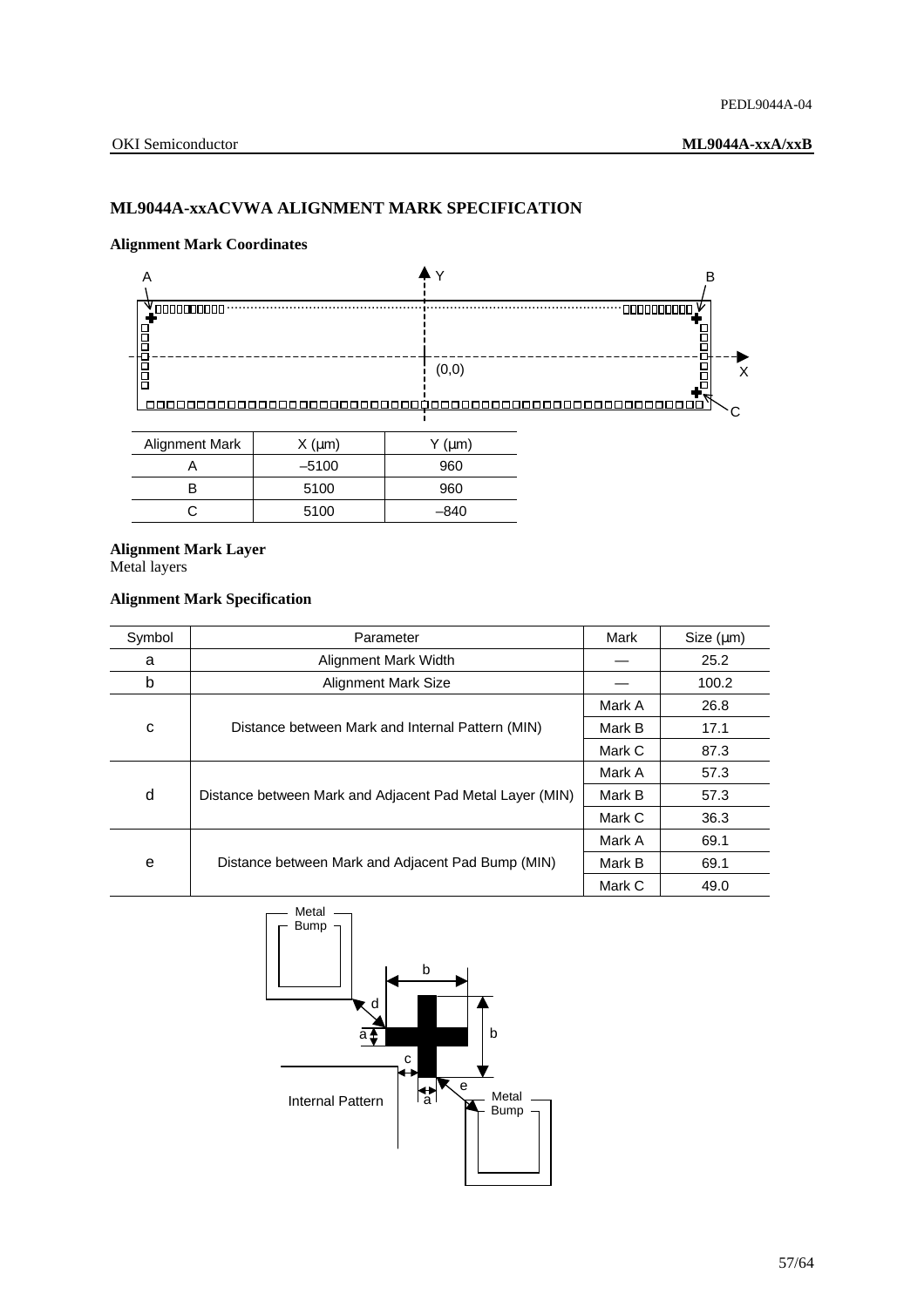## ML9044A-xxACVWA ALIGNMENT MARK SPECIFICATION

### Alignment Mark Coordinates

| Alignment Mark | X (µm) | Y (µm) |
|---|---|---|
| A | –5100 | 960 |
| B | 5100 | 960 |
| C | 5100 | –840 |

### Alignment Mark Layer

Metal layers

### Alignment Mark Specification

| Symbol | Parameter | Mark | Size (µm) |
|---|---|---|---|
| a | Alignment Mark Width | — | 25.2 |
| b | Alignment Mark Size | — | 100.2 |
| c | Distance between Mark and Internal Pattern (MIN) | Mark A | 26.8 |
| | | Mark B | 17.1 |
| | | Mark C | 87.3 |
| d | Distance between Mark and Adjacent Pad Metal Layer (MIN) | Mark A | 57.3 |
| | | Mark B | 57.3 |
| | | Mark C | 36.3 |
| e | Distance between Mark and Adjacent Pad Bump (MIN) | Mark A | 69.1 |
| | | Mark B | 69.1 |
| | | Mark C | 49.0 |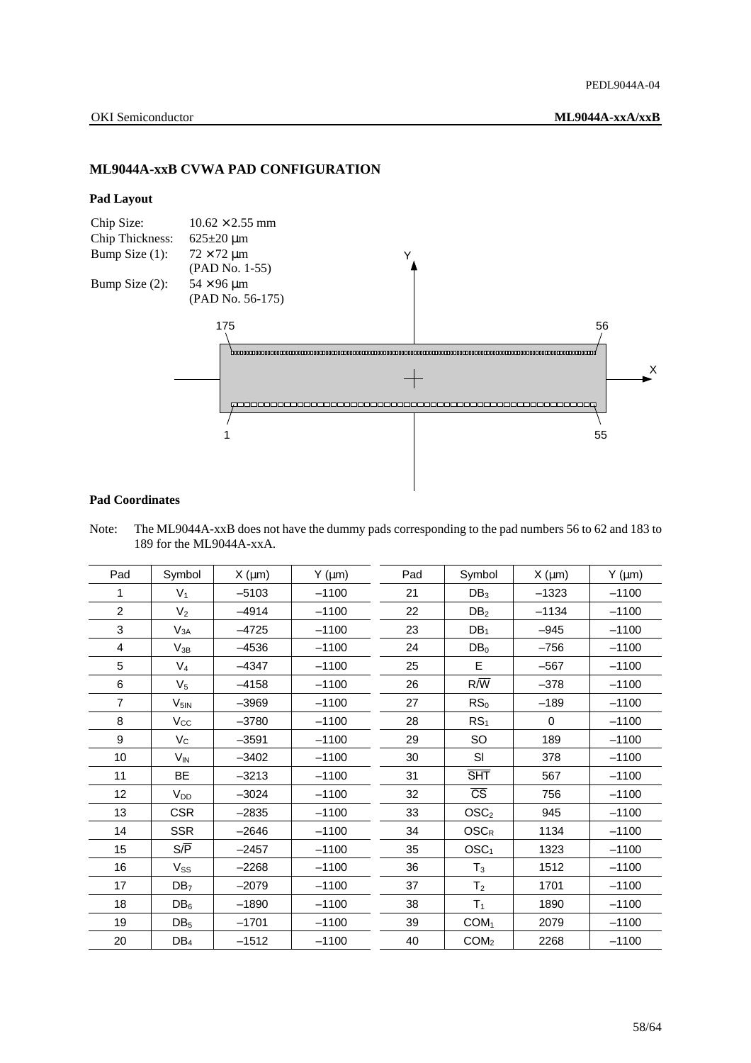## ML9044A-xxB CVWA PAD CONFIGURATION

### Pad Layout

Chip Size: 10.62 × 2.55 mm
Chip Thickness: 625±20 μm
Bump Size (1): 72 × 72 μm (PAD No. 1-55)
Bump Size (2): 54 × 96 μm (PAD No. 56-175)

### Pad Coordinates

Note: The ML9044A-xxB does not have the dummy pads corresponding to the pad numbers 56 to 62 and 183 to 189 for the ML9044A-xxA.

| Pad | Symbol | X (μm) | Y (μm) | Pad | Symbol | X (μm) | Y (μm) |
|---|---|---|---|---|---|---|---|
| 1 | $V_1$ | –5103 | –1100 | 21 | $DB_3$ | –1323 | –1100 |
| 2 | $V_2$ | –4914 | –1100 | 22 | $DB_2$ | –1134 | –1100 |
| 3 | $V_{3A}$ | –4725 | –1100 | 23 | $DB_1$ | –945 | –1100 |
| 4 | $V_{3B}$ | –4536 | –1100 | 24 | $DB_0$ | –756 | –1100 |
| 5 | $V_4$ | –4347 | –1100 | 25 | E | –567 | –1100 |
| 6 | $V_5$ | –4158 | –1100 | 26 | $R/\overline{W}$ | –378 | –1100 |
| 7 | $V_{5IN}$ | –3969 | –1100 | 27 | $RS_0$ | –189 | –1100 |
| 8 | $V_{CC}$ | –3780 | –1100 | 28 | $RS_1$ | 0 | –1100 |
| 9 | $V_C$ | –3591 | –1100 | 29 | SO | 189 | –1100 |
| 10 | $V_{IN}$ | –3402 | –1100 | 30 | SI | 378 | –1100 |
| 11 | BE | –3213 | –1100 | 31 | $\overline{SHT}$ | 567 | –1100 |
| 12 | $V_{DD}$ | –3024 | –1100 | 32 | $\overline{CS}$ | 756 | –1100 |
| 13 | CSR | –2835 | –1100 | 33 | $OSC_2$ | 945 | –1100 |
| 14 | SSR | –2646 | –1100 | 34 | $OSC_R$ | 1134 | –1100 |
| 15 | $S/\overline{P}$ | –2457 | –1100 | 35 | $OSC_1$ | 1323 | –1100 |
| 16 | $V_{SS}$ | –2268 | –1100 | 36 | $T_3$ | 1512 | –1100 |
| 17 | $DB_7$ | –2079 | –1100 | 37 | $T_2$ | 1701 | –1100 |
| 18 | $DB_6$ | –1890 | –1100 | 38 | $T_1$ | 1890 | –1100 |
| 19 | $DB_5$ | –1701 | –1100 | 39 | $COM_1$ | 2079 | –1100 |
| 20 | $DB_4$ | –1512 | –1100 | 40 | $COM_2$ | 2268 | –1100 |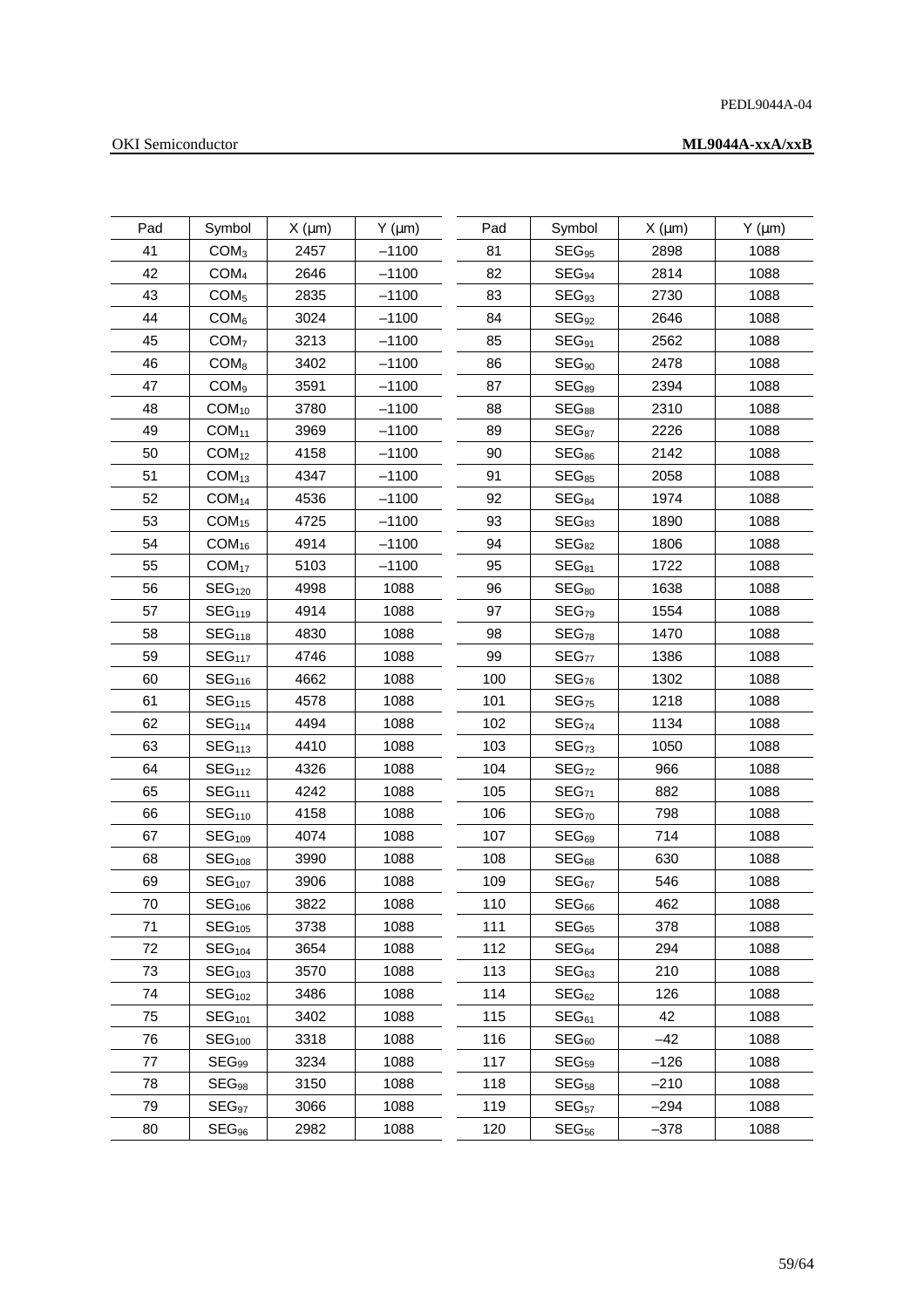| Pad | Symbol | X (µm) | Y (µm) | Pad | Symbol | X (µm) | Y (µm) |
|---|---|---|---|---|---|---|---|
| 41 | $COM_3$ | 2457 | –1100 | 81 | $SEG_{95}$ | 2898 | 1088 |
| 42 | $COM_4$ | 2646 | –1100 | 82 | $SEG_{94}$ | 2814 | 1088 |
| 43 | $COM_5$ | 2835 | –1100 | 83 | $SEG_{93}$ | 2730 | 1088 |
| 44 | $COM_6$ | 3024 | –1100 | 84 | $SEG_{92}$ | 2646 | 1088 |
| 45 | $COM_7$ | 3213 | –1100 | 85 | $SEG_{91}$ | 2562 | 1088 |
| 46 | $COM_8$ | 3402 | –1100 | 86 | $SEG_{90}$ | 2478 | 1088 |
| 47 | $COM_9$ | 3591 | –1100 | 87 | $SEG_{89}$ | 2394 | 1088 |
| 48 | $COM_{10}$ | 3780 | –1100 | 88 | $SEG_{88}$ | 2310 | 1088 |
| 49 | $COM_{11}$ | 3969 | –1100 | 89 | $SEG_{87}$ | 2226 | 1088 |
| 50 | $COM_{12}$ | 4158 | –1100 | 90 | $SEG_{86}$ | 2142 | 1088 |
| 51 | $COM_{13}$ | 4347 | –1100 | 91 | $SEG_{85}$ | 2058 | 1088 |
| 52 | $COM_{14}$ | 4536 | –1100 | 92 | $SEG_{84}$ | 1974 | 1088 |
| 53 | $COM_{15}$ | 4725 | –1100 | 93 | $SEG_{83}$ | 1890 | 1088 |
| 54 | $COM_{16}$ | 4914 | –1100 | 94 | $SEG_{82}$ | 1806 | 1088 |
| 55 | $COM_{17}$ | 5103 | –1100 | 95 | $SEG_{81}$ | 1722 | 1088 |
| 56 | $SEG_{120}$ | 4998 | 1088 | 96 | $SEG_{80}$ | 1638 | 1088 |
| 57 | $SEG_{119}$ | 4914 | 1088 | 97 | $SEG_{79}$ | 1554 | 1088 |
| 58 | $SEG_{118}$ | 4830 | 1088 | 98 | $SEG_{78}$ | 1470 | 1088 |
| 59 | $SEG_{117}$ | 4746 | 1088 | 99 | $SEG_{77}$ | 1386 | 1088 |
| 60 | $SEG_{116}$ | 4662 | 1088 | 100 | $SEG_{76}$ | 1302 | 1088 |
| 61 | $SEG_{115}$ | 4578 | 1088 | 101 | $SEG_{75}$ | 1218 | 1088 |
| 62 | $SEG_{114}$ | 4494 | 1088 | 102 | $SEG_{74}$ | 1134 | 1088 |
| 63 | $SEG_{113}$ | 4410 | 1088 | 103 | $SEG_{73}$ | 1050 | 1088 |
| 64 | $SEG_{112}$ | 4326 | 1088 | 104 | $SEG_{72}$ | 966 | 1088 |
| 65 | $SEG_{111}$ | 4242 | 1088 | 105 | $SEG_{71}$ | 882 | 1088 |
| 66 | $SEG_{110}$ | 4158 | 1088 | 106 | $SEG_{70}$ | 798 | 1088 |
| 67 | $SEG_{109}$ | 4074 | 1088 | 107 | $SEG_{69}$ | 714 | 1088 |
| 68 | $SEG_{108}$ | 3990 | 1088 | 108 | $SEG_{68}$ | 630 | 1088 |
| 69 | $SEG_{107}$ | 3906 | 1088 | 109 | $SEG_{67}$ | 546 | 1088 |
| 70 | $SEG_{106}$ | 3822 | 1088 | 110 | $SEG_{66}$ | 462 | 1088 |
| 71 | $SEG_{105}$ | 3738 | 1088 | 111 | $SEG_{65}$ | 378 | 1088 |
| 72 | $SEG_{104}$ | 3654 | 1088 | 112 | $SEG_{64}$ | 294 | 1088 |
| 73 | $SEG_{103}$ | 3570 | 1088 | 113 | $SEG_{63}$ | 210 | 1088 |
| 74 | $SEG_{102}$ | 3486 | 1088 | 114 | $SEG_{62}$ | 126 | 1088 |
| 75 | $SEG_{101}$ | 3402 | 1088 | 115 | $SEG_{61}$ | 42 | 1088 |
| 76 | $SEG_{100}$ | 3318 | 1088 | 116 | $SEG_{60}$ | –42 | 1088 |
| 77 | $SEG_{99}$ | 3234 | 1088 | 117 | $SEG_{59}$ | –126 | 1088 |
| 78 | $SEG_{98}$ | 3150 | 1088 | 118 | $SEG_{58}$ | –210 | 1088 |
| 79 | $SEG_{97}$ | 3066 | 1088 | 119 | $SEG_{57}$ | –294 | 1088 |
| 80 | $SEG_{96}$ | 2982 | 1088 | 120 | $SEG_{56}$ | –378 | 1088 |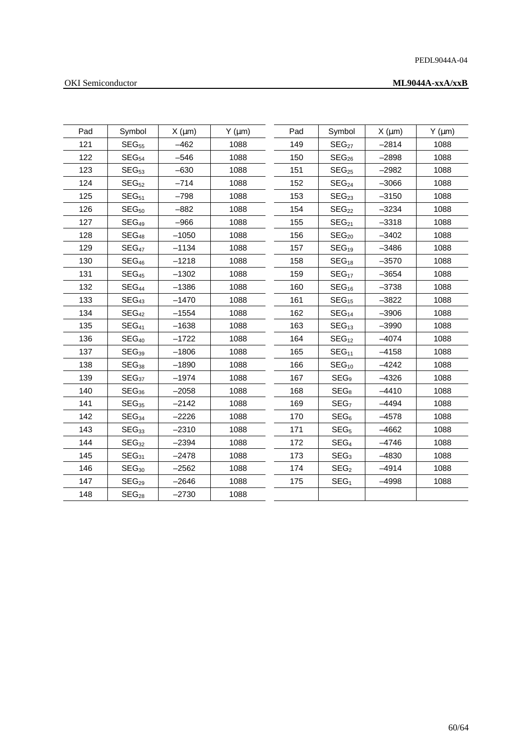| Pad | Symbol | X (µm) | Y (µm) | Pad | Symbol | X (µm) | Y (µm) |
|---|---|---|---|---|---|---|---|
| 121 | $SEG_{55}$ | –462 | 1088 | 149 | $SEG_{27}$ | –2814 | 1088 |
| 122 | $SEG_{54}$ | –546 | 1088 | 150 | $SEG_{26}$ | –2898 | 1088 |
| 123 | $SEG_{53}$ | –630 | 1088 | 151 | $SEG_{25}$ | –2982 | 1088 |
| 124 | $SEG_{52}$ | –714 | 1088 | 152 | $SEG_{24}$ | –3066 | 1088 |
| 125 | $SEG_{51}$ | –798 | 1088 | 153 | $SEG_{23}$ | –3150 | 1088 |
| 126 | $SEG_{50}$ | –882 | 1088 | 154 | $SEG_{22}$ | –3234 | 1088 |
| 127 | $SEG_{49}$ | –966 | 1088 | 155 | $SEG_{21}$ | –3318 | 1088 |
| 128 | $SEG_{48}$ | –1050 | 1088 | 156 | $SEG_{20}$ | –3402 | 1088 |
| 129 | $SEG_{47}$ | –1134 | 1088 | 157 | $SEG_{19}$ | –3486 | 1088 |
| 130 | $SEG_{46}$ | –1218 | 1088 | 158 | $SEG_{18}$ | –3570 | 1088 |
| 131 | $SEG_{45}$ | –1302 | 1088 | 159 | $SEG_{17}$ | –3654 | 1088 |
| 132 | $SEG_{44}$ | –1386 | 1088 | 160 | $SEG_{16}$ | –3738 | 1088 |
| 133 | $SEG_{43}$ | –1470 | 1088 | 161 | $SEG_{15}$ | –3822 | 1088 |
| 134 | $SEG_{42}$ | –1554 | 1088 | 162 | $SEG_{14}$ | –3906 | 1088 |
| 135 | $SEG_{41}$ | –1638 | 1088 | 163 | $SEG_{13}$ | –3990 | 1088 |
| 136 | $SEG_{40}$ | –1722 | 1088 | 164 | $SEG_{12}$ | –4074 | 1088 |
| 137 | $SEG_{39}$ | –1806 | 1088 | 165 | $SEG_{11}$ | –4158 | 1088 |
| 138 | $SEG_{38}$ | –1890 | 1088 | 166 | $SEG_{10}$ | –4242 | 1088 |
| 139 | $SEG_{37}$ | –1974 | 1088 | 167 | $SEG_{9}$ | –4326 | 1088 |
| 140 | $SEG_{36}$ | –2058 | 1088 | 168 | $SEG_{8}$ | –4410 | 1088 |
| 141 | $SEG_{35}$ | –2142 | 1088 | 169 | $SEG_{7}$ | –4494 | 1088 |
| 142 | $SEG_{34}$ | –2226 | 1088 | 170 | $SEG_{6}$ | –4578 | 1088 |
| 143 | $SEG_{33}$ | –2310 | 1088 | 171 | $SEG_{5}$ | –4662 | 1088 |
| 144 | $SEG_{32}$ | –2394 | 1088 | 172 | $SEG_{4}$ | –4746 | 1088 |
| 145 | $SEG_{31}$ | –2478 | 1088 | 173 | $SEG_{3}$ | –4830 | 1088 |
| 146 | $SEG_{30}$ | –2562 | 1088 | 174 | $SEG_{2}$ | –4914 | 1088 |
| 147 | $SEG_{29}$ | –2646 | 1088 | 175 | $SEG_{1}$ | –4998 | 1088 |
| 148 | $SEG_{28}$ | –2730 | 1088 | | | | |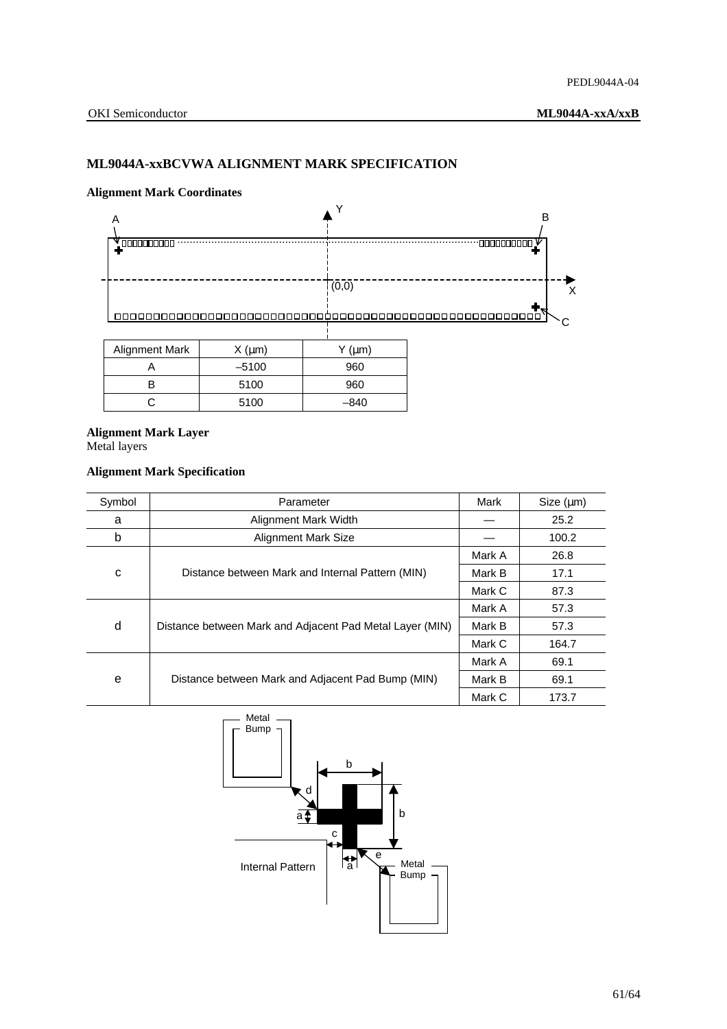## ML9044A-xxBCVWA ALIGNMENT MARK SPECIFICATION

### Alignment Mark Coordinates

| Alignment Mark | X (μm) | Y (μm) |
|---|---|---|
| A | –5100 | 960 |
| B | 5100 | 960 |
| C | 5100 | –840 |

### Alignment Mark Layer

Metal layers

### Alignment Mark Specification

| Symbol | Parameter | Mark | Size (μm) |
|---|---|---|---|
| a | Alignment Mark Width | — | 25.2 |
| b | Alignment Mark Size | — | 100.2 |
| c | Distance between Mark and Internal Pattern (MIN) | Mark A | 26.8 |
| | | Mark B | 17.1 |
| | | Mark C | 87.3 |
| d | Distance between Mark and Adjacent Pad Metal Layer (MIN) | Mark A | 57.3 |
| | | Mark B | 57.3 |
| | | Mark C | 164.7 |
| e | Distance between Mark and Adjacent Pad Bump (MIN) | Mark A | 69.1 |
| | | Mark B | 69.1 |
| | | Mark C | 173.7 |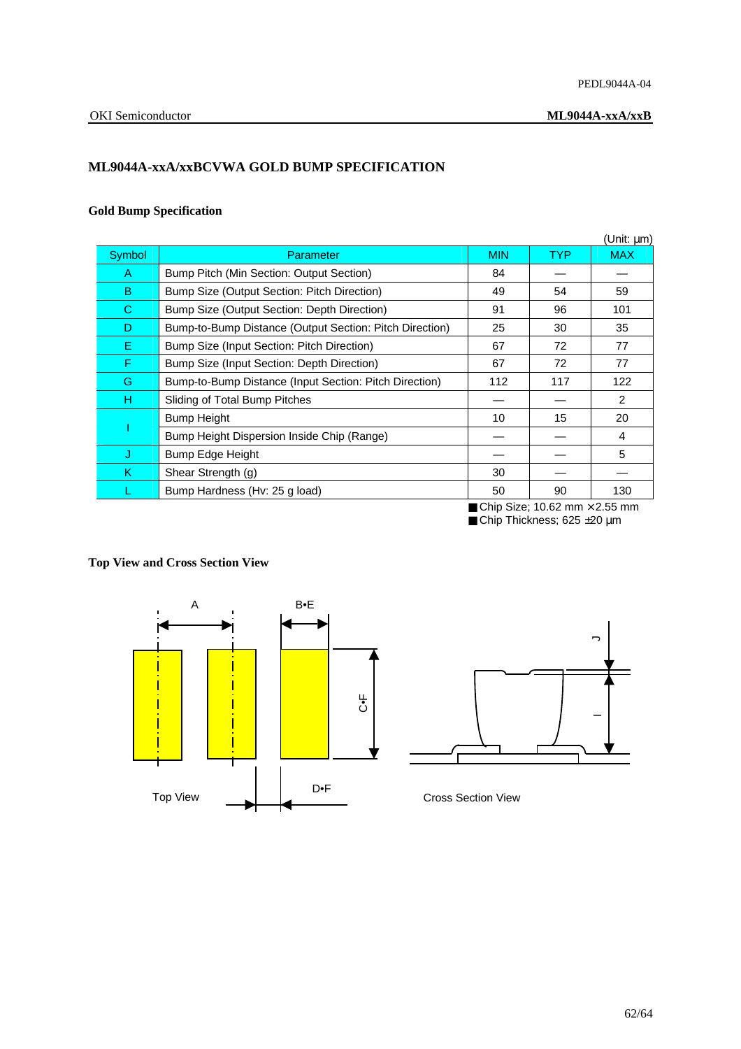## ML9044A-xxA/xxBCVWA GOLD BUMP SPECIFICATION

### Gold Bump Specification

(Unit: µm)

| Symbol | Parameter | MIN | TYP | MAX |
|---|---|---|---|---|
| A | Bump Pitch (Min Section: Output Section) | 84 | — | — |
| B | Bump Size (Output Section: Pitch Direction) | 49 | 54 | 59 |
| C | Bump Size (Output Section: Depth Direction) | 91 | 96 | 101 |
| D | Bump-to-Bump Distance (Output Section: Pitch Direction) | 25 | 30 | 35 |
| E | Bump Size (Input Section: Pitch Direction) | 67 | 72 | 77 |
| F | Bump Size (Input Section: Depth Direction) | 67 | 72 | 77 |
| G | Bump-to-Bump Distance (Input Section: Pitch Direction) | 112 | 117 | 122 |
| H | Sliding of Total Bump Pitches | — | — | 2 |
| I | Bump Height | 10 | 15 | 20 |
| | Bump Height Dispersion Inside Chip (Range) | — | — | 4 |
| J | Bump Edge Height | — | — | 5 |
| K | Shear Strength (g) | 30 | — | — |
| L | Bump Hardness (Hv: 25 g load) | 50 | 90 | 130 |

■ Chip Size; 10.62 mm × 2.55 mm
■ Chip Thickness; 625 ±20 µm

### Top View and Cross Section View

A  B•E  C•F  D•F  J  I

Top View

Cross Section View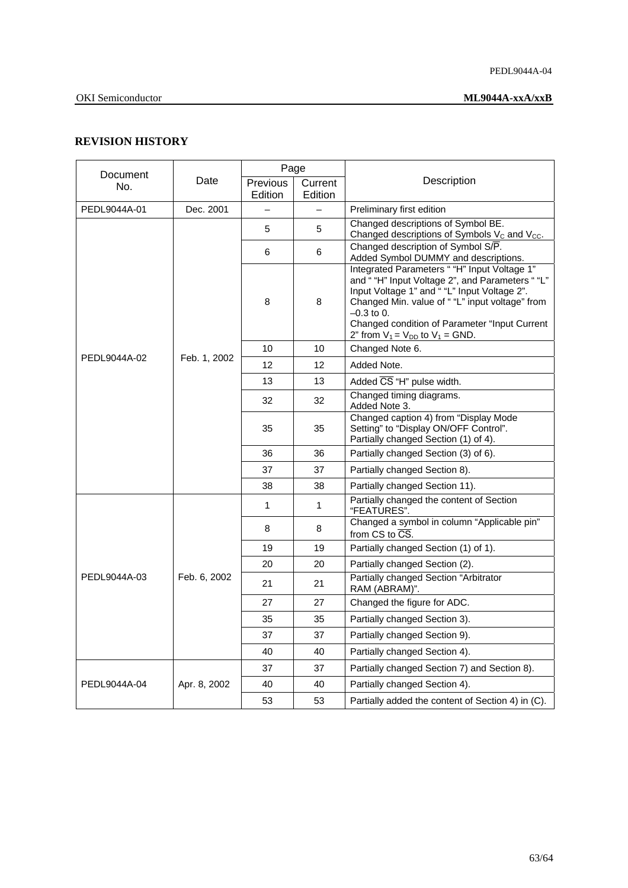## REVISION HISTORY

| Document No. | Date | Page | | Description |
|---|---|---|---|---|
| | | Previous Edition | Current Edition | |
| PEDL9044A-01 | Dec. 2001 | – | – | Preliminary first edition |
| PEDL9044A-02 | Feb. 1, 2002 | 5 | 5 | Changed descriptions of Symbol BE.<br>Changed descriptions of Symbols $V_C$ and $V_{CC}$. |
| | | 6 | 6 | Changed description of Symbol S/$\overline{P}$.<br>Added Symbol DUMMY and descriptions. |
| | | 8 | 8 | Integrated Parameters " "H" Input Voltage 1" and " "H" Input Voltage 2", and Parameters " "L" Input Voltage 1" and " "L" Input Voltage 2".<br>Changed Min. value of " "L" input voltage" from –0.3 to 0.<br>Changed condition of Parameter "Input Current 2" from $V_1 = V_{DD}$ to $V_1$ = GND. |
| | | 10 | 10 | Changed Note 6. |
| | | 12 | 12 | Added Note. |
| | | 13 | 13 | Added $\overline{CS}$ "H" pulse width. |
| | | 32 | 32 | Changed timing diagrams.<br>Added Note 3. |
| | | 35 | 35 | Changed caption 4) from "Display Mode Setting" to "Display ON/OFF Control".<br>Partially changed Section (1) of 4). |
| | | 36 | 36 | Partially changed Section (3) of 6). |
| | | 37 | 37 | Partially changed Section 8). |
| | | 38 | 38 | Partially changed Section 11). |
| PEDL9044A-03 | Feb. 6, 2002 | 1 | 1 | Partially changed the content of Section "FEATURES". |
| | | 8 | 8 | Changed a symbol in column "Applicable pin" from CS to $\overline{CS}$. |
| | | 19 | 19 | Partially changed Section (1) of 1). |
| | | 20 | 20 | Partially changed Section (2). |
| | | 21 | 21 | Partially changed Section "Arbitrator RAM (ABRAM)". |
| | | 27 | 27 | Changed the figure for ADC. |
| | | 35 | 35 | Partially changed Section 3). |
| | | 37 | 37 | Partially changed Section 9). |
| | | 40 | 40 | Partially changed Section 4). |
| PEDL9044A-04 | Apr. 8, 2002 | 37 | 37 | Partially changed Section 7) and Section 8). |
| | | 40 | 40 | Partially changed Section 4). |
| | | 53 | 53 | Partially added the content of Section 4) in (C). |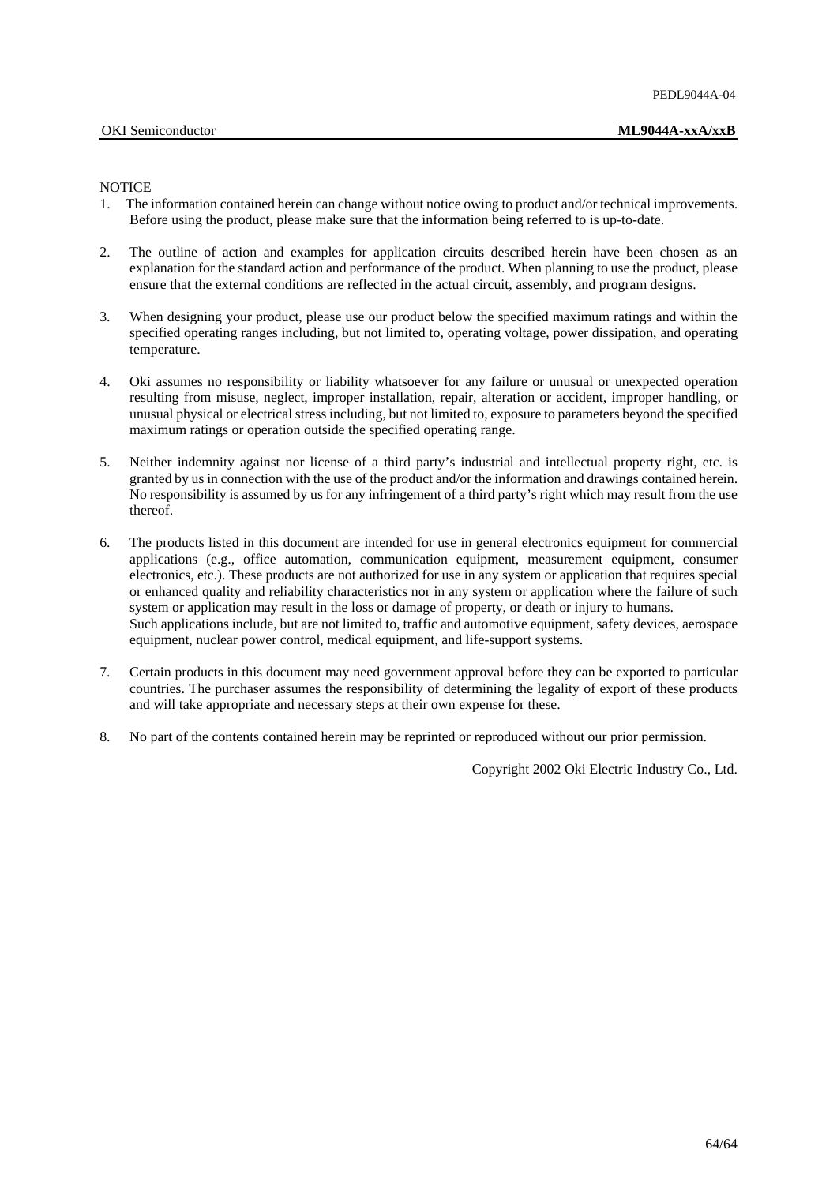NOTICE

1. The information contained herein can change without notice owing to product and/or technical improvements. Before using the product, please make sure that the information being referred to is up-to-date.

2. The outline of action and examples for application circuits described herein have been chosen as an explanation for the standard action and performance of the product. When planning to use the product, please ensure that the external conditions are reflected in the actual circuit, assembly, and program designs.

3. When designing your product, please use our product below the specified maximum ratings and within the specified operating ranges including, but not limited to, operating voltage, power dissipation, and operating temperature.

4. Oki assumes no responsibility or liability whatsoever for any failure or unusual or unexpected operation resulting from misuse, neglect, improper installation, repair, alteration or accident, improper handling, or unusual physical or electrical stress including, but not limited to, exposure to parameters beyond the specified maximum ratings or operation outside the specified operating range.

5. Neither indemnity against nor license of a third party's industrial and intellectual property right, etc. is granted by us in connection with the use of the product and/or the information and drawings contained herein. No responsibility is assumed by us for any infringement of a third party's right which may result from the use thereof.

6. The products listed in this document are intended for use in general electronics equipment for commercial applications (e.g., office automation, communication equipment, measurement equipment, consumer electronics, etc.). These products are not authorized for use in any system or application that requires special or enhanced quality and reliability characteristics nor in any system or application where the failure of such system or application may result in the loss or damage of property, or death or injury to humans.
   Such applications include, but are not limited to, traffic and automotive equipment, safety devices, aerospace equipment, nuclear power control, medical equipment, and life-support systems.

7. Certain products in this document may need government approval before they can be exported to particular countries. The purchaser assumes the responsibility of determining the legality of export of these products and will take appropriate and necessary steps at their own expense for these.

8. No part of the contents contained herein may be reprinted or reproduced without our prior permission.

Copyright 2002 Oki Electric Industry Co., Ltd.